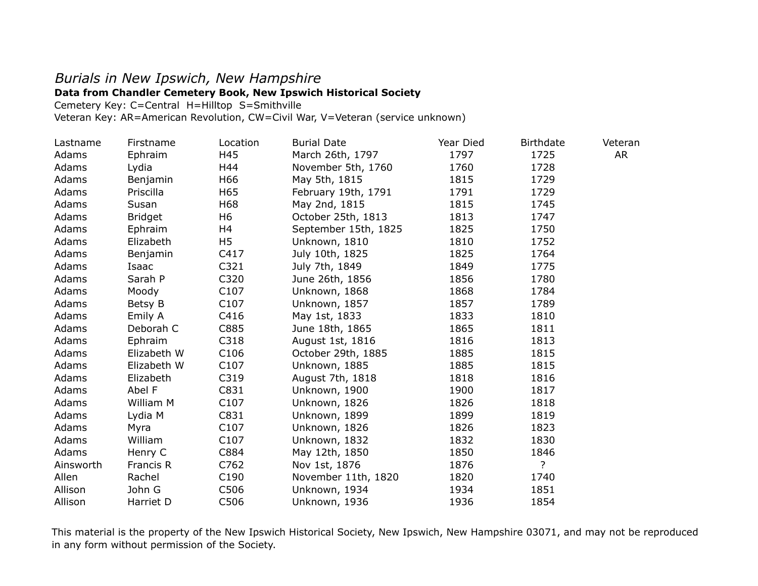*Burials in New Ipswich, New Hampshire*

**Data from Chandler Cemetery Book, New Ipswich Historical Society**

Cemetery Key: C=Central H=Hilltop S=Smithville

Veteran Key: AR=American Revolution, CW=Civil War, V=Veteran (service unknown)

| Lastname | Firstname | Location | Burial Date | Year Died | Birthdate | Veteran |
|---|---|---|---|---|---|---|
| Adams | Ephraim | H45 | March 26th, 1797 | 1797 | 1725 | AR |
| Adams | Lydia | H44 | November 5th, 1760 | 1760 | 1728 | |
| Adams | Benjamin | H66 | May 5th, 1815 | 1815 | 1729 | |
| Adams | Priscilla | H65 | February 19th, 1791 | 1791 | 1729 | |
| Adams | Susan | H68 | May 2nd, 1815 | 1815 | 1745 | |
| Adams | Bridget | H6 | October 25th, 1813 | 1813 | 1747 | |
| Adams | Ephraim | H4 | September 15th, 1825 | 1825 | 1750 | |
| Adams | Elizabeth | H5 | Unknown, 1810 | 1810 | 1752 | |
| Adams | Benjamin | C417 | July 10th, 1825 | 1825 | 1764 | |
| Adams | Isaac | C321 | July 7th, 1849 | 1849 | 1775 | |
| Adams | Sarah P | C320 | June 26th, 1856 | 1856 | 1780 | |
| Adams | Moody | C107 | Unknown, 1868 | 1868 | 1784 | |
| Adams | Betsy B | C107 | Unknown, 1857 | 1857 | 1789 | |
| Adams | Emily A | C416 | May 1st, 1833 | 1833 | 1810 | |
| Adams | Deborah C | C885 | June 18th, 1865 | 1865 | 1811 | |
| Adams | Ephraim | C318 | August 1st, 1816 | 1816 | 1813 | |
| Adams | Elizabeth W | C106 | October 29th, 1885 | 1885 | 1815 | |
| Adams | Elizabeth W | C107 | Unknown, 1885 | 1885 | 1815 | |
| Adams | Elizabeth | C319 | August 7th, 1818 | 1818 | 1816 | |
| Adams | Abel F | C831 | Unknown, 1900 | 1900 | 1817 | |
| Adams | William M | C107 | Unknown, 1826 | 1826 | 1818 | |
| Adams | Lydia M | C831 | Unknown, 1899 | 1899 | 1819 | |
| Adams | Myra | C107 | Unknown, 1826 | 1826 | 1823 | |
| Adams | William | C107 | Unknown, 1832 | 1832 | 1830 | |
| Adams | Henry C | C884 | May 12th, 1850 | 1850 | 1846 | |
| Ainsworth | Francis R | C762 | Nov 1st, 1876 | 1876 | ? | |
| Allen | Rachel | C190 | November 11th, 1820 | 1820 | 1740 | |
| Allison | John G | C506 | Unknown, 1934 | 1934 | 1851 | |
| Allison | Harriet D | C506 | Unknown, 1936 | 1936 | 1854 | |

This material is the property of the New Ipswich Historical Society, New Ipswich, New Hampshire 03071, and may not be reproduced in any form without permission of the Society.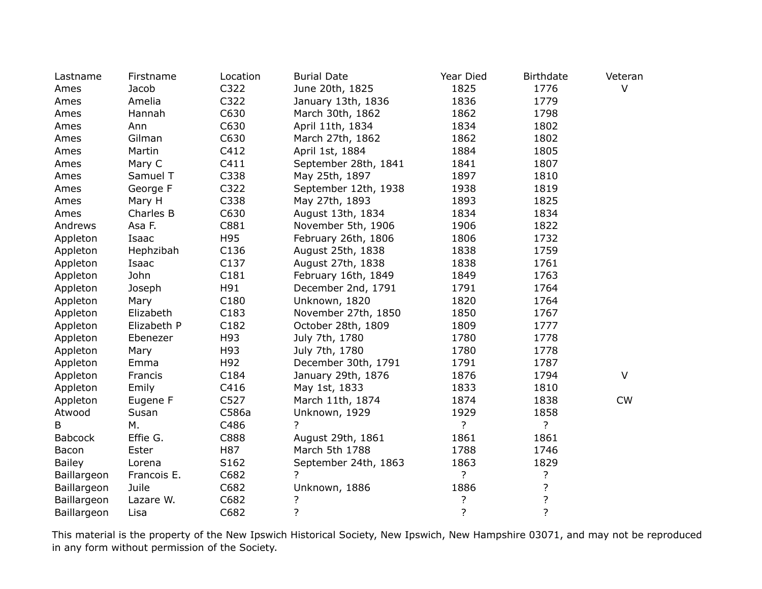| Lastname | Firstname | Location | Burial Date | Year Died | Birthdate | Veteran |
|---|---|---|---|---|---|---|
| Ames | Jacob | C322 | June 20th, 1825 | 1825 | 1776 | V |
| Ames | Amelia | C322 | January 13th, 1836 | 1836 | 1779 | |
| Ames | Hannah | C630 | March 30th, 1862 | 1862 | 1798 | |
| Ames | Ann | C630 | April 11th, 1834 | 1834 | 1802 | |
| Ames | Gilman | C630 | March 27th, 1862 | 1862 | 1802 | |
| Ames | Martin | C412 | April 1st, 1884 | 1884 | 1805 | |
| Ames | Mary C | C411 | September 28th, 1841 | 1841 | 1807 | |
| Ames | Samuel T | C338 | May 25th, 1897 | 1897 | 1810 | |
| Ames | George F | C322 | September 12th, 1938 | 1938 | 1819 | |
| Ames | Mary H | C338 | May 27th, 1893 | 1893 | 1825 | |
| Ames | Charles B | C630 | August 13th, 1834 | 1834 | 1834 | |
| Andrews | Asa F. | C881 | November 5th, 1906 | 1906 | 1822 | |
| Appleton | Isaac | H95 | February 26th, 1806 | 1806 | 1732 | |
| Appleton | Hephzibah | C136 | August 25th, 1838 | 1838 | 1759 | |
| Appleton | Isaac | C137 | August 27th, 1838 | 1838 | 1761 | |
| Appleton | John | C181 | February 16th, 1849 | 1849 | 1763 | |
| Appleton | Joseph | H91 | December 2nd, 1791 | 1791 | 1764 | |
| Appleton | Mary | C180 | Unknown, 1820 | 1820 | 1764 | |
| Appleton | Elizabeth | C183 | November 27th, 1850 | 1850 | 1767 | |
| Appleton | Elizabeth P | C182 | October 28th, 1809 | 1809 | 1777 | |
| Appleton | Ebenezer | H93 | July 7th, 1780 | 1780 | 1778 | |
| Appleton | Mary | H93 | July 7th, 1780 | 1780 | 1778 | |
| Appleton | Emma | H92 | December 30th, 1791 | 1791 | 1787 | |
| Appleton | Francis | C184 | January 29th, 1876 | 1876 | 1794 | V |
| Appleton | Emily | C416 | May 1st, 1833 | 1833 | 1810 | |
| Appleton | Eugene F | C527 | March 11th, 1874 | 1874 | 1838 | CW |
| Atwood | Susan | C586a | Unknown, 1929 | 1929 | 1858 | |
| B | M. | C486 | ? | ? | ? | |
| Babcock | Effie G. | C888 | August 29th, 1861 | 1861 | 1861 | |
| Bacon | Ester | H87 | March 5th 1788 | 1788 | 1746 | |
| Bailey | Lorena | S162 | September 24th, 1863 | 1863 | 1829 | |
| Baillargeon | Francois E. | C682 | ? | ? | ? | |
| Baillargeon | Juile | C682 | Unknown, 1886 | 1886 | ? | |
| Baillargeon | Lazare W. | C682 | ? | ? | ? | |
| Baillargeon | Lisa | C682 | ? | ? | ? | |

This material is the property of the New Ipswich Historical Society, New Ipswich, New Hampshire 03071, and may not be reproduced in any form without permission of the Society.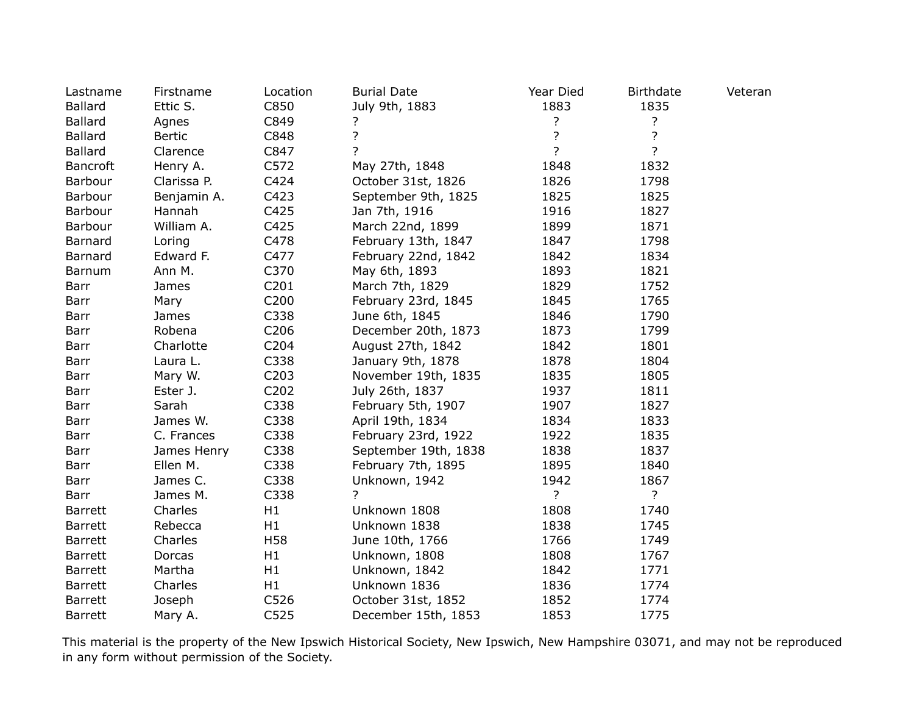| Lastname | Firstname | Location | Burial Date | Year Died | Birthdate | Veteran |
|---|---|---|---|---|---|---|
| Ballard | Ettic S. | C850 | July 9th, 1883 | 1883 | 1835 | |
| Ballard | Agnes | C849 | ? | ? | ? | |
| Ballard | Bertic | C848 | ? | ? | ? | |
| Ballard | Clarence | C847 | ? | ? | ? | |
| Bancroft | Henry A. | C572 | May 27th, 1848 | 1848 | 1832 | |
| Barbour | Clarissa P. | C424 | October 31st, 1826 | 1826 | 1798 | |
| Barbour | Benjamin A. | C423 | September 9th, 1825 | 1825 | 1825 | |
| Barbour | Hannah | C425 | Jan 7th, 1916 | 1916 | 1827 | |
| Barbour | William A. | C425 | March 22nd, 1899 | 1899 | 1871 | |
| Barnard | Loring | C478 | February 13th, 1847 | 1847 | 1798 | |
| Barnard | Edward F. | C477 | February 22nd, 1842 | 1842 | 1834 | |
| Barnum | Ann M. | C370 | May 6th, 1893 | 1893 | 1821 | |
| Barr | James | C201 | March 7th, 1829 | 1829 | 1752 | |
| Barr | Mary | C200 | February 23rd, 1845 | 1845 | 1765 | |
| Barr | James | C338 | June 6th, 1845 | 1846 | 1790 | |
| Barr | Robena | C206 | December 20th, 1873 | 1873 | 1799 | |
| Barr | Charlotte | C204 | August 27th, 1842 | 1842 | 1801 | |
| Barr | Laura L. | C338 | January 9th, 1878 | 1878 | 1804 | |
| Barr | Mary W. | C203 | November 19th, 1835 | 1835 | 1805 | |
| Barr | Ester J. | C202 | July 26th, 1837 | 1937 | 1811 | |
| Barr | Sarah | C338 | February 5th, 1907 | 1907 | 1827 | |
| Barr | James W. | C338 | April 19th, 1834 | 1834 | 1833 | |
| Barr | C. Frances | C338 | February 23rd, 1922 | 1922 | 1835 | |
| Barr | James Henry | C338 | September 19th, 1838 | 1838 | 1837 | |
| Barr | Ellen M. | C338 | February 7th, 1895 | 1895 | 1840 | |
| Barr | James C. | C338 | Unknown, 1942 | 1942 | 1867 | |
| Barr | James M. | C338 | ? | ? | ? | |
| Barrett | Charles | H1 | Unknown 1808 | 1808 | 1740 | |
| Barrett | Rebecca | H1 | Unknown 1838 | 1838 | 1745 | |
| Barrett | Charles | H58 | June 10th, 1766 | 1766 | 1749 | |
| Barrett | Dorcas | H1 | Unknown, 1808 | 1808 | 1767 | |
| Barrett | Martha | H1 | Unknown, 1842 | 1842 | 1771 | |
| Barrett | Charles | H1 | Unknown 1836 | 1836 | 1774 | |
| Barrett | Joseph | C526 | October 31st, 1852 | 1852 | 1774 | |
| Barrett | Mary A. | C525 | December 15th, 1853 | 1853 | 1775 | |

This material is the property of the New Ipswich Historical Society, New Ipswich, New Hampshire 03071, and may not be reproduced in any form without permission of the Society.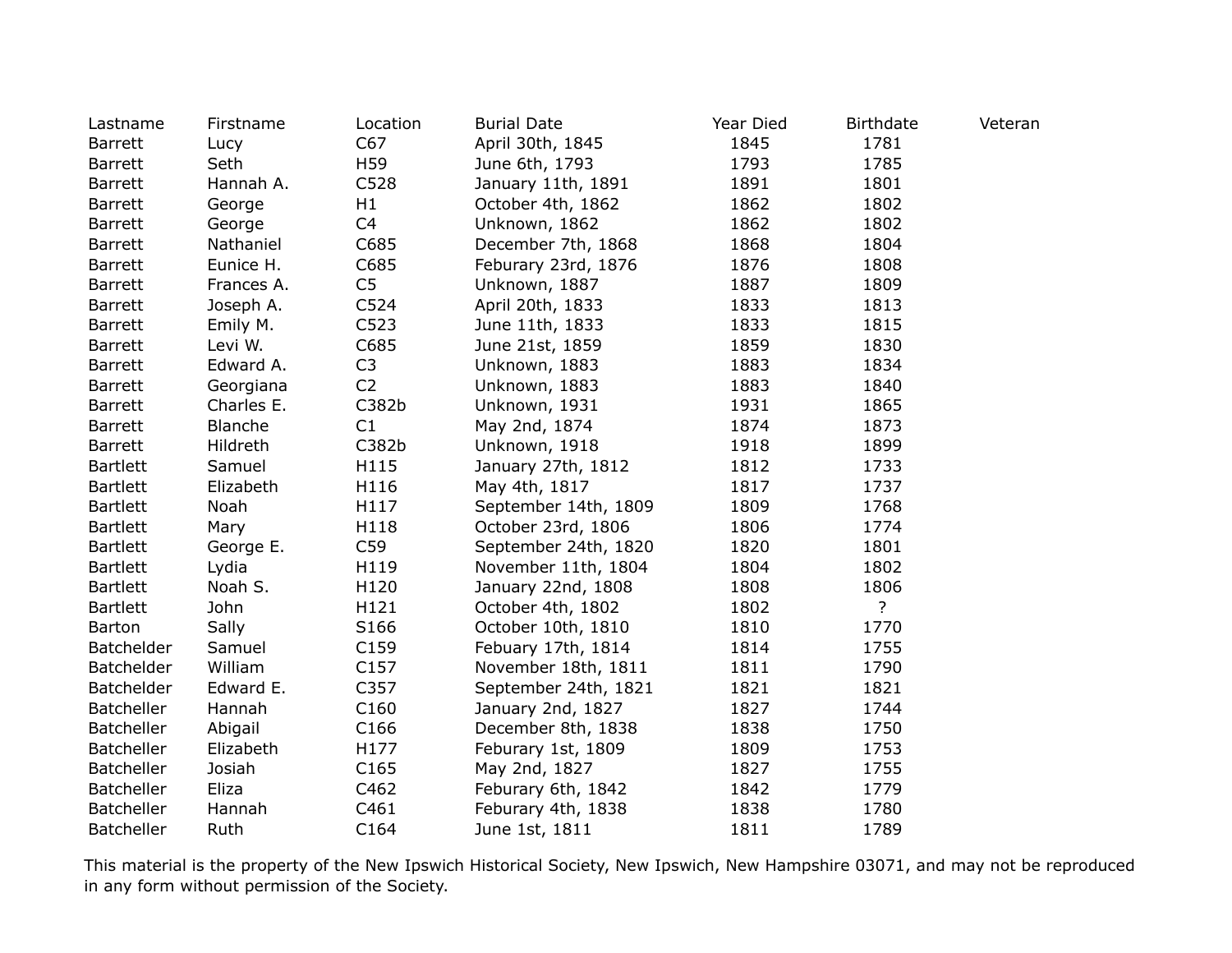| Lastname | Firstname | Location | Burial Date | Year Died | Birthdate | Veteran |
|---|---|---|---|---|---|---|
| Barrett | Lucy | C67 | April 30th, 1845 | 1845 | 1781 | |
| Barrett | Seth | H59 | June 6th, 1793 | 1793 | 1785 | |
| Barrett | Hannah A. | C528 | January 11th, 1891 | 1891 | 1801 | |
| Barrett | George | H1 | October 4th, 1862 | 1862 | 1802 | |
| Barrett | George | C4 | Unknown, 1862 | 1862 | 1802 | |
| Barrett | Nathaniel | C685 | December 7th, 1868 | 1868 | 1804 | |
| Barrett | Eunice H. | C685 | Feburary 23rd, 1876 | 1876 | 1808 | |
| Barrett | Frances A. | C5 | Unknown, 1887 | 1887 | 1809 | |
| Barrett | Joseph A. | C524 | April 20th, 1833 | 1833 | 1813 | |
| Barrett | Emily M. | C523 | June 11th, 1833 | 1833 | 1815 | |
| Barrett | Levi W. | C685 | June 21st, 1859 | 1859 | 1830 | |
| Barrett | Edward A. | C3 | Unknown, 1883 | 1883 | 1834 | |
| Barrett | Georgiana | C2 | Unknown, 1883 | 1883 | 1840 | |
| Barrett | Charles E. | C382b | Unknown, 1931 | 1931 | 1865 | |
| Barrett | Blanche | C1 | May 2nd, 1874 | 1874 | 1873 | |
| Barrett | Hildreth | C382b | Unknown, 1918 | 1918 | 1899 | |
| Bartlett | Samuel | H115 | January 27th, 1812 | 1812 | 1733 | |
| Bartlett | Elizabeth | H116 | May 4th, 1817 | 1817 | 1737 | |
| Bartlett | Noah | H117 | September 14th, 1809 | 1809 | 1768 | |
| Bartlett | Mary | H118 | October 23rd, 1806 | 1806 | 1774 | |
| Bartlett | George E. | C59 | September 24th, 1820 | 1820 | 1801 | |
| Bartlett | Lydia | H119 | November 11th, 1804 | 1804 | 1802 | |
| Bartlett | Noah S. | H120 | January 22nd, 1808 | 1808 | 1806 | |
| Bartlett | John | H121 | October 4th, 1802 | 1802 | ? | |
| Barton | Sally | S166 | October 10th, 1810 | 1810 | 1770 | |
| Batchelder | Samuel | C159 | Febuary 17th, 1814 | 1814 | 1755 | |
| Batchelder | William | C157 | November 18th, 1811 | 1811 | 1790 | |
| Batchelder | Edward E. | C357 | September 24th, 1821 | 1821 | 1821 | |
| Batcheller | Hannah | C160 | January 2nd, 1827 | 1827 | 1744 | |
| Batcheller | Abigail | C166 | December 8th, 1838 | 1838 | 1750 | |
| Batcheller | Elizabeth | H177 | Feburary 1st, 1809 | 1809 | 1753 | |
| Batcheller | Josiah | C165 | May 2nd, 1827 | 1827 | 1755 | |
| Batcheller | Eliza | C462 | Feburary 6th, 1842 | 1842 | 1779 | |
| Batcheller | Hannah | C461 | Feburary 4th, 1838 | 1838 | 1780 | |
| Batcheller | Ruth | C164 | June 1st, 1811 | 1811 | 1789 | |

This material is the property of the New Ipswich Historical Society, New Ipswich, New Hampshire 03071, and may not be reproduced in any form without permission of the Society.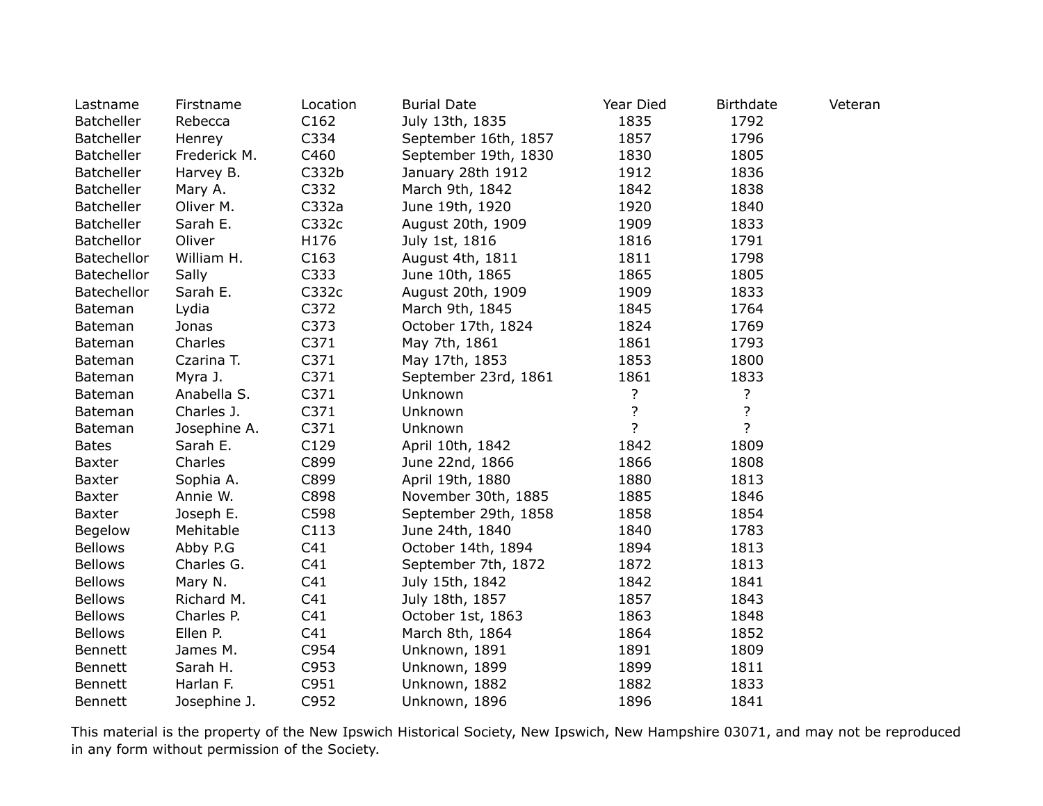| Lastname | Firstname | Location | Burial Date | Year Died | Birthdate | Veteran |
|---|---|---|---|---|---|---|
| Batcheller | Rebecca | C162 | July 13th, 1835 | 1835 | 1792 | |
| Batcheller | Henrey | C334 | September 16th, 1857 | 1857 | 1796 | |
| Batcheller | Frederick M. | C460 | September 19th, 1830 | 1830 | 1805 | |
| Batcheller | Harvey B. | C332b | January 28th 1912 | 1912 | 1836 | |
| Batcheller | Mary A. | C332 | March 9th, 1842 | 1842 | 1838 | |
| Batcheller | Oliver M. | C332a | June 19th, 1920 | 1920 | 1840 | |
| Batcheller | Sarah E. | C332c | August 20th, 1909 | 1909 | 1833 | |
| Batchellor | Oliver | H176 | July 1st, 1816 | 1816 | 1791 | |
| Batechellor | William H. | C163 | August 4th, 1811 | 1811 | 1798 | |
| Batechellor | Sally | C333 | June 10th, 1865 | 1865 | 1805 | |
| Batechellor | Sarah E. | C332c | August 20th, 1909 | 1909 | 1833 | |
| Bateman | Lydia | C372 | March 9th, 1845 | 1845 | 1764 | |
| Bateman | Jonas | C373 | October 17th, 1824 | 1824 | 1769 | |
| Bateman | Charles | C371 | May 7th, 1861 | 1861 | 1793 | |
| Bateman | Czarina T. | C371 | May 17th, 1853 | 1853 | 1800 | |
| Bateman | Myra J. | C371 | September 23rd, 1861 | 1861 | 1833 | |
| Bateman | Anabella S. | C371 | Unknown | ? | ? | |
| Bateman | Charles J. | C371 | Unknown | ? | ? | |
| Bateman | Josephine A. | C371 | Unknown | ? | ? | |
| Bates | Sarah E. | C129 | April 10th, 1842 | 1842 | 1809 | |
| Baxter | Charles | C899 | June 22nd, 1866 | 1866 | 1808 | |
| Baxter | Sophia A. | C899 | April 19th, 1880 | 1880 | 1813 | |
| Baxter | Annie W. | C898 | November 30th, 1885 | 1885 | 1846 | |
| Baxter | Joseph E. | C598 | September 29th, 1858 | 1858 | 1854 | |
| Begelow | Mehitable | C113 | June 24th, 1840 | 1840 | 1783 | |
| Bellows | Abby P.G | C41 | October 14th, 1894 | 1894 | 1813 | |
| Bellows | Charles G. | C41 | September 7th, 1872 | 1872 | 1813 | |
| Bellows | Mary N. | C41 | July 15th, 1842 | 1842 | 1841 | |
| Bellows | Richard M. | C41 | July 18th, 1857 | 1857 | 1843 | |
| Bellows | Charles P. | C41 | October 1st, 1863 | 1863 | 1848 | |
| Bellows | Ellen P. | C41 | March 8th, 1864 | 1864 | 1852 | |
| Bennett | James M. | C954 | Unknown, 1891 | 1891 | 1809 | |
| Bennett | Sarah H. | C953 | Unknown, 1899 | 1899 | 1811 | |
| Bennett | Harlan F. | C951 | Unknown, 1882 | 1882 | 1833 | |
| Bennett | Josephine J. | C952 | Unknown, 1896 | 1896 | 1841 | |

This material is the property of the New Ipswich Historical Society, New Ipswich, New Hampshire 03071, and may not be reproduced in any form without permission of the Society.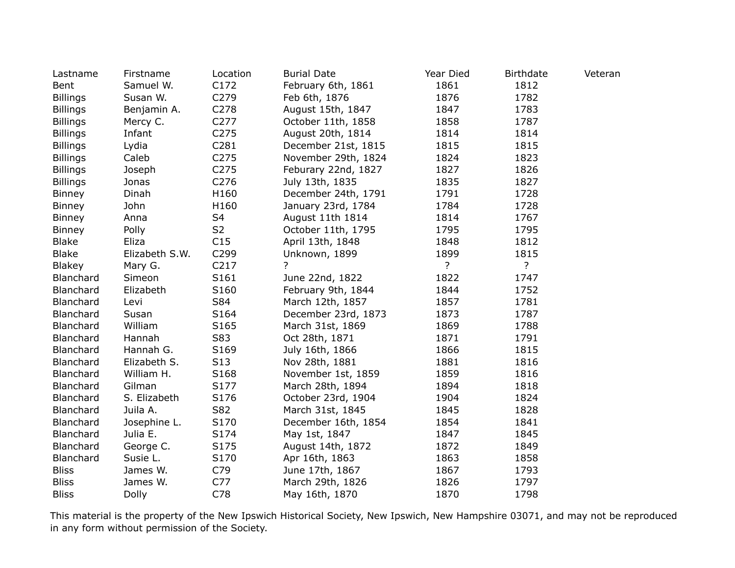| Lastname | Firstname | Location | Burial Date | Year Died | Birthdate | Veteran |
|---|---|---|---|---|---|---|
| Bent | Samuel W. | C172 | February 6th, 1861 | 1861 | 1812 | |
| Billings | Susan W. | C279 | Feb 6th, 1876 | 1876 | 1782 | |
| Billings | Benjamin A. | C278 | August 15th, 1847 | 1847 | 1783 | |
| Billings | Mercy C. | C277 | October 11th, 1858 | 1858 | 1787 | |
| Billings | Infant | C275 | August 20th, 1814 | 1814 | 1814 | |
| Billings | Lydia | C281 | December 21st, 1815 | 1815 | 1815 | |
| Billings | Caleb | C275 | November 29th, 1824 | 1824 | 1823 | |
| Billings | Joseph | C275 | Feburary 22nd, 1827 | 1827 | 1826 | |
| Billings | Jonas | C276 | July 13th, 1835 | 1835 | 1827 | |
| Binney | Dinah | H160 | December 24th, 1791 | 1791 | 1728 | |
| Binney | John | H160 | January 23rd, 1784 | 1784 | 1728 | |
| Binney | Anna | S4 | August 11th 1814 | 1814 | 1767 | |
| Binney | Polly | S2 | October 11th, 1795 | 1795 | 1795 | |
| Blake | Eliza | C15 | April 13th, 1848 | 1848 | 1812 | |
| Blake | Elizabeth S.W. | C299 | Unknown, 1899 | 1899 | 1815 | |
| Blakey | Mary G. | C217 | ? | ? | ? | |
| Blanchard | Simeon | S161 | June 22nd, 1822 | 1822 | 1747 | |
| Blanchard | Elizabeth | S160 | February 9th, 1844 | 1844 | 1752 | |
| Blanchard | Levi | S84 | March 12th, 1857 | 1857 | 1781 | |
| Blanchard | Susan | S164 | December 23rd, 1873 | 1873 | 1787 | |
| Blanchard | William | S165 | March 31st, 1869 | 1869 | 1788 | |
| Blanchard | Hannah | S83 | Oct 28th, 1871 | 1871 | 1791 | |
| Blanchard | Hannah G. | S169 | July 16th, 1866 | 1866 | 1815 | |
| Blanchard | Elizabeth S. | S13 | Nov 28th, 1881 | 1881 | 1816 | |
| Blanchard | William H. | S168 | November 1st, 1859 | 1859 | 1816 | |
| Blanchard | Gilman | S177 | March 28th, 1894 | 1894 | 1818 | |
| Blanchard | S. Elizabeth | S176 | October 23rd, 1904 | 1904 | 1824 | |
| Blanchard | Juila A. | S82 | March 31st, 1845 | 1845 | 1828 | |
| Blanchard | Josephine L. | S170 | December 16th, 1854 | 1854 | 1841 | |
| Blanchard | Julia E. | S174 | May 1st, 1847 | 1847 | 1845 | |
| Blanchard | George C. | S175 | August 14th, 1872 | 1872 | 1849 | |
| Blanchard | Susie L. | S170 | Apr 16th, 1863 | 1863 | 1858 | |
| Bliss | James W. | C79 | June 17th, 1867 | 1867 | 1793 | |
| Bliss | James W. | C77 | March 29th, 1826 | 1826 | 1797 | |
| Bliss | Dolly | C78 | May 16th, 1870 | 1870 | 1798 | |

This material is the property of the New Ipswich Historical Society, New Ipswich, New Hampshire 03071, and may not be reproduced in any form without permission of the Society.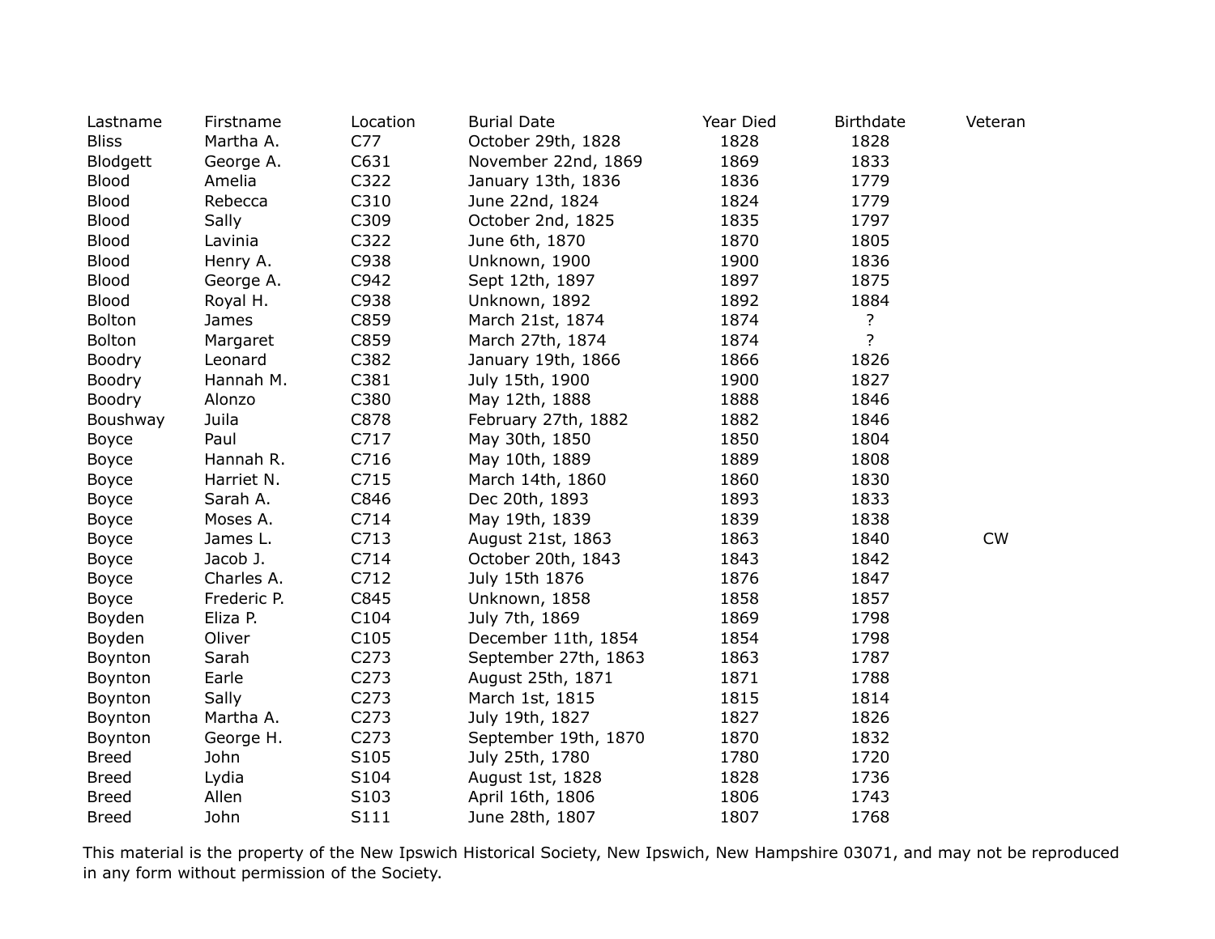| Lastname | Firstname | Location | Burial Date | Year Died | Birthdate | Veteran |
|---|---|---|---|---|---|---|
| Bliss | Martha A. | C77 | October 29th, 1828 | 1828 | 1828 | |
| Blodgett | George A. | C631 | November 22nd, 1869 | 1869 | 1833 | |
| Blood | Amelia | C322 | January 13th, 1836 | 1836 | 1779 | |
| Blood | Rebecca | C310 | June 22nd, 1824 | 1824 | 1779 | |
| Blood | Sally | C309 | October 2nd, 1825 | 1835 | 1797 | |
| Blood | Lavinia | C322 | June 6th, 1870 | 1870 | 1805 | |
| Blood | Henry A. | C938 | Unknown, 1900 | 1900 | 1836 | |
| Blood | George A. | C942 | Sept 12th, 1897 | 1897 | 1875 | |
| Blood | Royal H. | C938 | Unknown, 1892 | 1892 | 1884 | |
| Bolton | James | C859 | March 21st, 1874 | 1874 | ? | |
| Bolton | Margaret | C859 | March 27th, 1874 | 1874 | ? | |
| Boodry | Leonard | C382 | January 19th, 1866 | 1866 | 1826 | |
| Boodry | Hannah M. | C381 | July 15th, 1900 | 1900 | 1827 | |
| Boodry | Alonzo | C380 | May 12th, 1888 | 1888 | 1846 | |
| Boushway | Juila | C878 | February 27th, 1882 | 1882 | 1846 | |
| Boyce | Paul | C717 | May 30th, 1850 | 1850 | 1804 | |
| Boyce | Hannah R. | C716 | May 10th, 1889 | 1889 | 1808 | |
| Boyce | Harriet N. | C715 | March 14th, 1860 | 1860 | 1830 | |
| Boyce | Sarah A. | C846 | Dec 20th, 1893 | 1893 | 1833 | |
| Boyce | Moses A. | C714 | May 19th, 1839 | 1839 | 1838 | |
| Boyce | James L. | C713 | August 21st, 1863 | 1863 | 1840 | CW |
| Boyce | Jacob J. | C714 | October 20th, 1843 | 1843 | 1842 | |
| Boyce | Charles A. | C712 | July 15th 1876 | 1876 | 1847 | |
| Boyce | Frederic P. | C845 | Unknown, 1858 | 1858 | 1857 | |
| Boyden | Eliza P. | C104 | July 7th, 1869 | 1869 | 1798 | |
| Boyden | Oliver | C105 | December 11th, 1854 | 1854 | 1798 | |
| Boynton | Sarah | C273 | September 27th, 1863 | 1863 | 1787 | |
| Boynton | Earle | C273 | August 25th, 1871 | 1871 | 1788 | |
| Boynton | Sally | C273 | March 1st, 1815 | 1815 | 1814 | |
| Boynton | Martha A. | C273 | July 19th, 1827 | 1827 | 1826 | |
| Boynton | George H. | C273 | September 19th, 1870 | 1870 | 1832 | |
| Breed | John | S105 | July 25th, 1780 | 1780 | 1720 | |
| Breed | Lydia | S104 | August 1st, 1828 | 1828 | 1736 | |
| Breed | Allen | S103 | April 16th, 1806 | 1806 | 1743 | |
| Breed | John | S111 | June 28th, 1807 | 1807 | 1768 | |

This material is the property of the New Ipswich Historical Society, New Ipswich, New Hampshire 03071, and may not be reproduced in any form without permission of the Society.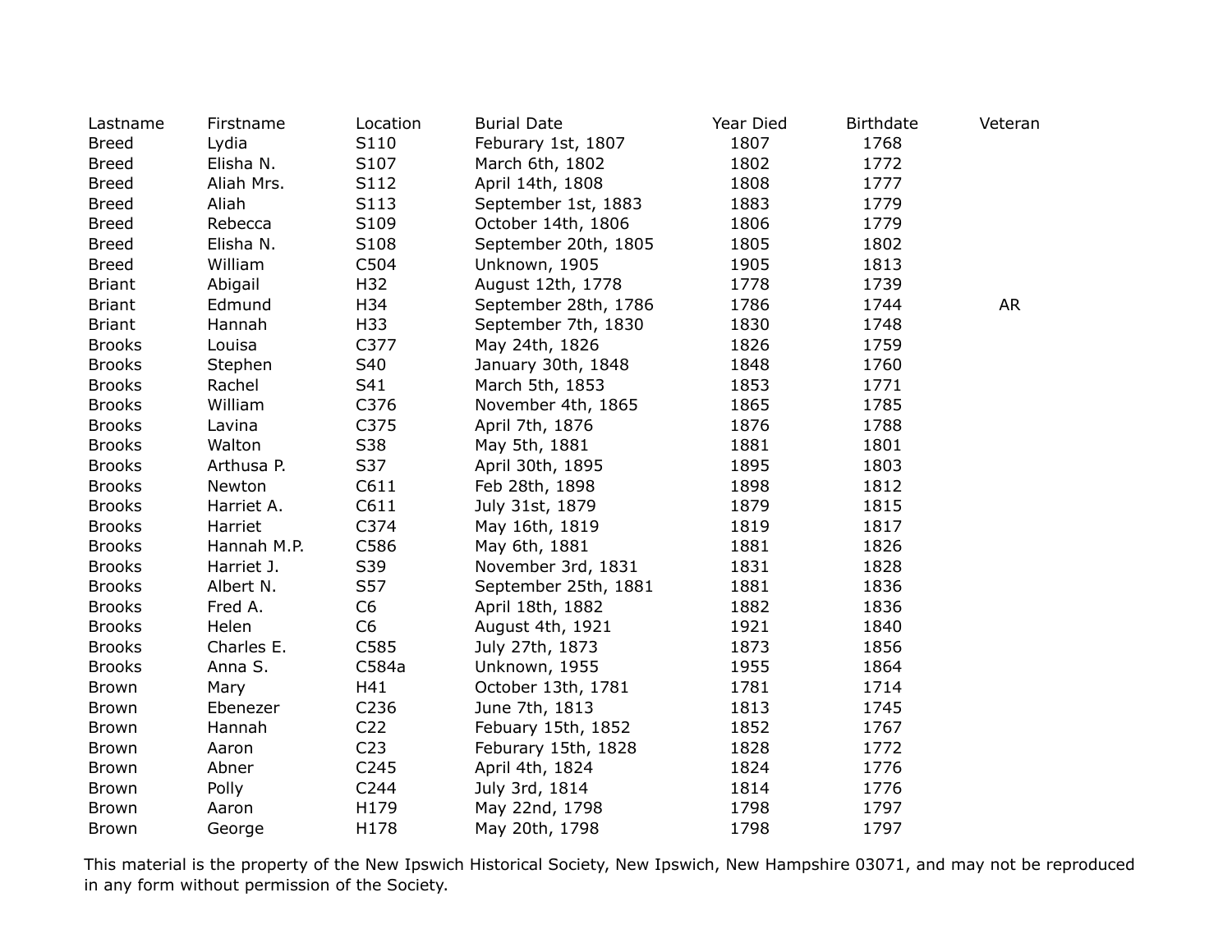| Lastname | Firstname | Location | Burial Date | Year Died | Birthdate | Veteran |
| --- | --- | --- | --- | --- | --- | --- |
| Breed | Lydia | S110 | Feburary 1st, 1807 | 1807 | 1768 | |
| Breed | Elisha N. | S107 | March 6th, 1802 | 1802 | 1772 | |
| Breed | Aliah Mrs. | S112 | April 14th, 1808 | 1808 | 1777 | |
| Breed | Aliah | S113 | September 1st, 1883 | 1883 | 1779 | |
| Breed | Rebecca | S109 | October 14th, 1806 | 1806 | 1779 | |
| Breed | Elisha N. | S108 | September 20th, 1805 | 1805 | 1802 | |
| Breed | William | C504 | Unknown, 1905 | 1905 | 1813 | |
| Briant | Abigail | H32 | August 12th, 1778 | 1778 | 1739 | |
| Briant | Edmund | H34 | September 28th, 1786 | 1786 | 1744 | AR |
| Briant | Hannah | H33 | September 7th, 1830 | 1830 | 1748 | |
| Brooks | Louisa | C377 | May 24th, 1826 | 1826 | 1759 | |
| Brooks | Stephen | S40 | January 30th, 1848 | 1848 | 1760 | |
| Brooks | Rachel | S41 | March 5th, 1853 | 1853 | 1771 | |
| Brooks | William | C376 | November 4th, 1865 | 1865 | 1785 | |
| Brooks | Lavina | C375 | April 7th, 1876 | 1876 | 1788 | |
| Brooks | Walton | S38 | May 5th, 1881 | 1881 | 1801 | |
| Brooks | Arthusa P. | S37 | April 30th, 1895 | 1895 | 1803 | |
| Brooks | Newton | C611 | Feb 28th, 1898 | 1898 | 1812 | |
| Brooks | Harriet A. | C611 | July 31st, 1879 | 1879 | 1815 | |
| Brooks | Harriet | C374 | May 16th, 1819 | 1819 | 1817 | |
| Brooks | Hannah M.P. | C586 | May 6th, 1881 | 1881 | 1826 | |
| Brooks | Harriet J. | S39 | November 3rd, 1831 | 1831 | 1828 | |
| Brooks | Albert N. | S57 | September 25th, 1881 | 1881 | 1836 | |
| Brooks | Fred A. | C6 | April 18th, 1882 | 1882 | 1836 | |
| Brooks | Helen | C6 | August 4th, 1921 | 1921 | 1840 | |
| Brooks | Charles E. | C585 | July 27th, 1873 | 1873 | 1856 | |
| Brooks | Anna S. | C584a | Unknown, 1955 | 1955 | 1864 | |
| Brown | Mary | H41 | October 13th, 1781 | 1781 | 1714 | |
| Brown | Ebenezer | C236 | June 7th, 1813 | 1813 | 1745 | |
| Brown | Hannah | C22 | Febuary 15th, 1852 | 1852 | 1767 | |
| Brown | Aaron | C23 | Feburary 15th, 1828 | 1828 | 1772 | |
| Brown | Abner | C245 | April 4th, 1824 | 1824 | 1776 | |
| Brown | Polly | C244 | July 3rd, 1814 | 1814 | 1776 | |
| Brown | Aaron | H179 | May 22nd, 1798 | 1798 | 1797 | |
| Brown | George | H178 | May 20th, 1798 | 1798 | 1797 | |

This material is the property of the New Ipswich Historical Society, New Ipswich, New Hampshire 03071, and may not be reproduced in any form without permission of the Society.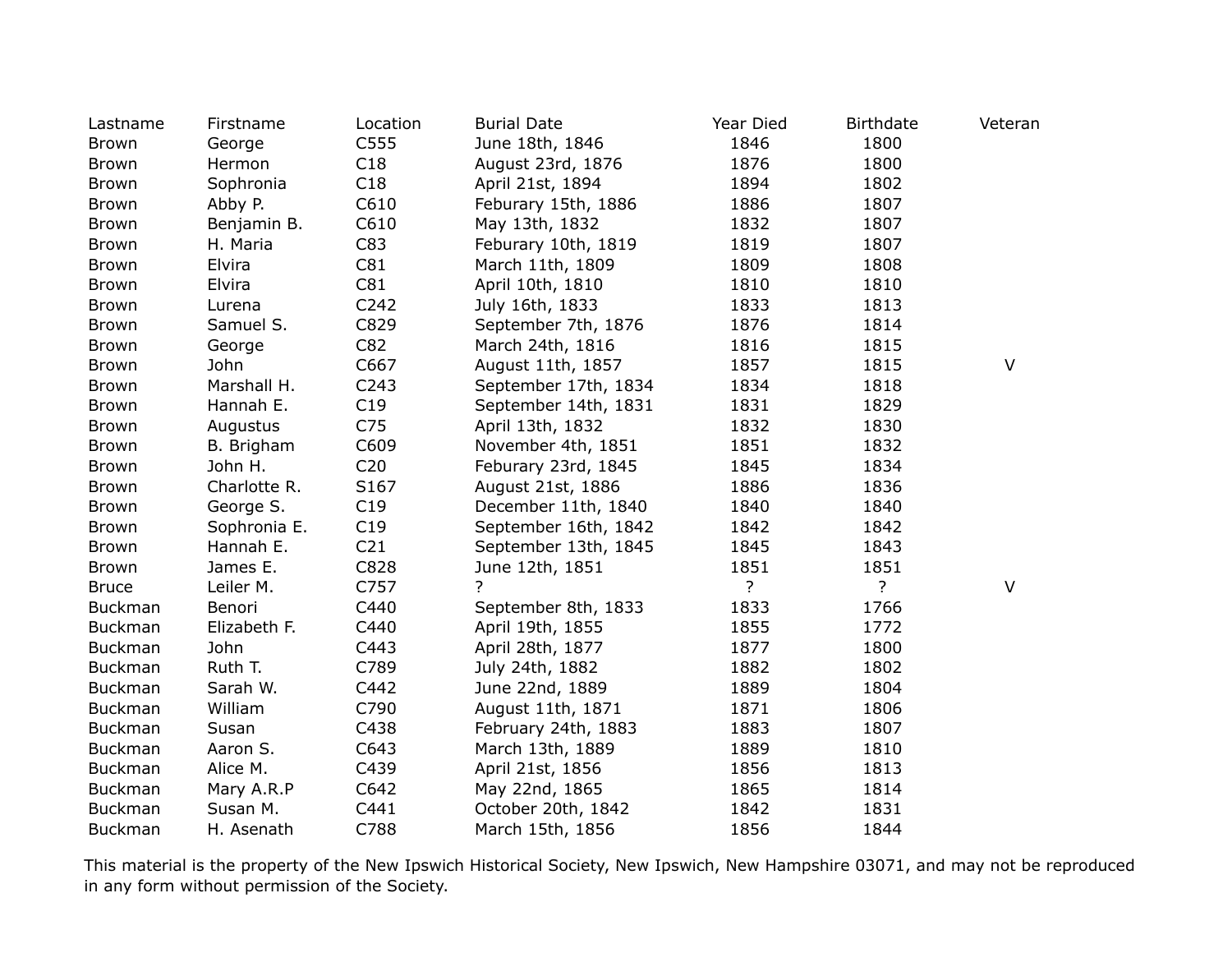| Lastname | Firstname | Location | Burial Date | Year Died | Birthdate | Veteran |
|---|---|---|---|---|---|---|
| Brown | George | C555 | June 18th, 1846 | 1846 | 1800 | |
| Brown | Hermon | C18 | August 23rd, 1876 | 1876 | 1800 | |
| Brown | Sophronia | C18 | April 21st, 1894 | 1894 | 1802 | |
| Brown | Abby P. | C610 | Feburary 15th, 1886 | 1886 | 1807 | |
| Brown | Benjamin B. | C610 | May 13th, 1832 | 1832 | 1807 | |
| Brown | H. Maria | C83 | Feburary 10th, 1819 | 1819 | 1807 | |
| Brown | Elvira | C81 | March 11th, 1809 | 1809 | 1808 | |
| Brown | Elvira | C81 | April 10th, 1810 | 1810 | 1810 | |
| Brown | Lurena | C242 | July 16th, 1833 | 1833 | 1813 | |
| Brown | Samuel S. | C829 | September 7th, 1876 | 1876 | 1814 | |
| Brown | George | C82 | March 24th, 1816 | 1816 | 1815 | |
| Brown | John | C667 | August 11th, 1857 | 1857 | 1815 | V |
| Brown | Marshall H. | C243 | September 17th, 1834 | 1834 | 1818 | |
| Brown | Hannah E. | C19 | September 14th, 1831 | 1831 | 1829 | |
| Brown | Augustus | C75 | April 13th, 1832 | 1832 | 1830 | |
| Brown | B. Brigham | C609 | November 4th, 1851 | 1851 | 1832 | |
| Brown | John H. | C20 | Feburary 23rd, 1845 | 1845 | 1834 | |
| Brown | Charlotte R. | S167 | August 21st, 1886 | 1886 | 1836 | |
| Brown | George S. | C19 | December 11th, 1840 | 1840 | 1840 | |
| Brown | Sophronia E. | C19 | September 16th, 1842 | 1842 | 1842 | |
| Brown | Hannah E. | C21 | September 13th, 1845 | 1845 | 1843 | |
| Brown | James E. | C828 | June 12th, 1851 | 1851 | 1851 | |
| Bruce | Leiler M. | C757 | ? | ? | ? | V |
| Buckman | Benori | C440 | September 8th, 1833 | 1833 | 1766 | |
| Buckman | Elizabeth F. | C440 | April 19th, 1855 | 1855 | 1772 | |
| Buckman | John | C443 | April 28th, 1877 | 1877 | 1800 | |
| Buckman | Ruth T. | C789 | July 24th, 1882 | 1882 | 1802 | |
| Buckman | Sarah W. | C442 | June 22nd, 1889 | 1889 | 1804 | |
| Buckman | William | C790 | August 11th, 1871 | 1871 | 1806 | |
| Buckman | Susan | C438 | February 24th, 1883 | 1883 | 1807 | |
| Buckman | Aaron S. | C643 | March 13th, 1889 | 1889 | 1810 | |
| Buckman | Alice M. | C439 | April 21st, 1856 | 1856 | 1813 | |
| Buckman | Mary A.R.P | C642 | May 22nd, 1865 | 1865 | 1814 | |
| Buckman | Susan M. | C441 | October 20th, 1842 | 1842 | 1831 | |
| Buckman | H. Asenath | C788 | March 15th, 1856 | 1856 | 1844 | |

This material is the property of the New Ipswich Historical Society, New Ipswich, New Hampshire 03071, and may not be reproduced in any form without permission of the Society.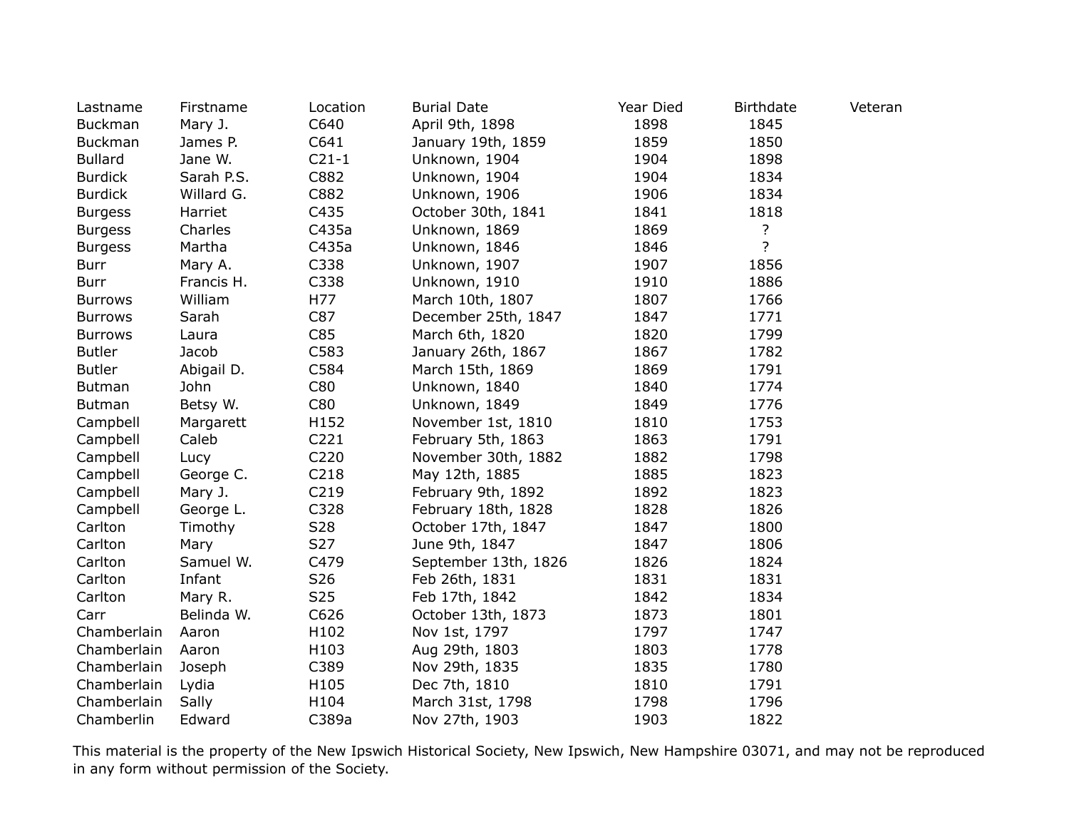| Lastname | Firstname | Location | Burial Date | Year Died | Birthdate | Veteran |
|---|---|---|---|---|---|---|
| Buckman | Mary J. | C640 | April 9th, 1898 | 1898 | 1845 | |
| Buckman | James P. | C641 | January 19th, 1859 | 1859 | 1850 | |
| Bullard | Jane W. | C21-1 | Unknown, 1904 | 1904 | 1898 | |
| Burdick | Sarah P.S. | C882 | Unknown, 1904 | 1904 | 1834 | |
| Burdick | Willard G. | C882 | Unknown, 1906 | 1906 | 1834 | |
| Burgess | Harriet | C435 | October 30th, 1841 | 1841 | 1818 | |
| Burgess | Charles | C435a | Unknown, 1869 | 1869 | ? | |
| Burgess | Martha | C435a | Unknown, 1846 | 1846 | ? | |
| Burr | Mary A. | C338 | Unknown, 1907 | 1907 | 1856 | |
| Burr | Francis H. | C338 | Unknown, 1910 | 1910 | 1886 | |
| Burrows | William | H77 | March 10th, 1807 | 1807 | 1766 | |
| Burrows | Sarah | C87 | December 25th, 1847 | 1847 | 1771 | |
| Burrows | Laura | C85 | March 6th, 1820 | 1820 | 1799 | |
| Butler | Jacob | C583 | January 26th, 1867 | 1867 | 1782 | |
| Butler | Abigail D. | C584 | March 15th, 1869 | 1869 | 1791 | |
| Butman | John | C80 | Unknown, 1840 | 1840 | 1774 | |
| Butman | Betsy W. | C80 | Unknown, 1849 | 1849 | 1776 | |
| Campbell | Margarett | H152 | November 1st, 1810 | 1810 | 1753 | |
| Campbell | Caleb | C221 | February 5th, 1863 | 1863 | 1791 | |
| Campbell | Lucy | C220 | November 30th, 1882 | 1882 | 1798 | |
| Campbell | George C. | C218 | May 12th, 1885 | 1885 | 1823 | |
| Campbell | Mary J. | C219 | February 9th, 1892 | 1892 | 1823 | |
| Campbell | George L. | C328 | February 18th, 1828 | 1828 | 1826 | |
| Carlton | Timothy | S28 | October 17th, 1847 | 1847 | 1800 | |
| Carlton | Mary | S27 | June 9th, 1847 | 1847 | 1806 | |
| Carlton | Samuel W. | C479 | September 13th, 1826 | 1826 | 1824 | |
| Carlton | Infant | S26 | Feb 26th, 1831 | 1831 | 1831 | |
| Carlton | Mary R. | S25 | Feb 17th, 1842 | 1842 | 1834 | |
| Carr | Belinda W. | C626 | October 13th, 1873 | 1873 | 1801 | |
| Chamberlain | Aaron | H102 | Nov 1st, 1797 | 1797 | 1747 | |
| Chamberlain | Aaron | H103 | Aug 29th, 1803 | 1803 | 1778 | |
| Chamberlain | Joseph | C389 | Nov 29th, 1835 | 1835 | 1780 | |
| Chamberlain | Lydia | H105 | Dec 7th, 1810 | 1810 | 1791 | |
| Chamberlain | Sally | H104 | March 31st, 1798 | 1798 | 1796 | |
| Chamberlin | Edward | C389a | Nov 27th, 1903 | 1903 | 1822 | |

This material is the property of the New Ipswich Historical Society, New Ipswich, New Hampshire 03071, and may not be reproduced in any form without permission of the Society.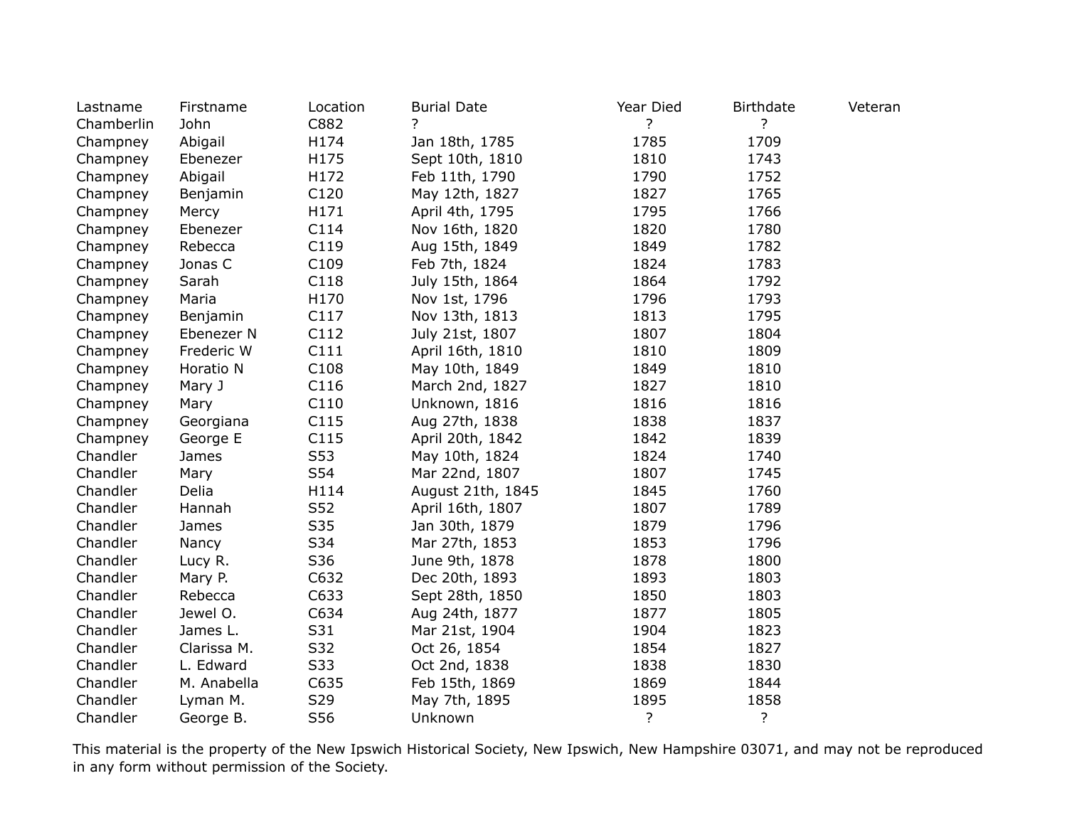| Lastname | Firstname | Location | Burial Date | Year Died | Birthdate | Veteran |
|---|---|---|---|---|---|---|
| Chamberlin | John | C882 | ? | ? | ? | |
| Champney | Abigail | H174 | Jan 18th, 1785 | 1785 | 1709 | |
| Champney | Ebenezer | H175 | Sept 10th, 1810 | 1810 | 1743 | |
| Champney | Abigail | H172 | Feb 11th, 1790 | 1790 | 1752 | |
| Champney | Benjamin | C120 | May 12th, 1827 | 1827 | 1765 | |
| Champney | Mercy | H171 | April 4th, 1795 | 1795 | 1766 | |
| Champney | Ebenezer | C114 | Nov 16th, 1820 | 1820 | 1780 | |
| Champney | Rebecca | C119 | Aug 15th, 1849 | 1849 | 1782 | |
| Champney | Jonas C | C109 | Feb 7th, 1824 | 1824 | 1783 | |
| Champney | Sarah | C118 | July 15th, 1864 | 1864 | 1792 | |
| Champney | Maria | H170 | Nov 1st, 1796 | 1796 | 1793 | |
| Champney | Benjamin | C117 | Nov 13th, 1813 | 1813 | 1795 | |
| Champney | Ebenezer N | C112 | July 21st, 1807 | 1807 | 1804 | |
| Champney | Frederic W | C111 | April 16th, 1810 | 1810 | 1809 | |
| Champney | Horatio N | C108 | May 10th, 1849 | 1849 | 1810 | |
| Champney | Mary J | C116 | March 2nd, 1827 | 1827 | 1810 | |
| Champney | Mary | C110 | Unknown, 1816 | 1816 | 1816 | |
| Champney | Georgiana | C115 | Aug 27th, 1838 | 1838 | 1837 | |
| Champney | George E | C115 | April 20th, 1842 | 1842 | 1839 | |
| Chandler | James | S53 | May 10th, 1824 | 1824 | 1740 | |
| Chandler | Mary | S54 | Mar 22nd, 1807 | 1807 | 1745 | |
| Chandler | Delia | H114 | August 21th, 1845 | 1845 | 1760 | |
| Chandler | Hannah | S52 | April 16th, 1807 | 1807 | 1789 | |
| Chandler | James | S35 | Jan 30th, 1879 | 1879 | 1796 | |
| Chandler | Nancy | S34 | Mar 27th, 1853 | 1853 | 1796 | |
| Chandler | Lucy R. | S36 | June 9th, 1878 | 1878 | 1800 | |
| Chandler | Mary P. | C632 | Dec 20th, 1893 | 1893 | 1803 | |
| Chandler | Rebecca | C633 | Sept 28th, 1850 | 1850 | 1803 | |
| Chandler | Jewel O. | C634 | Aug 24th, 1877 | 1877 | 1805 | |
| Chandler | James L. | S31 | Mar 21st, 1904 | 1904 | 1823 | |
| Chandler | Clarissa M. | S32 | Oct 26, 1854 | 1854 | 1827 | |
| Chandler | L. Edward | S33 | Oct 2nd, 1838 | 1838 | 1830 | |
| Chandler | M. Anabella | C635 | Feb 15th, 1869 | 1869 | 1844 | |
| Chandler | Lyman M. | S29 | May 7th, 1895 | 1895 | 1858 | |
| Chandler | George B. | S56 | Unknown | ? | ? | |

This material is the property of the New Ipswich Historical Society, New Ipswich, New Hampshire 03071, and may not be reproduced in any form without permission of the Society.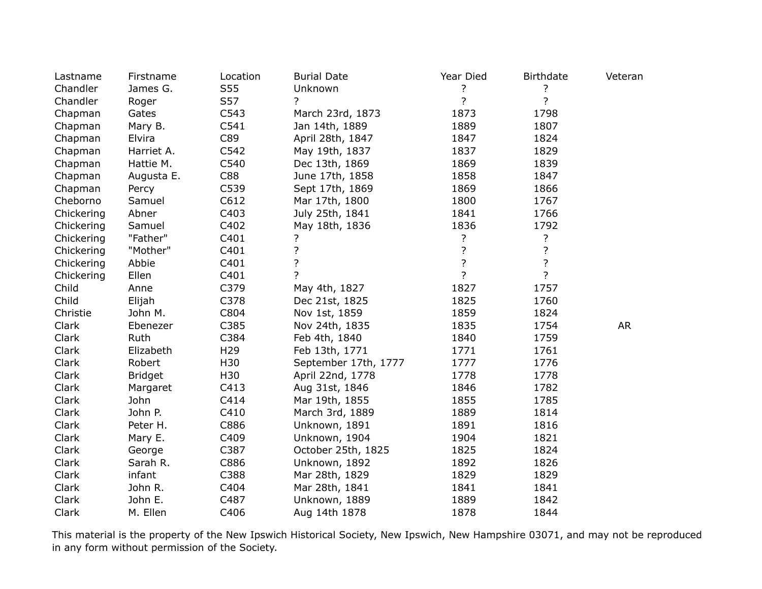| Lastname | Firstname | Location | Burial Date | Year Died | Birthdate | Veteran |
|---|---|---|---|---|---|---|
| Chandler | James G. | S55 | Unknown | ? | ? | |
| Chandler | Roger | S57 | ? | ? | ? | |
| Chapman | Gates | C543 | March 23rd, 1873 | 1873 | 1798 | |
| Chapman | Mary B. | C541 | Jan 14th, 1889 | 1889 | 1807 | |
| Chapman | Elvira | C89 | April 28th, 1847 | 1847 | 1824 | |
| Chapman | Harriet A. | C542 | May 19th, 1837 | 1837 | 1829 | |
| Chapman | Hattie M. | C540 | Dec 13th, 1869 | 1869 | 1839 | |
| Chapman | Augusta E. | C88 | June 17th, 1858 | 1858 | 1847 | |
| Chapman | Percy | C539 | Sept 17th, 1869 | 1869 | 1866 | |
| Cheborno | Samuel | C612 | Mar 17th, 1800 | 1800 | 1767 | |
| Chickering | Abner | C403 | July 25th, 1841 | 1841 | 1766 | |
| Chickering | Samuel | C402 | May 18th, 1836 | 1836 | 1792 | |
| Chickering | "Father" | C401 | ? | ? | ? | |
| Chickering | "Mother" | C401 | ? | ? | ? | |
| Chickering | Abbie | C401 | ? | ? | ? | |
| Chickering | Ellen | C401 | ? | ? | ? | |
| Child | Anne | C379 | May 4th, 1827 | 1827 | 1757 | |
| Child | Elijah | C378 | Dec 21st, 1825 | 1825 | 1760 | |
| Christie | John M. | C804 | Nov 1st, 1859 | 1859 | 1824 | |
| Clark | Ebenezer | C385 | Nov 24th, 1835 | 1835 | 1754 | AR |
| Clark | Ruth | C384 | Feb 4th, 1840 | 1840 | 1759 | |
| Clark | Elizabeth | H29 | Feb 13th, 1771 | 1771 | 1761 | |
| Clark | Robert | H30 | September 17th, 1777 | 1777 | 1776 | |
| Clark | Bridget | H30 | April 22nd, 1778 | 1778 | 1778 | |
| Clark | Margaret | C413 | Aug 31st, 1846 | 1846 | 1782 | |
| Clark | John | C414 | Mar 19th, 1855 | 1855 | 1785 | |
| Clark | John P. | C410 | March 3rd, 1889 | 1889 | 1814 | |
| Clark | Peter H. | C886 | Unknown, 1891 | 1891 | 1816 | |
| Clark | Mary E. | C409 | Unknown, 1904 | 1904 | 1821 | |
| Clark | George | C387 | October 25th, 1825 | 1825 | 1824 | |
| Clark | Sarah R. | C886 | Unknown, 1892 | 1892 | 1826 | |
| Clark | infant | C388 | Mar 28th, 1829 | 1829 | 1829 | |
| Clark | John R. | C404 | Mar 28th, 1841 | 1841 | 1841 | |
| Clark | John E. | C487 | Unknown, 1889 | 1889 | 1842 | |
| Clark | M. Ellen | C406 | Aug 14th 1878 | 1878 | 1844 | |

This material is the property of the New Ipswich Historical Society, New Ipswich, New Hampshire 03071, and may not be reproduced in any form without permission of the Society.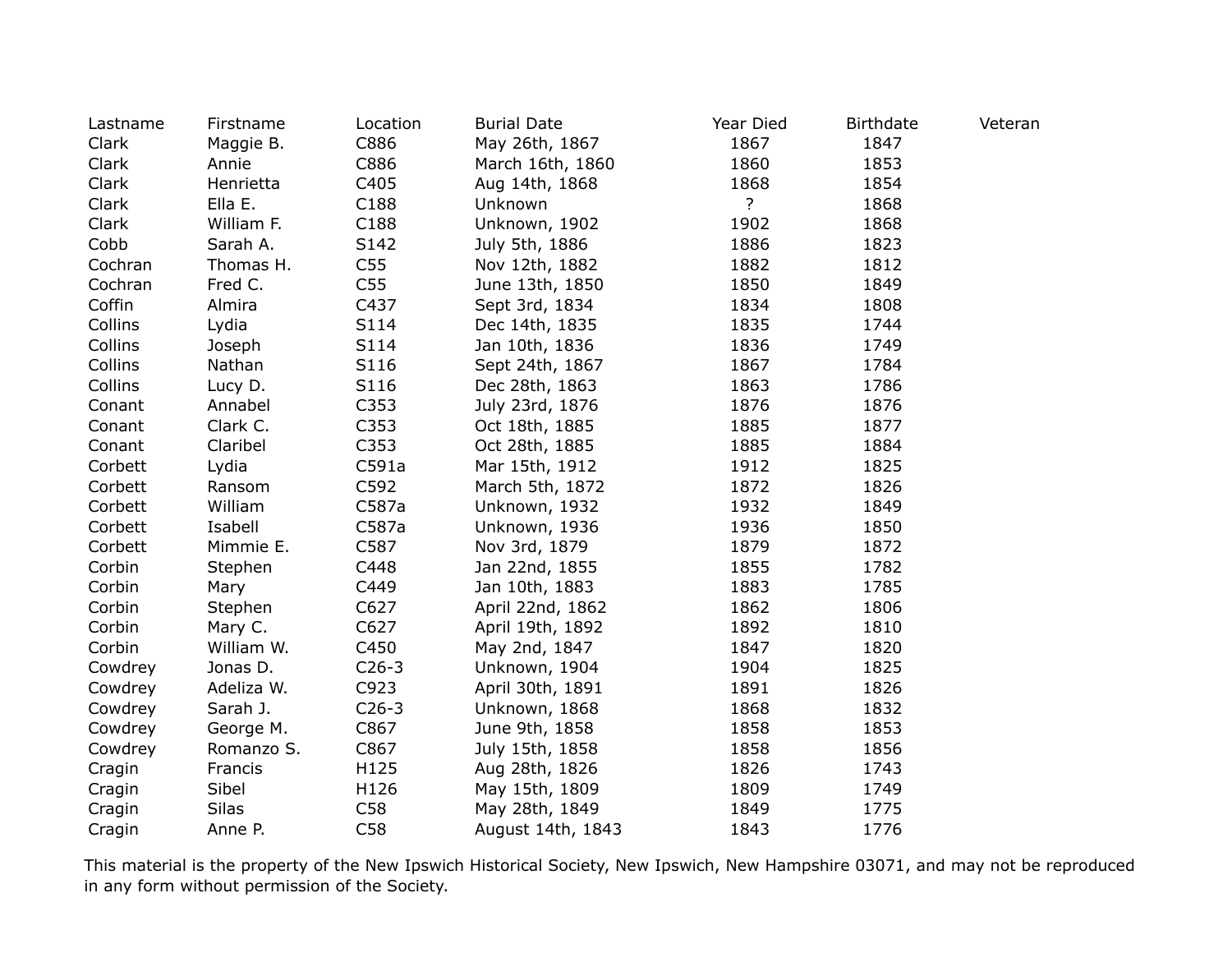| Lastname | Firstname | Location | Burial Date | Year Died | Birthdate | Veteran |
|---|---|---|---|---|---|---|
| Clark | Maggie B. | C886 | May 26th, 1867 | 1867 | 1847 | |
| Clark | Annie | C886 | March 16th, 1860 | 1860 | 1853 | |
| Clark | Henrietta | C405 | Aug 14th, 1868 | 1868 | 1854 | |
| Clark | Ella E. | C188 | Unknown | ? | 1868 | |
| Clark | William F. | C188 | Unknown, 1902 | 1902 | 1868 | |
| Cobb | Sarah A. | S142 | July 5th, 1886 | 1886 | 1823 | |
| Cochran | Thomas H. | C55 | Nov 12th, 1882 | 1882 | 1812 | |
| Cochran | Fred C. | C55 | June 13th, 1850 | 1850 | 1849 | |
| Coffin | Almira | C437 | Sept 3rd, 1834 | 1834 | 1808 | |
| Collins | Lydia | S114 | Dec 14th, 1835 | 1835 | 1744 | |
| Collins | Joseph | S114 | Jan 10th, 1836 | 1836 | 1749 | |
| Collins | Nathan | S116 | Sept 24th, 1867 | 1867 | 1784 | |
| Collins | Lucy D. | S116 | Dec 28th, 1863 | 1863 | 1786 | |
| Conant | Annabel | C353 | July 23rd, 1876 | 1876 | 1876 | |
| Conant | Clark C. | C353 | Oct 18th, 1885 | 1885 | 1877 | |
| Conant | Claribel | C353 | Oct 28th, 1885 | 1885 | 1884 | |
| Corbett | Lydia | C591a | Mar 15th, 1912 | 1912 | 1825 | |
| Corbett | Ransom | C592 | March 5th, 1872 | 1872 | 1826 | |
| Corbett | William | C587a | Unknown, 1932 | 1932 | 1849 | |
| Corbett | Isabell | C587a | Unknown, 1936 | 1936 | 1850 | |
| Corbett | Mimmie E. | C587 | Nov 3rd, 1879 | 1879 | 1872 | |
| Corbin | Stephen | C448 | Jan 22nd, 1855 | 1855 | 1782 | |
| Corbin | Mary | C449 | Jan 10th, 1883 | 1883 | 1785 | |
| Corbin | Stephen | C627 | April 22nd, 1862 | 1862 | 1806 | |
| Corbin | Mary C. | C627 | April 19th, 1892 | 1892 | 1810 | |
| Corbin | William W. | C450 | May 2nd, 1847 | 1847 | 1820 | |
| Cowdrey | Jonas D. | C26-3 | Unknown, 1904 | 1904 | 1825 | |
| Cowdrey | Adeliza W. | C923 | April 30th, 1891 | 1891 | 1826 | |
| Cowdrey | Sarah J. | C26-3 | Unknown, 1868 | 1868 | 1832 | |
| Cowdrey | George M. | C867 | June 9th, 1858 | 1858 | 1853 | |
| Cowdrey | Romanzo S. | C867 | July 15th, 1858 | 1858 | 1856 | |
| Cragin | Francis | H125 | Aug 28th, 1826 | 1826 | 1743 | |
| Cragin | Sibel | H126 | May 15th, 1809 | 1809 | 1749 | |
| Cragin | Silas | C58 | May 28th, 1849 | 1849 | 1775 | |
| Cragin | Anne P. | C58 | August 14th, 1843 | 1843 | 1776 | |

This material is the property of the New Ipswich Historical Society, New Ipswich, New Hampshire 03071, and may not be reproduced in any form without permission of the Society.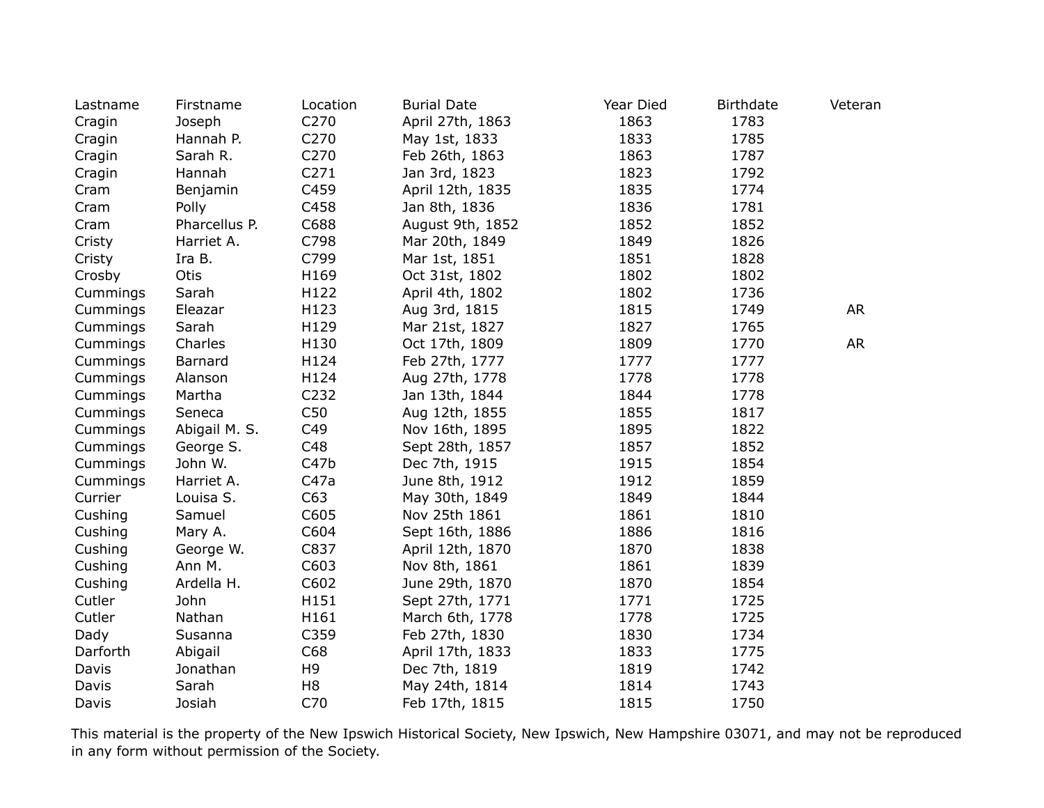| Lastname | Firstname | Location | Burial Date | Year Died | Birthdate | Veteran |
|---|---|---|---|---|---|---|
| Cragin | Joseph | C270 | April 27th, 1863 | 1863 | 1783 | |
| Cragin | Hannah P. | C270 | May 1st, 1833 | 1833 | 1785 | |
| Cragin | Sarah R. | C270 | Feb 26th, 1863 | 1863 | 1787 | |
| Cragin | Hannah | C271 | Jan 3rd, 1823 | 1823 | 1792 | |
| Cram | Benjamin | C459 | April 12th, 1835 | 1835 | 1774 | |
| Cram | Polly | C458 | Jan 8th, 1836 | 1836 | 1781 | |
| Cram | Pharcellus P. | C688 | August 9th, 1852 | 1852 | 1852 | |
| Cristy | Harriet A. | C798 | Mar 20th, 1849 | 1849 | 1826 | |
| Cristy | Ira B. | C799 | Mar 1st, 1851 | 1851 | 1828 | |
| Crosby | Otis | H169 | Oct 31st, 1802 | 1802 | 1802 | |
| Cummings | Sarah | H122 | April 4th, 1802 | 1802 | 1736 | |
| Cummings | Eleazar | H123 | Aug 3rd, 1815 | 1815 | 1749 | AR |
| Cummings | Sarah | H129 | Mar 21st, 1827 | 1827 | 1765 | |
| Cummings | Charles | H130 | Oct 17th, 1809 | 1809 | 1770 | AR |
| Cummings | Barnard | H124 | Feb 27th, 1777 | 1777 | 1777 | |
| Cummings | Alanson | H124 | Aug 27th, 1778 | 1778 | 1778 | |
| Cummings | Martha | C232 | Jan 13th, 1844 | 1844 | 1778 | |
| Cummings | Seneca | C50 | Aug 12th, 1855 | 1855 | 1817 | |
| Cummings | Abigail M. S. | C49 | Nov 16th, 1895 | 1895 | 1822 | |
| Cummings | George S. | C48 | Sept 28th, 1857 | 1857 | 1852 | |
| Cummings | John W. | C47b | Dec 7th, 1915 | 1915 | 1854 | |
| Cummings | Harriet A. | C47a | June 8th, 1912 | 1912 | 1859 | |
| Currier | Louisa S. | C63 | May 30th, 1849 | 1849 | 1844 | |
| Cushing | Samuel | C605 | Nov 25th 1861 | 1861 | 1810 | |
| Cushing | Mary A. | C604 | Sept 16th, 1886 | 1886 | 1816 | |
| Cushing | George W. | C837 | April 12th, 1870 | 1870 | 1838 | |
| Cushing | Ann M. | C603 | Nov 8th, 1861 | 1861 | 1839 | |
| Cushing | Ardella H. | C602 | June 29th, 1870 | 1870 | 1854 | |
| Cutler | John | H151 | Sept 27th, 1771 | 1771 | 1725 | |
| Cutler | Nathan | H161 | March 6th, 1778 | 1778 | 1725 | |
| Dady | Susanna | C359 | Feb 27th, 1830 | 1830 | 1734 | |
| Darforth | Abigail | C68 | April 17th, 1833 | 1833 | 1775 | |
| Davis | Jonathan | H9 | Dec 7th, 1819 | 1819 | 1742 | |
| Davis | Sarah | H8 | May 24th, 1814 | 1814 | 1743 | |
| Davis | Josiah | C70 | Feb 17th, 1815 | 1815 | 1750 | |

This material is the property of the New Ipswich Historical Society, New Ipswich, New Hampshire 03071, and may not be reproduced in any form without permission of the Society.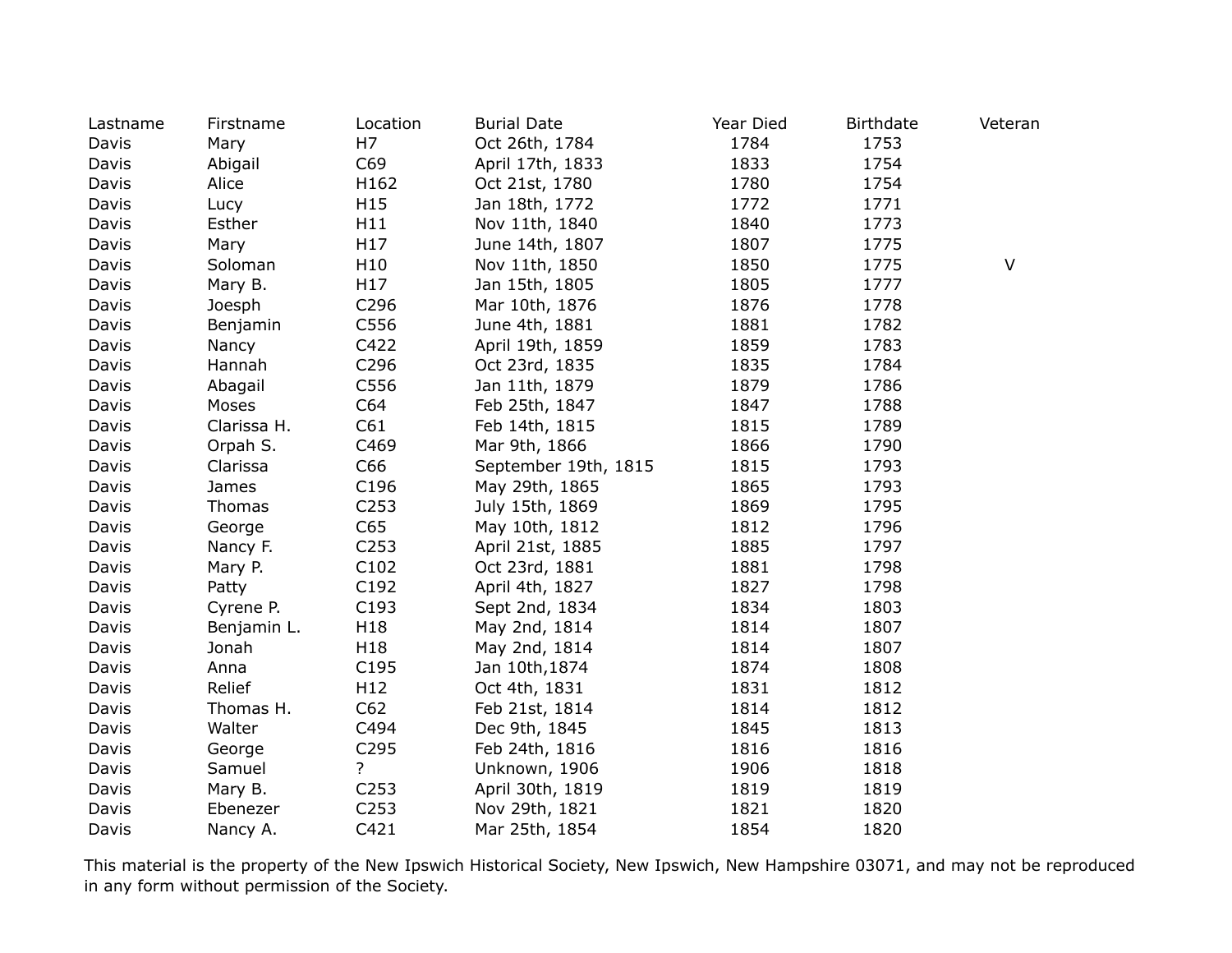| Lastname | Firstname | Location | Burial Date | Year Died | Birthdate | Veteran |
|---|---|---|---|---|---|---|
| Davis | Mary | H7 | Oct 26th, 1784 | 1784 | 1753 | |
| Davis | Abigail | C69 | April 17th, 1833 | 1833 | 1754 | |
| Davis | Alice | H162 | Oct 21st, 1780 | 1780 | 1754 | |
| Davis | Lucy | H15 | Jan 18th, 1772 | 1772 | 1771 | |
| Davis | Esther | H11 | Nov 11th, 1840 | 1840 | 1773 | |
| Davis | Mary | H17 | June 14th, 1807 | 1807 | 1775 | |
| Davis | Soloman | H10 | Nov 11th, 1850 | 1850 | 1775 | V |
| Davis | Mary B. | H17 | Jan 15th, 1805 | 1805 | 1777 | |
| Davis | Joesph | C296 | Mar 10th, 1876 | 1876 | 1778 | |
| Davis | Benjamin | C556 | June 4th, 1881 | 1881 | 1782 | |
| Davis | Nancy | C422 | April 19th, 1859 | 1859 | 1783 | |
| Davis | Hannah | C296 | Oct 23rd, 1835 | 1835 | 1784 | |
| Davis | Abagail | C556 | Jan 11th, 1879 | 1879 | 1786 | |
| Davis | Moses | C64 | Feb 25th, 1847 | 1847 | 1788 | |
| Davis | Clarissa H. | C61 | Feb 14th, 1815 | 1815 | 1789 | |
| Davis | Orpah S. | C469 | Mar 9th, 1866 | 1866 | 1790 | |
| Davis | Clarissa | C66 | September 19th, 1815 | 1815 | 1793 | |
| Davis | James | C196 | May 29th, 1865 | 1865 | 1793 | |
| Davis | Thomas | C253 | July 15th, 1869 | 1869 | 1795 | |
| Davis | George | C65 | May 10th, 1812 | 1812 | 1796 | |
| Davis | Nancy F. | C253 | April 21st, 1885 | 1885 | 1797 | |
| Davis | Mary P. | C102 | Oct 23rd, 1881 | 1881 | 1798 | |
| Davis | Patty | C192 | April 4th, 1827 | 1827 | 1798 | |
| Davis | Cyrene P. | C193 | Sept 2nd, 1834 | 1834 | 1803 | |
| Davis | Benjamin L. | H18 | May 2nd, 1814 | 1814 | 1807 | |
| Davis | Jonah | H18 | May 2nd, 1814 | 1814 | 1807 | |
| Davis | Anna | C195 | Jan 10th,1874 | 1874 | 1808 | |
| Davis | Relief | H12 | Oct 4th, 1831 | 1831 | 1812 | |
| Davis | Thomas H. | C62 | Feb 21st, 1814 | 1814 | 1812 | |
| Davis | Walter | C494 | Dec 9th, 1845 | 1845 | 1813 | |
| Davis | George | C295 | Feb 24th, 1816 | 1816 | 1816 | |
| Davis | Samuel | ? | Unknown, 1906 | 1906 | 1818 | |
| Davis | Mary B. | C253 | April 30th, 1819 | 1819 | 1819 | |
| Davis | Ebenezer | C253 | Nov 29th, 1821 | 1821 | 1820 | |
| Davis | Nancy A. | C421 | Mar 25th, 1854 | 1854 | 1820 | |

This material is the property of the New Ipswich Historical Society, New Ipswich, New Hampshire 03071, and may not be reproduced in any form without permission of the Society.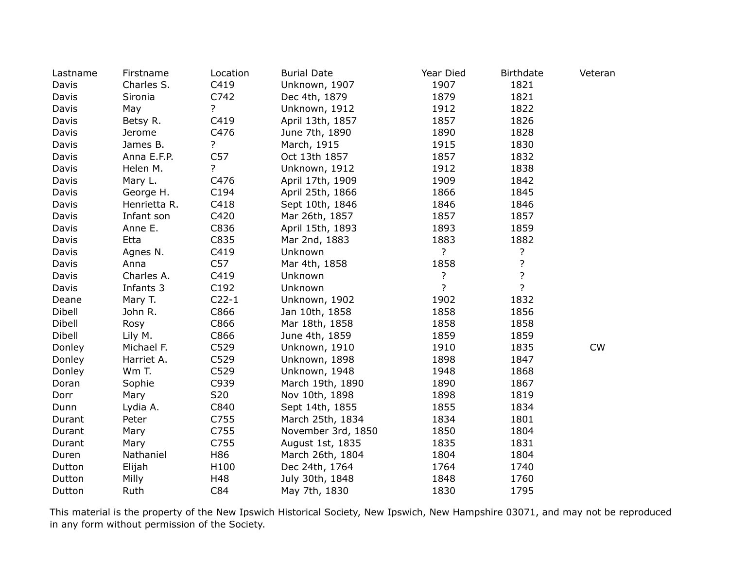| Lastname | Firstname | Location | Burial Date | Year Died | Birthdate | Veteran |
|---|---|---|---|---|---|---|
| Davis | Charles S. | C419 | Unknown, 1907 | 1907 | 1821 | |
| Davis | Sironia | C742 | Dec 4th, 1879 | 1879 | 1821 | |
| Davis | May | ? | Unknown, 1912 | 1912 | 1822 | |
| Davis | Betsy R. | C419 | April 13th, 1857 | 1857 | 1826 | |
| Davis | Jerome | C476 | June 7th, 1890 | 1890 | 1828 | |
| Davis | James B. | ? | March, 1915 | 1915 | 1830 | |
| Davis | Anna E.F.P. | C57 | Oct 13th 1857 | 1857 | 1832 | |
| Davis | Helen M. | ? | Unknown, 1912 | 1912 | 1838 | |
| Davis | Mary L. | C476 | April 17th, 1909 | 1909 | 1842 | |
| Davis | George H. | C194 | April 25th, 1866 | 1866 | 1845 | |
| Davis | Henrietta R. | C418 | Sept 10th, 1846 | 1846 | 1846 | |
| Davis | Infant son | C420 | Mar 26th, 1857 | 1857 | 1857 | |
| Davis | Anne E. | C836 | April 15th, 1893 | 1893 | 1859 | |
| Davis | Etta | C835 | Mar 2nd, 1883 | 1883 | 1882 | |
| Davis | Agnes N. | C419 | Unknown | ? | ? | |
| Davis | Anna | C57 | Mar 4th, 1858 | 1858 | ? | |
| Davis | Charles A. | C419 | Unknown | ? | ? | |
| Davis | Infants 3 | C192 | Unknown | ? | ? | |
| Deane | Mary T. | C22-1 | Unknown, 1902 | 1902 | 1832 | |
| Dibell | John R. | C866 | Jan 10th, 1858 | 1858 | 1856 | |
| Dibell | Rosy | C866 | Mar 18th, 1858 | 1858 | 1858 | |
| Dibell | Lily M. | C866 | June 4th, 1859 | 1859 | 1859 | |
| Donley | Michael F. | C529 | Unknown, 1910 | 1910 | 1835 | CW |
| Donley | Harriet A. | C529 | Unknown, 1898 | 1898 | 1847 | |
| Donley | Wm T. | C529 | Unknown, 1948 | 1948 | 1868 | |
| Doran | Sophie | C939 | March 19th, 1890 | 1890 | 1867 | |
| Dorr | Mary | S20 | Nov 10th, 1898 | 1898 | 1819 | |
| Dunn | Lydia A. | C840 | Sept 14th, 1855 | 1855 | 1834 | |
| Durant | Peter | C755 | March 25th, 1834 | 1834 | 1801 | |
| Durant | Mary | C755 | November 3rd, 1850 | 1850 | 1804 | |
| Durant | Mary | C755 | August 1st, 1835 | 1835 | 1831 | |
| Duren | Nathaniel | H86 | March 26th, 1804 | 1804 | 1804 | |
| Dutton | Elijah | H100 | Dec 24th, 1764 | 1764 | 1740 | |
| Dutton | Milly | H48 | July 30th, 1848 | 1848 | 1760 | |
| Dutton | Ruth | C84 | May 7th, 1830 | 1830 | 1795 | |

This material is the property of the New Ipswich Historical Society, New Ipswich, New Hampshire 03071, and may not be reproduced in any form without permission of the Society.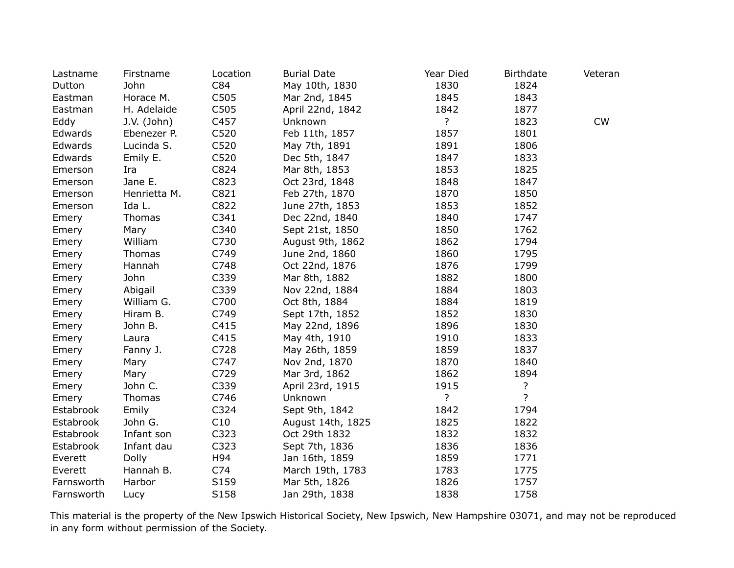| Lastname | Firstname | Location | Burial Date | Year Died | Birthdate | Veteran |
|---|---|---|---|---|---|---|
| Dutton | John | C84 | May 10th, 1830 | 1830 | 1824 | |
| Eastman | Horace M. | C505 | Mar 2nd, 1845 | 1845 | 1843 | |
| Eastman | H. Adelaide | C505 | April 22nd, 1842 | 1842 | 1877 | |
| Eddy | J.V. (John) | C457 | Unknown | ? | 1823 | CW |
| Edwards | Ebenezer P. | C520 | Feb 11th, 1857 | 1857 | 1801 | |
| Edwards | Lucinda S. | C520 | May 7th, 1891 | 1891 | 1806 | |
| Edwards | Emily E. | C520 | Dec 5th, 1847 | 1847 | 1833 | |
| Emerson | Ira | C824 | Mar 8th, 1853 | 1853 | 1825 | |
| Emerson | Jane E. | C823 | Oct 23rd, 1848 | 1848 | 1847 | |
| Emerson | Henrietta M. | C821 | Feb 27th, 1870 | 1870 | 1850 | |
| Emerson | Ida L. | C822 | June 27th, 1853 | 1853 | 1852 | |
| Emery | Thomas | C341 | Dec 22nd, 1840 | 1840 | 1747 | |
| Emery | Mary | C340 | Sept 21st, 1850 | 1850 | 1762 | |
| Emery | William | C730 | August 9th, 1862 | 1862 | 1794 | |
| Emery | Thomas | C749 | June 2nd, 1860 | 1860 | 1795 | |
| Emery | Hannah | C748 | Oct 22nd, 1876 | 1876 | 1799 | |
| Emery | John | C339 | Mar 8th, 1882 | 1882 | 1800 | |
| Emery | Abigail | C339 | Nov 22nd, 1884 | 1884 | 1803 | |
| Emery | William G. | C700 | Oct 8th, 1884 | 1884 | 1819 | |
| Emery | Hiram B. | C749 | Sept 17th, 1852 | 1852 | 1830 | |
| Emery | John B. | C415 | May 22nd, 1896 | 1896 | 1830 | |
| Emery | Laura | C415 | May 4th, 1910 | 1910 | 1833 | |
| Emery | Fanny J. | C728 | May 26th, 1859 | 1859 | 1837 | |
| Emery | Mary | C747 | Nov 2nd, 1870 | 1870 | 1840 | |
| Emery | Mary | C729 | Mar 3rd, 1862 | 1862 | 1894 | |
| Emery | John C. | C339 | April 23rd, 1915 | 1915 | ? | |
| Emery | Thomas | C746 | Unknown | ? | ? | |
| Estabrook | Emily | C324 | Sept 9th, 1842 | 1842 | 1794 | |
| Estabrook | John G. | C10 | August 14th, 1825 | 1825 | 1822 | |
| Estabrook | Infant son | C323 | Oct 29th 1832 | 1832 | 1832 | |
| Estabrook | Infant dau | C323 | Sept 7th, 1836 | 1836 | 1836 | |
| Everett | Dolly | H94 | Jan 16th, 1859 | 1859 | 1771 | |
| Everett | Hannah B. | C74 | March 19th, 1783 | 1783 | 1775 | |
| Farnsworth | Harbor | S159 | Mar 5th, 1826 | 1826 | 1757 | |
| Farnsworth | Lucy | S158 | Jan 29th, 1838 | 1838 | 1758 | |

This material is the property of the New Ipswich Historical Society, New Ipswich, New Hampshire 03071, and may not be reproduced in any form without permission of the Society.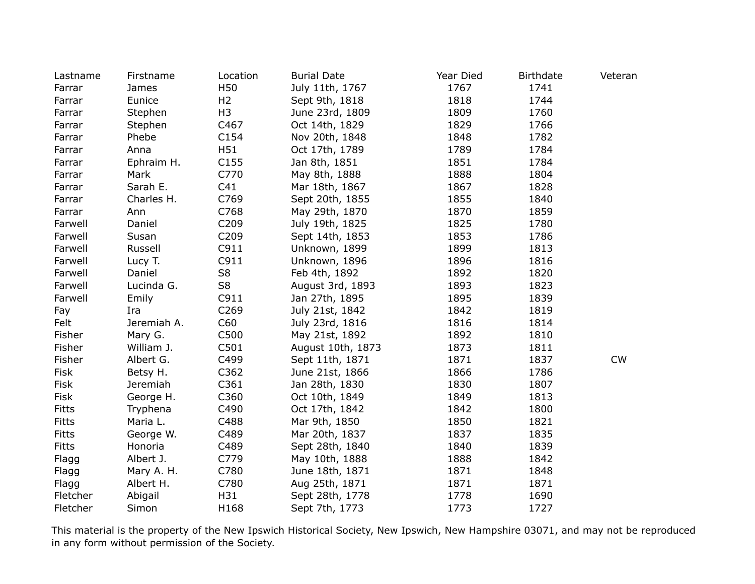| Lastname | Firstname | Location | Burial Date | Year Died | Birthdate | Veteran |
|---|---|---|---|---|---|---|
| Farrar | James | H50 | July 11th, 1767 | 1767 | 1741 | |
| Farrar | Eunice | H2 | Sept 9th, 1818 | 1818 | 1744 | |
| Farrar | Stephen | H3 | June 23rd, 1809 | 1809 | 1760 | |
| Farrar | Stephen | C467 | Oct 14th, 1829 | 1829 | 1766 | |
| Farrar | Phebe | C154 | Nov 20th, 1848 | 1848 | 1782 | |
| Farrar | Anna | H51 | Oct 17th, 1789 | 1789 | 1784 | |
| Farrar | Ephraim H. | C155 | Jan 8th, 1851 | 1851 | 1784 | |
| Farrar | Mark | C770 | May 8th, 1888 | 1888 | 1804 | |
| Farrar | Sarah E. | C41 | Mar 18th, 1867 | 1867 | 1828 | |
| Farrar | Charles H. | C769 | Sept 20th, 1855 | 1855 | 1840 | |
| Farrar | Ann | C768 | May 29th, 1870 | 1870 | 1859 | |
| Farwell | Daniel | C209 | July 19th, 1825 | 1825 | 1780 | |
| Farwell | Susan | C209 | Sept 14th, 1853 | 1853 | 1786 | |
| Farwell | Russell | C911 | Unknown, 1899 | 1899 | 1813 | |
| Farwell | Lucy T. | C911 | Unknown, 1896 | 1896 | 1816 | |
| Farwell | Daniel | S8 | Feb 4th, 1892 | 1892 | 1820 | |
| Farwell | Lucinda G. | S8 | August 3rd, 1893 | 1893 | 1823 | |
| Farwell | Emily | C911 | Jan 27th, 1895 | 1895 | 1839 | |
| Fay | Ira | C269 | July 21st, 1842 | 1842 | 1819 | |
| Felt | Jeremiah A. | C60 | July 23rd, 1816 | 1816 | 1814 | |
| Fisher | Mary G. | C500 | May 21st, 1892 | 1892 | 1810 | |
| Fisher | William J. | C501 | August 10th, 1873 | 1873 | 1811 | |
| Fisher | Albert G. | C499 | Sept 11th, 1871 | 1871 | 1837 | CW |
| Fisk | Betsy H. | C362 | June 21st, 1866 | 1866 | 1786 | |
| Fisk | Jeremiah | C361 | Jan 28th, 1830 | 1830 | 1807 | |
| Fisk | George H. | C360 | Oct 10th, 1849 | 1849 | 1813 | |
| Fitts | Tryphena | C490 | Oct 17th, 1842 | 1842 | 1800 | |
| Fitts | Maria L. | C488 | Mar 9th, 1850 | 1850 | 1821 | |
| Fitts | George W. | C489 | Mar 20th, 1837 | 1837 | 1835 | |
| Fitts | Honoria | C489 | Sept 28th, 1840 | 1840 | 1839 | |
| Flagg | Albert J. | C779 | May 10th, 1888 | 1888 | 1842 | |
| Flagg | Mary A. H. | C780 | June 18th, 1871 | 1871 | 1848 | |
| Flagg | Albert H. | C780 | Aug 25th, 1871 | 1871 | 1871 | |
| Fletcher | Abigail | H31 | Sept 28th, 1778 | 1778 | 1690 | |
| Fletcher | Simon | H168 | Sept 7th, 1773 | 1773 | 1727 | |

This material is the property of the New Ipswich Historical Society, New Ipswich, New Hampshire 03071, and may not be reproduced in any form without permission of the Society.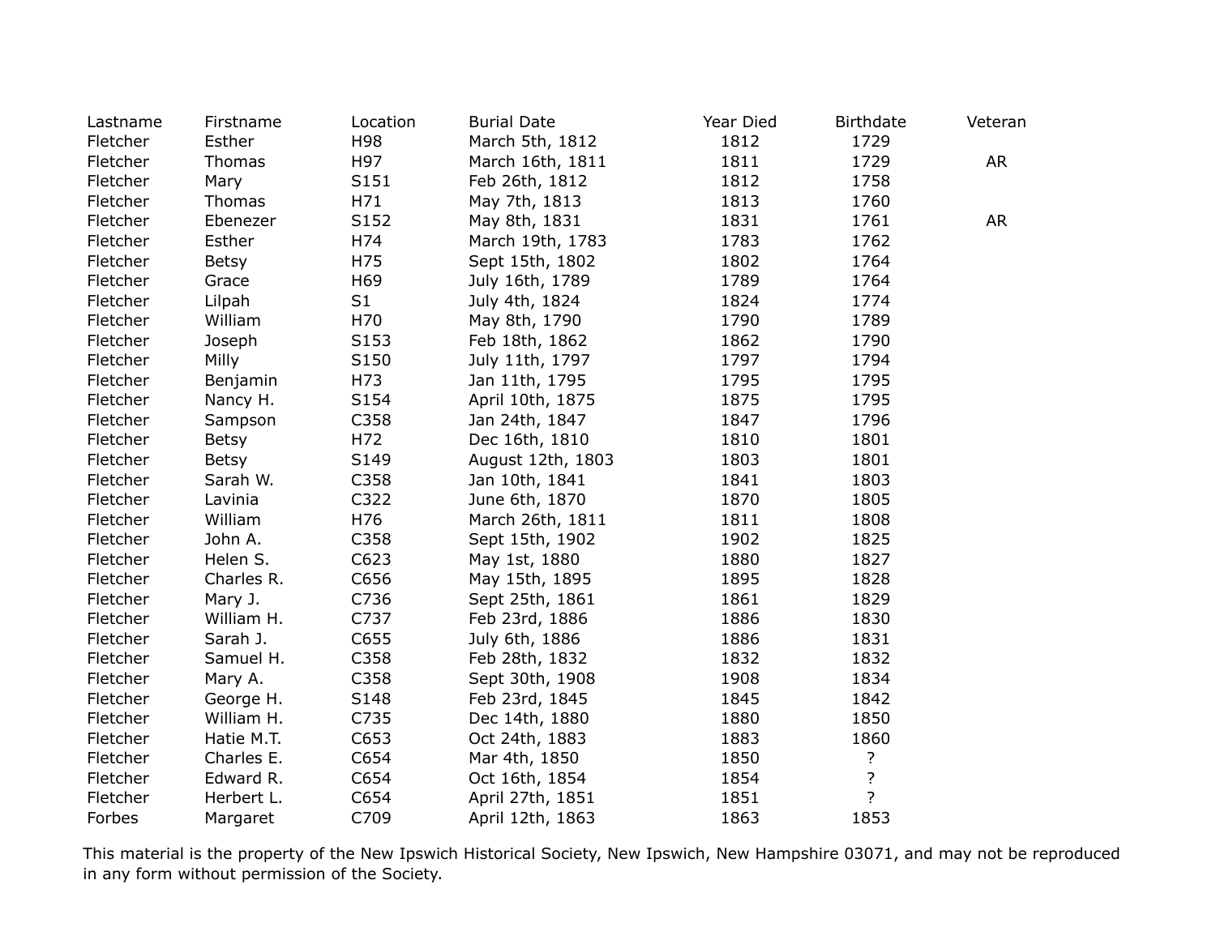| Lastname | Firstname | Location | Burial Date | Year Died | Birthdate | Veteran |
|---|---|---|---|---|---|---|
| Fletcher | Esther | H98 | March 5th, 1812 | 1812 | 1729 | |
| Fletcher | Thomas | H97 | March 16th, 1811 | 1811 | 1729 | AR |
| Fletcher | Mary | S151 | Feb 26th, 1812 | 1812 | 1758 | |
| Fletcher | Thomas | H71 | May 7th, 1813 | 1813 | 1760 | |
| Fletcher | Ebenezer | S152 | May 8th, 1831 | 1831 | 1761 | AR |
| Fletcher | Esther | H74 | March 19th, 1783 | 1783 | 1762 | |
| Fletcher | Betsy | H75 | Sept 15th, 1802 | 1802 | 1764 | |
| Fletcher | Grace | H69 | July 16th, 1789 | 1789 | 1764 | |
| Fletcher | Lilpah | S1 | July 4th, 1824 | 1824 | 1774 | |
| Fletcher | William | H70 | May 8th, 1790 | 1790 | 1789 | |
| Fletcher | Joseph | S153 | Feb 18th, 1862 | 1862 | 1790 | |
| Fletcher | Milly | S150 | July 11th, 1797 | 1797 | 1794 | |
| Fletcher | Benjamin | H73 | Jan 11th, 1795 | 1795 | 1795 | |
| Fletcher | Nancy H. | S154 | April 10th, 1875 | 1875 | 1795 | |
| Fletcher | Sampson | C358 | Jan 24th, 1847 | 1847 | 1796 | |
| Fletcher | Betsy | H72 | Dec 16th, 1810 | 1810 | 1801 | |
| Fletcher | Betsy | S149 | August 12th, 1803 | 1803 | 1801 | |
| Fletcher | Sarah W. | C358 | Jan 10th, 1841 | 1841 | 1803 | |
| Fletcher | Lavinia | C322 | June 6th, 1870 | 1870 | 1805 | |
| Fletcher | William | H76 | March 26th, 1811 | 1811 | 1808 | |
| Fletcher | John A. | C358 | Sept 15th, 1902 | 1902 | 1825 | |
| Fletcher | Helen S. | C623 | May 1st, 1880 | 1880 | 1827 | |
| Fletcher | Charles R. | C656 | May 15th, 1895 | 1895 | 1828 | |
| Fletcher | Mary J. | C736 | Sept 25th, 1861 | 1861 | 1829 | |
| Fletcher | William H. | C737 | Feb 23rd, 1886 | 1886 | 1830 | |
| Fletcher | Sarah J. | C655 | July 6th, 1886 | 1886 | 1831 | |
| Fletcher | Samuel H. | C358 | Feb 28th, 1832 | 1832 | 1832 | |
| Fletcher | Mary A. | C358 | Sept 30th, 1908 | 1908 | 1834 | |
| Fletcher | George H. | S148 | Feb 23rd, 1845 | 1845 | 1842 | |
| Fletcher | William H. | C735 | Dec 14th, 1880 | 1880 | 1850 | |
| Fletcher | Hatie M.T. | C653 | Oct 24th, 1883 | 1883 | 1860 | |
| Fletcher | Charles E. | C654 | Mar 4th, 1850 | 1850 | ? | |
| Fletcher | Edward R. | C654 | Oct 16th, 1854 | 1854 | ? | |
| Fletcher | Herbert L. | C654 | April 27th, 1851 | 1851 | ? | |
| Forbes | Margaret | C709 | April 12th, 1863 | 1863 | 1853 | |

This material is the property of the New Ipswich Historical Society, New Ipswich, New Hampshire 03071, and may not be reproduced in any form without permission of the Society.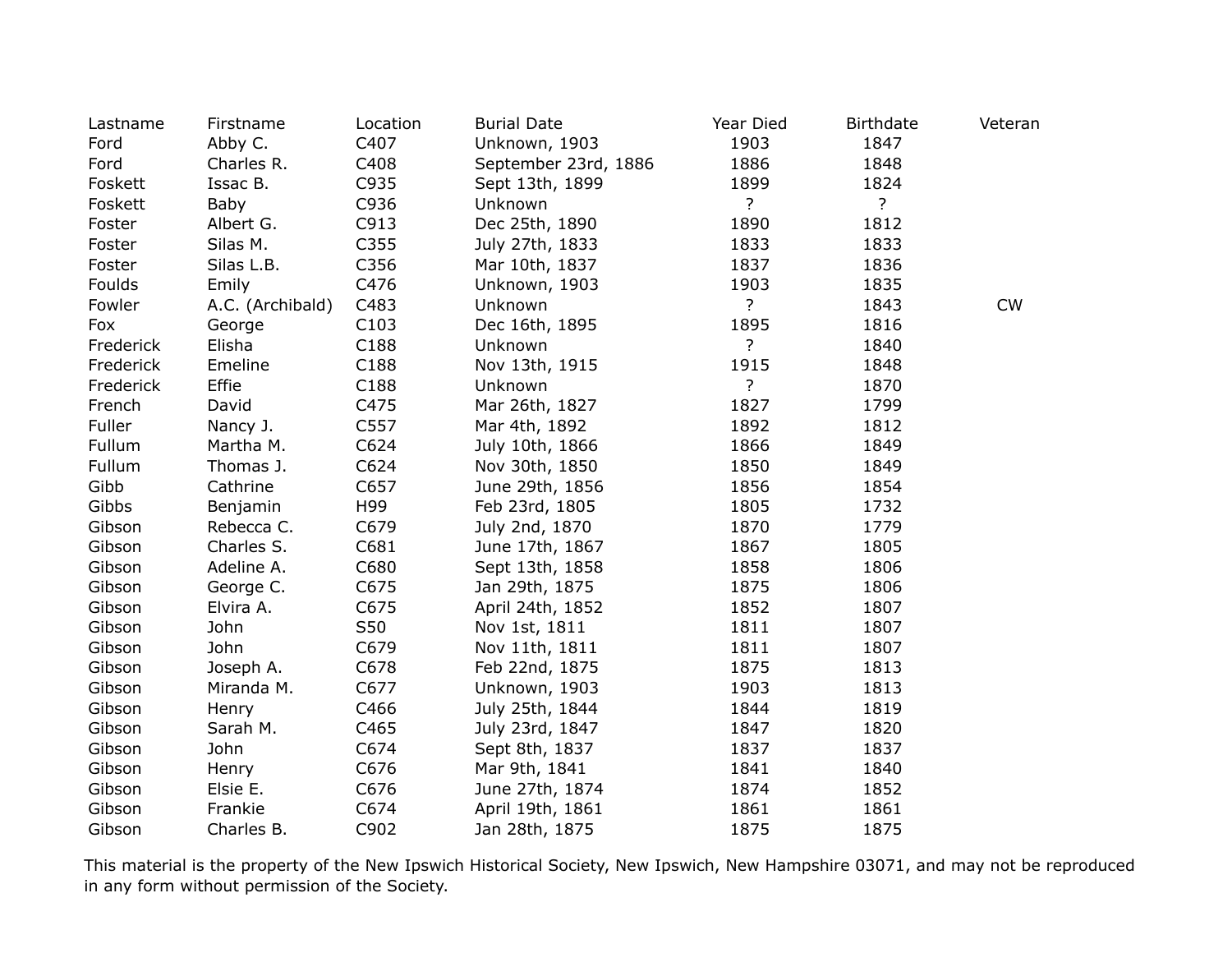| Lastname | Firstname | Location | Burial Date | Year Died | Birthdate | Veteran |
|---|---|---|---|---|---|---|
| Ford | Abby C. | C407 | Unknown, 1903 | 1903 | 1847 | |
| Ford | Charles R. | C408 | September 23rd, 1886 | 1886 | 1848 | |
| Foskett | Issac B. | C935 | Sept 13th, 1899 | 1899 | 1824 | |
| Foskett | Baby | C936 | Unknown | ? | ? | |
| Foster | Albert G. | C913 | Dec 25th, 1890 | 1890 | 1812 | |
| Foster | Silas M. | C355 | July 27th, 1833 | 1833 | 1833 | |
| Foster | Silas L.B. | C356 | Mar 10th, 1837 | 1837 | 1836 | |
| Foulds | Emily | C476 | Unknown, 1903 | 1903 | 1835 | |
| Fowler | A.C. (Archibald) | C483 | Unknown | ? | 1843 | CW |
| Fox | George | C103 | Dec 16th, 1895 | 1895 | 1816 | |
| Frederick | Elisha | C188 | Unknown | ? | 1840 | |
| Frederick | Emeline | C188 | Nov 13th, 1915 | 1915 | 1848 | |
| Frederick | Effie | C188 | Unknown | ? | 1870 | |
| French | David | C475 | Mar 26th, 1827 | 1827 | 1799 | |
| Fuller | Nancy J. | C557 | Mar 4th, 1892 | 1892 | 1812 | |
| Fullum | Martha M. | C624 | July 10th, 1866 | 1866 | 1849 | |
| Fullum | Thomas J. | C624 | Nov 30th, 1850 | 1850 | 1849 | |
| Gibb | Cathrine | C657 | June 29th, 1856 | 1856 | 1854 | |
| Gibbs | Benjamin | H99 | Feb 23rd, 1805 | 1805 | 1732 | |
| Gibson | Rebecca C. | C679 | July 2nd, 1870 | 1870 | 1779 | |
| Gibson | Charles S. | C681 | June 17th, 1867 | 1867 | 1805 | |
| Gibson | Adeline A. | C680 | Sept 13th, 1858 | 1858 | 1806 | |
| Gibson | George C. | C675 | Jan 29th, 1875 | 1875 | 1806 | |
| Gibson | Elvira A. | C675 | April 24th, 1852 | 1852 | 1807 | |
| Gibson | John | S50 | Nov 1st, 1811 | 1811 | 1807 | |
| Gibson | John | C679 | Nov 11th, 1811 | 1811 | 1807 | |
| Gibson | Joseph A. | C678 | Feb 22nd, 1875 | 1875 | 1813 | |
| Gibson | Miranda M. | C677 | Unknown, 1903 | 1903 | 1813 | |
| Gibson | Henry | C466 | July 25th, 1844 | 1844 | 1819 | |
| Gibson | Sarah M. | C465 | July 23rd, 1847 | 1847 | 1820 | |
| Gibson | John | C674 | Sept 8th, 1837 | 1837 | 1837 | |
| Gibson | Henry | C676 | Mar 9th, 1841 | 1841 | 1840 | |
| Gibson | Elsie E. | C676 | June 27th, 1874 | 1874 | 1852 | |
| Gibson | Frankie | C674 | April 19th, 1861 | 1861 | 1861 | |
| Gibson | Charles B. | C902 | Jan 28th, 1875 | 1875 | 1875 | |

This material is the property of the New Ipswich Historical Society, New Ipswich, New Hampshire 03071, and may not be reproduced in any form without permission of the Society.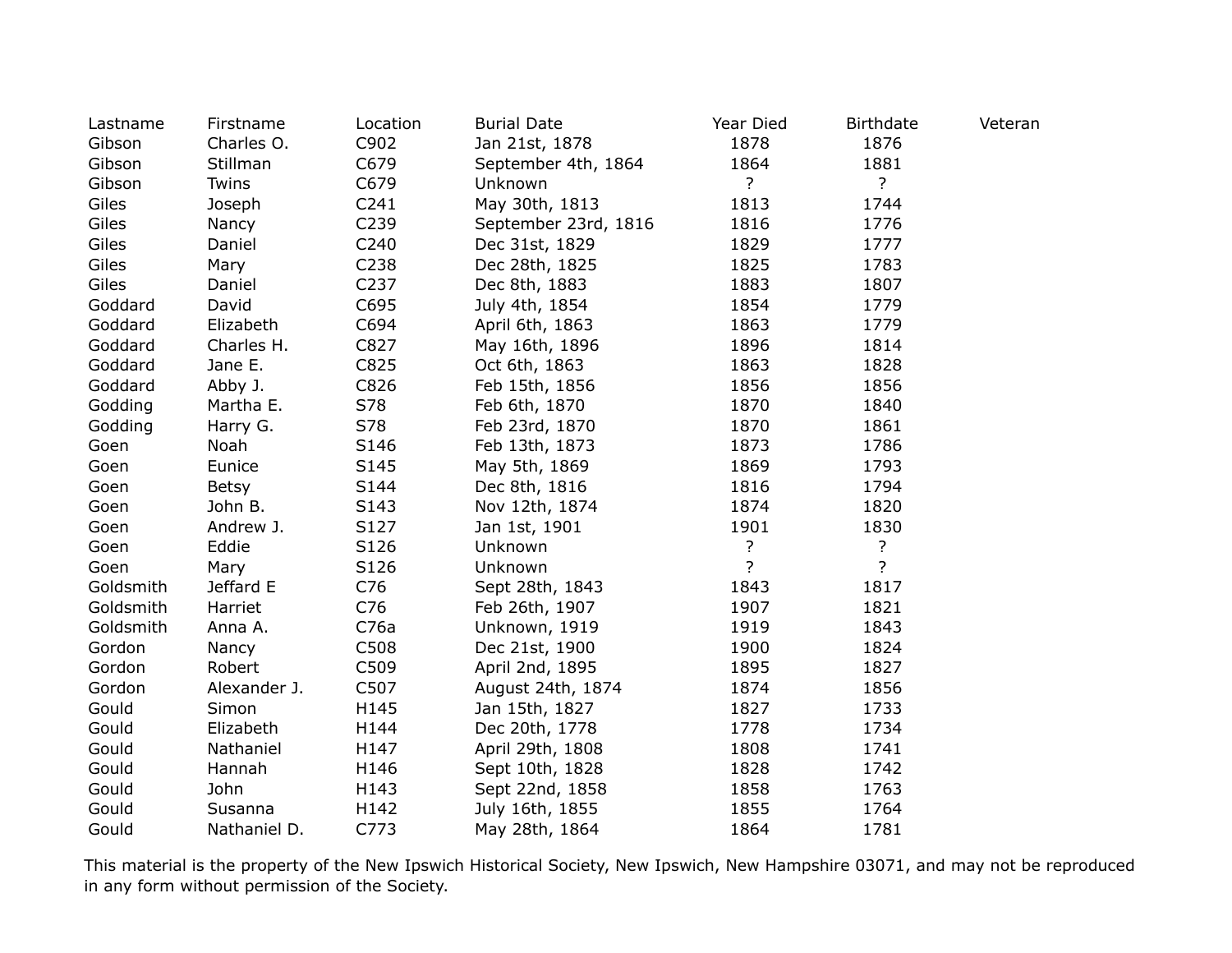| Lastname | Firstname | Location | Burial Date | Year Died | Birthdate | Veteran |
|---|---|---|---|---|---|---|
| Gibson | Charles O. | C902 | Jan 21st, 1878 | 1878 | 1876 | |
| Gibson | Stillman | C679 | September 4th, 1864 | 1864 | 1881 | |
| Gibson | Twins | C679 | Unknown | ? | ? | |
| Giles | Joseph | C241 | May 30th, 1813 | 1813 | 1744 | |
| Giles | Nancy | C239 | September 23rd, 1816 | 1816 | 1776 | |
| Giles | Daniel | C240 | Dec 31st, 1829 | 1829 | 1777 | |
| Giles | Mary | C238 | Dec 28th, 1825 | 1825 | 1783 | |
| Giles | Daniel | C237 | Dec 8th, 1883 | 1883 | 1807 | |
| Goddard | David | C695 | July 4th, 1854 | 1854 | 1779 | |
| Goddard | Elizabeth | C694 | April 6th, 1863 | 1863 | 1779 | |
| Goddard | Charles H. | C827 | May 16th, 1896 | 1896 | 1814 | |
| Goddard | Jane E. | C825 | Oct 6th, 1863 | 1863 | 1828 | |
| Goddard | Abby J. | C826 | Feb 15th, 1856 | 1856 | 1856 | |
| Godding | Martha E. | S78 | Feb 6th, 1870 | 1870 | 1840 | |
| Godding | Harry G. | S78 | Feb 23rd, 1870 | 1870 | 1861 | |
| Goen | Noah | S146 | Feb 13th, 1873 | 1873 | 1786 | |
| Goen | Eunice | S145 | May 5th, 1869 | 1869 | 1793 | |
| Goen | Betsy | S144 | Dec 8th, 1816 | 1816 | 1794 | |
| Goen | John B. | S143 | Nov 12th, 1874 | 1874 | 1820 | |
| Goen | Andrew J. | S127 | Jan 1st, 1901 | 1901 | 1830 | |
| Goen | Eddie | S126 | Unknown | ? | ? | |
| Goen | Mary | S126 | Unknown | ? | ? | |
| Goldsmith | Jeffard E | C76 | Sept 28th, 1843 | 1843 | 1817 | |
| Goldsmith | Harriet | C76 | Feb 26th, 1907 | 1907 | 1821 | |
| Goldsmith | Anna A. | C76a | Unknown, 1919 | 1919 | 1843 | |
| Gordon | Nancy | C508 | Dec 21st, 1900 | 1900 | 1824 | |
| Gordon | Robert | C509 | April 2nd, 1895 | 1895 | 1827 | |
| Gordon | Alexander J. | C507 | August 24th, 1874 | 1874 | 1856 | |
| Gould | Simon | H145 | Jan 15th, 1827 | 1827 | 1733 | |
| Gould | Elizabeth | H144 | Dec 20th, 1778 | 1778 | 1734 | |
| Gould | Nathaniel | H147 | April 29th, 1808 | 1808 | 1741 | |
| Gould | Hannah | H146 | Sept 10th, 1828 | 1828 | 1742 | |
| Gould | John | H143 | Sept 22nd, 1858 | 1858 | 1763 | |
| Gould | Susanna | H142 | July 16th, 1855 | 1855 | 1764 | |
| Gould | Nathaniel D. | C773 | May 28th, 1864 | 1864 | 1781 | |

This material is the property of the New Ipswich Historical Society, New Ipswich, New Hampshire 03071, and may not be reproduced in any form without permission of the Society.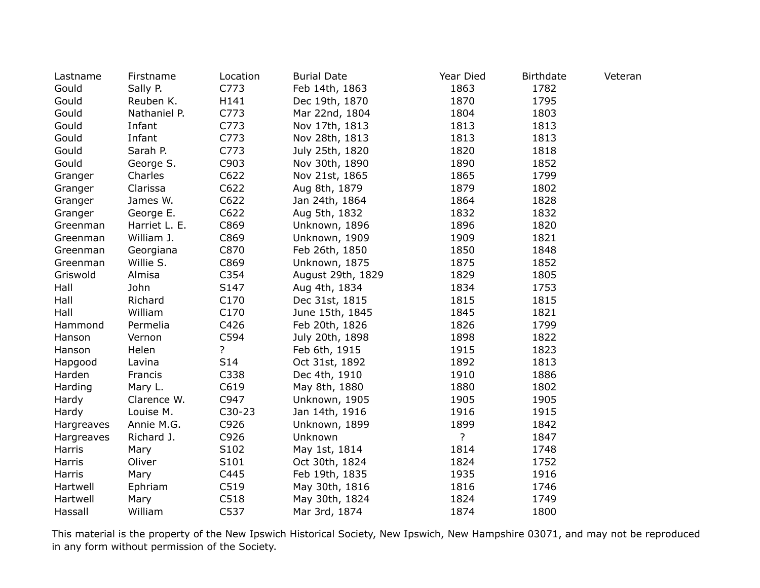| Lastname | Firstname | Location | Burial Date | Year Died | Birthdate | Veteran |
|---|---|---|---|---|---|---|
| Gould | Sally P. | C773 | Feb 14th, 1863 | 1863 | 1782 | |
| Gould | Reuben K. | H141 | Dec 19th, 1870 | 1870 | 1795 | |
| Gould | Nathaniel P. | C773 | Mar 22nd, 1804 | 1804 | 1803 | |
| Gould | Infant | C773 | Nov 17th, 1813 | 1813 | 1813 | |
| Gould | Infant | C773 | Nov 28th, 1813 | 1813 | 1813 | |
| Gould | Sarah P. | C773 | July 25th, 1820 | 1820 | 1818 | |
| Gould | George S. | C903 | Nov 30th, 1890 | 1890 | 1852 | |
| Granger | Charles | C622 | Nov 21st, 1865 | 1865 | 1799 | |
| Granger | Clarissa | C622 | Aug 8th, 1879 | 1879 | 1802 | |
| Granger | James W. | C622 | Jan 24th, 1864 | 1864 | 1828 | |
| Granger | George E. | C622 | Aug 5th, 1832 | 1832 | 1832 | |
| Greenman | Harriet L. E. | C869 | Unknown, 1896 | 1896 | 1820 | |
| Greenman | William J. | C869 | Unknown, 1909 | 1909 | 1821 | |
| Greenman | Georgiana | C870 | Feb 26th, 1850 | 1850 | 1848 | |
| Greenman | Willie S. | C869 | Unknown, 1875 | 1875 | 1852 | |
| Griswold | Almisa | C354 | August 29th, 1829 | 1829 | 1805 | |
| Hall | John | S147 | Aug 4th, 1834 | 1834 | 1753 | |
| Hall | Richard | C170 | Dec 31st, 1815 | 1815 | 1815 | |
| Hall | William | C170 | June 15th, 1845 | 1845 | 1821 | |
| Hammond | Permelia | C426 | Feb 20th, 1826 | 1826 | 1799 | |
| Hanson | Vernon | C594 | July 20th, 1898 | 1898 | 1822 | |
| Hanson | Helen | ? | Feb 6th, 1915 | 1915 | 1823 | |
| Hapgood | Lavina | S14 | Oct 31st, 1892 | 1892 | 1813 | |
| Harden | Francis | C338 | Dec 4th, 1910 | 1910 | 1886 | |
| Harding | Mary L. | C619 | May 8th, 1880 | 1880 | 1802 | |
| Hardy | Clarence W. | C947 | Unknown, 1905 | 1905 | 1905 | |
| Hardy | Louise M. | C30-23 | Jan 14th, 1916 | 1916 | 1915 | |
| Hargreaves | Annie M.G. | C926 | Unknown, 1899 | 1899 | 1842 | |
| Hargreaves | Richard J. | C926 | Unknown | ? | 1847 | |
| Harris | Mary | S102 | May 1st, 1814 | 1814 | 1748 | |
| Harris | Oliver | S101 | Oct 30th, 1824 | 1824 | 1752 | |
| Harris | Mary | C445 | Feb 19th, 1835 | 1935 | 1916 | |
| Hartwell | Ephriam | C519 | May 30th, 1816 | 1816 | 1746 | |
| Hartwell | Mary | C518 | May 30th, 1824 | 1824 | 1749 | |
| Hassall | William | C537 | Mar 3rd, 1874 | 1874 | 1800 | |

This material is the property of the New Ipswich Historical Society, New Ipswich, New Hampshire 03071, and may not be reproduced in any form without permission of the Society.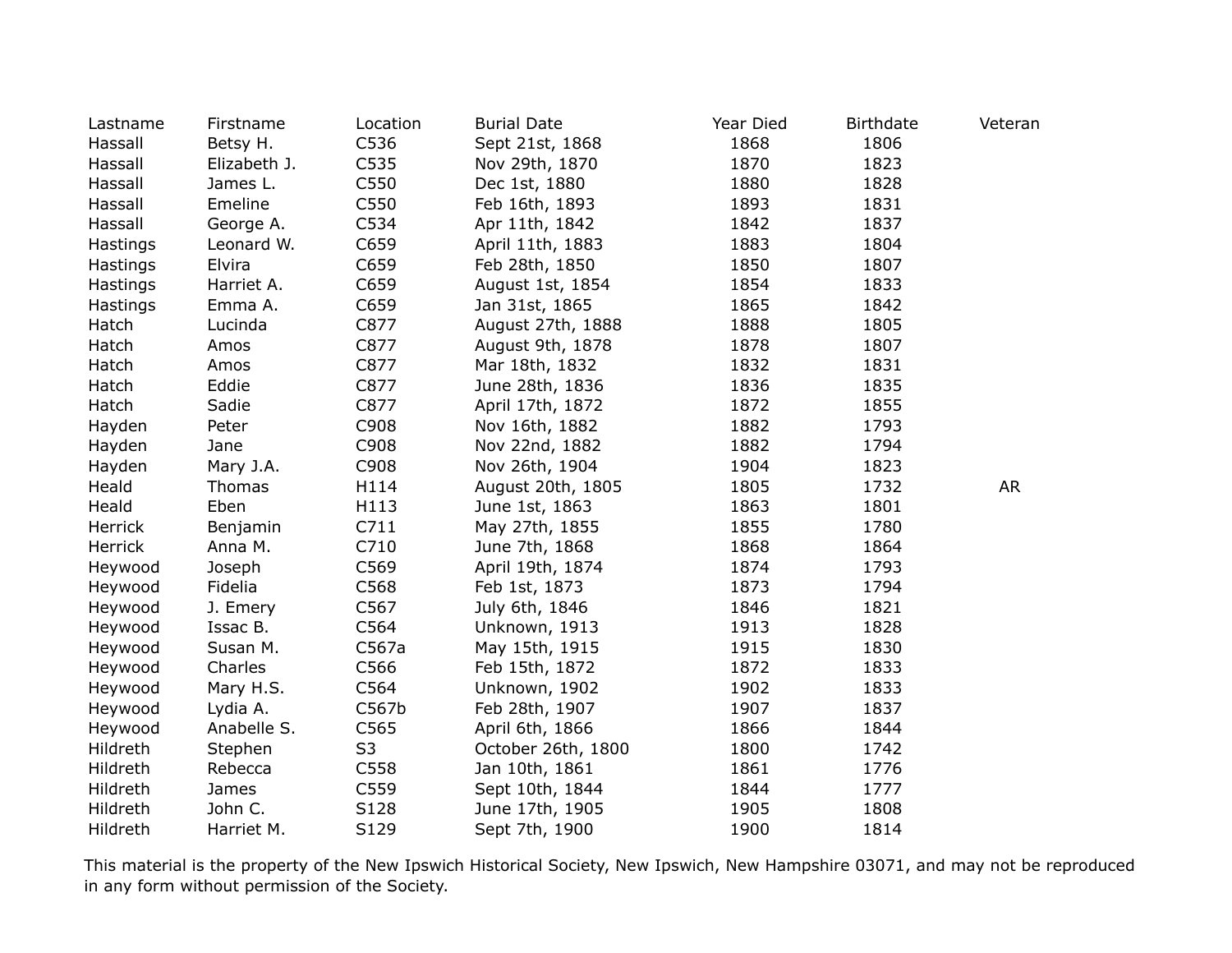| Lastname | Firstname | Location | Burial Date | Year Died | Birthdate | Veteran |
|---|---|---|---|---|---|---|
| Hassall | Betsy H. | C536 | Sept 21st, 1868 | 1868 | 1806 | |
| Hassall | Elizabeth J. | C535 | Nov 29th, 1870 | 1870 | 1823 | |
| Hassall | James L. | C550 | Dec 1st, 1880 | 1880 | 1828 | |
| Hassall | Emeline | C550 | Feb 16th, 1893 | 1893 | 1831 | |
| Hassall | George A. | C534 | Apr 11th, 1842 | 1842 | 1837 | |
| Hastings | Leonard W. | C659 | April 11th, 1883 | 1883 | 1804 | |
| Hastings | Elvira | C659 | Feb 28th, 1850 | 1850 | 1807 | |
| Hastings | Harriet A. | C659 | August 1st, 1854 | 1854 | 1833 | |
| Hastings | Emma A. | C659 | Jan 31st, 1865 | 1865 | 1842 | |
| Hatch | Lucinda | C877 | August 27th, 1888 | 1888 | 1805 | |
| Hatch | Amos | C877 | August 9th, 1878 | 1878 | 1807 | |
| Hatch | Amos | C877 | Mar 18th, 1832 | 1832 | 1831 | |
| Hatch | Eddie | C877 | June 28th, 1836 | 1836 | 1835 | |
| Hatch | Sadie | C877 | April 17th, 1872 | 1872 | 1855 | |
| Hayden | Peter | C908 | Nov 16th, 1882 | 1882 | 1793 | |
| Hayden | Jane | C908 | Nov 22nd, 1882 | 1882 | 1794 | |
| Hayden | Mary J.A. | C908 | Nov 26th, 1904 | 1904 | 1823 | |
| Heald | Thomas | H114 | August 20th, 1805 | 1805 | 1732 | AR |
| Heald | Eben | H113 | June 1st, 1863 | 1863 | 1801 | |
| Herrick | Benjamin | C711 | May 27th, 1855 | 1855 | 1780 | |
| Herrick | Anna M. | C710 | June 7th, 1868 | 1868 | 1864 | |
| Heywood | Joseph | C569 | April 19th, 1874 | 1874 | 1793 | |
| Heywood | Fidelia | C568 | Feb 1st, 1873 | 1873 | 1794 | |
| Heywood | J. Emery | C567 | July 6th, 1846 | 1846 | 1821 | |
| Heywood | Issac B. | C564 | Unknown, 1913 | 1913 | 1828 | |
| Heywood | Susan M. | C567a | May 15th, 1915 | 1915 | 1830 | |
| Heywood | Charles | C566 | Feb 15th, 1872 | 1872 | 1833 | |
| Heywood | Mary H.S. | C564 | Unknown, 1902 | 1902 | 1833 | |
| Heywood | Lydia A. | C567b | Feb 28th, 1907 | 1907 | 1837 | |
| Heywood | Anabelle S. | C565 | April 6th, 1866 | 1866 | 1844 | |
| Hildreth | Stephen | S3 | October 26th, 1800 | 1800 | 1742 | |
| Hildreth | Rebecca | C558 | Jan 10th, 1861 | 1861 | 1776 | |
| Hildreth | James | C559 | Sept 10th, 1844 | 1844 | 1777 | |
| Hildreth | John C. | S128 | June 17th, 1905 | 1905 | 1808 | |
| Hildreth | Harriet M. | S129 | Sept 7th, 1900 | 1900 | 1814 | |

This material is the property of the New Ipswich Historical Society, New Ipswich, New Hampshire 03071, and may not be reproduced in any form without permission of the Society.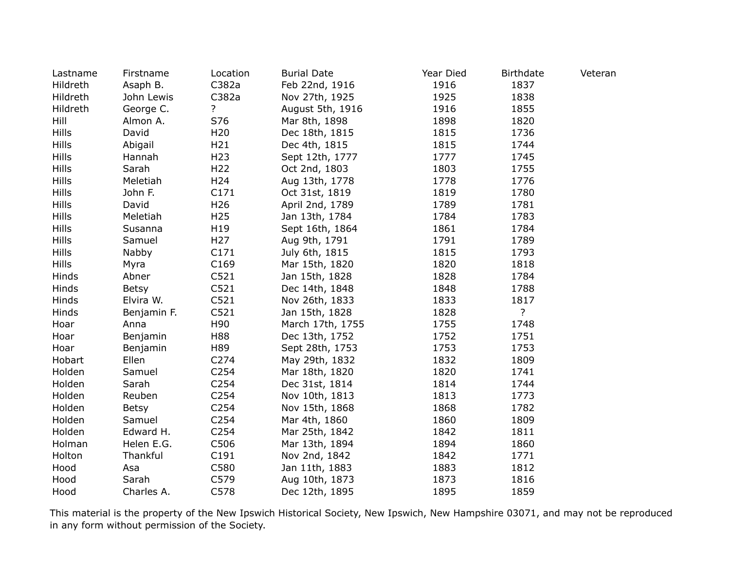| Lastname | Firstname | Location | Burial Date | Year Died | Birthdate | Veteran |
|---|---|---|---|---|---|---|
| Hildreth | Asaph B. | C382a | Feb 22nd, 1916 | 1916 | 1837 | |
| Hildreth | John Lewis | C382a | Nov 27th, 1925 | 1925 | 1838 | |
| Hildreth | George C. | ? | August 5th, 1916 | 1916 | 1855 | |
| Hill | Almon A. | S76 | Mar 8th, 1898 | 1898 | 1820 | |
| Hills | David | H20 | Dec 18th, 1815 | 1815 | 1736 | |
| Hills | Abigail | H21 | Dec 4th, 1815 | 1815 | 1744 | |
| Hills | Hannah | H23 | Sept 12th, 1777 | 1777 | 1745 | |
| Hills | Sarah | H22 | Oct 2nd, 1803 | 1803 | 1755 | |
| Hills | Meletiah | H24 | Aug 13th, 1778 | 1778 | 1776 | |
| Hills | John F. | C171 | Oct 31st, 1819 | 1819 | 1780 | |
| Hills | David | H26 | April 2nd, 1789 | 1789 | 1781 | |
| Hills | Meletiah | H25 | Jan 13th, 1784 | 1784 | 1783 | |
| Hills | Susanna | H19 | Sept 16th, 1864 | 1861 | 1784 | |
| Hills | Samuel | H27 | Aug 9th, 1791 | 1791 | 1789 | |
| Hills | Nabby | C171 | July 6th, 1815 | 1815 | 1793 | |
| Hills | Myra | C169 | Mar 15th, 1820 | 1820 | 1818 | |
| Hinds | Abner | C521 | Jan 15th, 1828 | 1828 | 1784 | |
| Hinds | Betsy | C521 | Dec 14th, 1848 | 1848 | 1788 | |
| Hinds | Elvira W. | C521 | Nov 26th, 1833 | 1833 | 1817 | |
| Hinds | Benjamin F. | C521 | Jan 15th, 1828 | 1828 | ? | |
| Hoar | Anna | H90 | March 17th, 1755 | 1755 | 1748 | |
| Hoar | Benjamin | H88 | Dec 13th, 1752 | 1752 | 1751 | |
| Hoar | Benjamin | H89 | Sept 28th, 1753 | 1753 | 1753 | |
| Hobart | Ellen | C274 | May 29th, 1832 | 1832 | 1809 | |
| Holden | Samuel | C254 | Mar 18th, 1820 | 1820 | 1741 | |
| Holden | Sarah | C254 | Dec 31st, 1814 | 1814 | 1744 | |
| Holden | Reuben | C254 | Nov 10th, 1813 | 1813 | 1773 | |
| Holden | Betsy | C254 | Nov 15th, 1868 | 1868 | 1782 | |
| Holden | Samuel | C254 | Mar 4th, 1860 | 1860 | 1809 | |
| Holden | Edward H. | C254 | Mar 25th, 1842 | 1842 | 1811 | |
| Holman | Helen E.G. | C506 | Mar 13th, 1894 | 1894 | 1860 | |
| Holton | Thankful | C191 | Nov 2nd, 1842 | 1842 | 1771 | |
| Hood | Asa | C580 | Jan 11th, 1883 | 1883 | 1812 | |
| Hood | Sarah | C579 | Aug 10th, 1873 | 1873 | 1816 | |
| Hood | Charles A. | C578 | Dec 12th, 1895 | 1895 | 1859 | |

This material is the property of the New Ipswich Historical Society, New Ipswich, New Hampshire 03071, and may not be reproduced in any form without permission of the Society.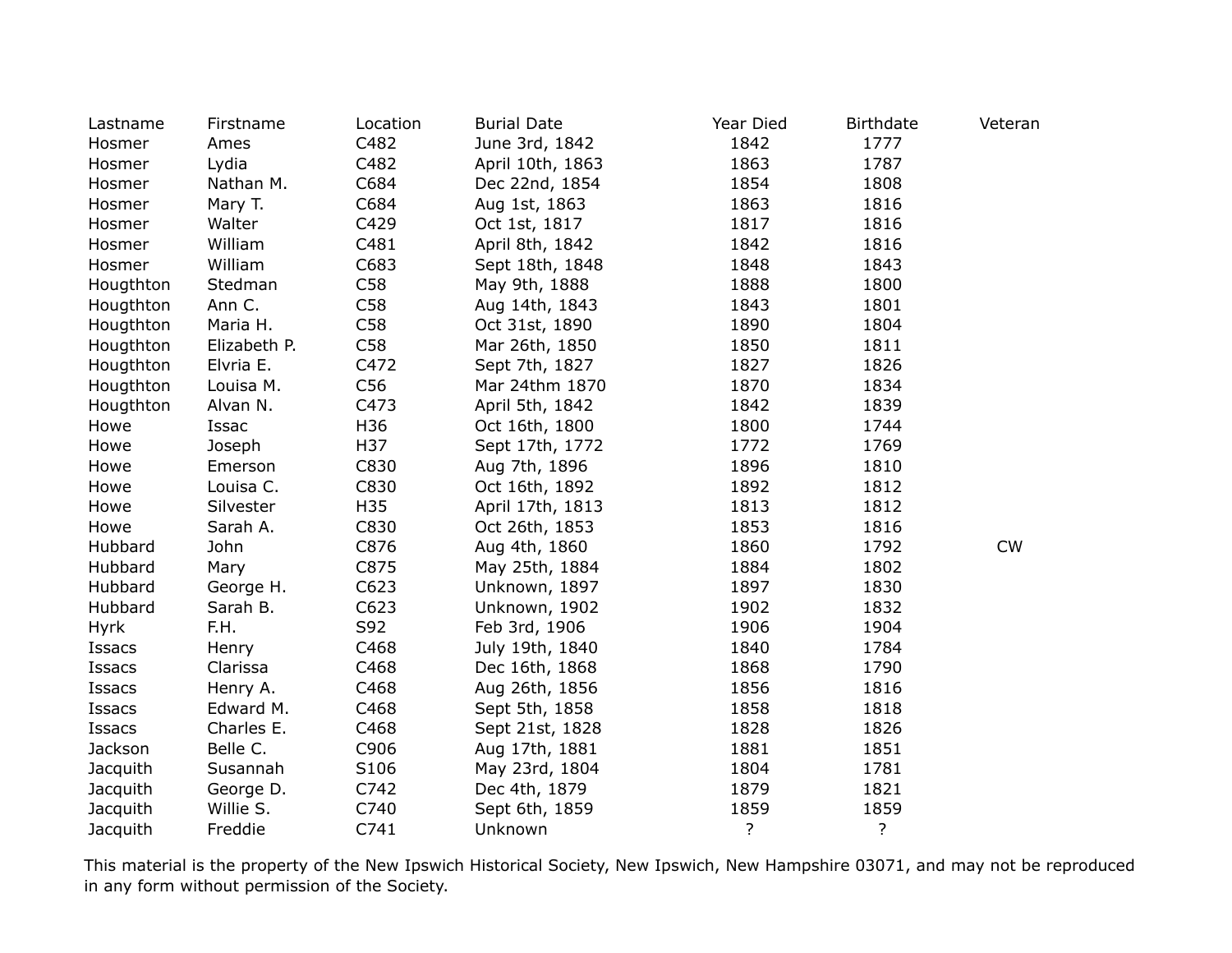| Lastname | Firstname | Location | Burial Date | Year Died | Birthdate | Veteran |
|---|---|---|---|---|---|---|
| Hosmer | Ames | C482 | June 3rd, 1842 | 1842 | 1777 | |
| Hosmer | Lydia | C482 | April 10th, 1863 | 1863 | 1787 | |
| Hosmer | Nathan M. | C684 | Dec 22nd, 1854 | 1854 | 1808 | |
| Hosmer | Mary T. | C684 | Aug 1st, 1863 | 1863 | 1816 | |
| Hosmer | Walter | C429 | Oct 1st, 1817 | 1817 | 1816 | |
| Hosmer | William | C481 | April 8th, 1842 | 1842 | 1816 | |
| Hosmer | William | C683 | Sept 18th, 1848 | 1848 | 1843 | |
| Hougthton | Stedman | C58 | May 9th, 1888 | 1888 | 1800 | |
| Hougthton | Ann C. | C58 | Aug 14th, 1843 | 1843 | 1801 | |
| Hougthton | Maria H. | C58 | Oct 31st, 1890 | 1890 | 1804 | |
| Hougthton | Elizabeth P. | C58 | Mar 26th, 1850 | 1850 | 1811 | |
| Hougthton | Elvria E. | C472 | Sept 7th, 1827 | 1827 | 1826 | |
| Hougthton | Louisa M. | C56 | Mar 24thm 1870 | 1870 | 1834 | |
| Hougthton | Alvan N. | C473 | April 5th, 1842 | 1842 | 1839 | |
| Howe | Issac | H36 | Oct 16th, 1800 | 1800 | 1744 | |
| Howe | Joseph | H37 | Sept 17th, 1772 | 1772 | 1769 | |
| Howe | Emerson | C830 | Aug 7th, 1896 | 1896 | 1810 | |
| Howe | Louisa C. | C830 | Oct 16th, 1892 | 1892 | 1812 | |
| Howe | Silvester | H35 | April 17th, 1813 | 1813 | 1812 | |
| Howe | Sarah A. | C830 | Oct 26th, 1853 | 1853 | 1816 | |
| Hubbard | John | C876 | Aug 4th, 1860 | 1860 | 1792 | CW |
| Hubbard | Mary | C875 | May 25th, 1884 | 1884 | 1802 | |
| Hubbard | George H. | C623 | Unknown, 1897 | 1897 | 1830 | |
| Hubbard | Sarah B. | C623 | Unknown, 1902 | 1902 | 1832 | |
| Hyrk | F.H. | S92 | Feb 3rd, 1906 | 1906 | 1904 | |
| Issacs | Henry | C468 | July 19th, 1840 | 1840 | 1784 | |
| Issacs | Clarissa | C468 | Dec 16th, 1868 | 1868 | 1790 | |
| Issacs | Henry A. | C468 | Aug 26th, 1856 | 1856 | 1816 | |
| Issacs | Edward M. | C468 | Sept 5th, 1858 | 1858 | 1818 | |
| Issacs | Charles E. | C468 | Sept 21st, 1828 | 1828 | 1826 | |
| Jackson | Belle C. | C906 | Aug 17th, 1881 | 1881 | 1851 | |
| Jacquith | Susannah | S106 | May 23rd, 1804 | 1804 | 1781 | |
| Jacquith | George D. | C742 | Dec 4th, 1879 | 1879 | 1821 | |
| Jacquith | Willie S. | C740 | Sept 6th, 1859 | 1859 | 1859 | |
| Jacquith | Freddie | C741 | Unknown | ? | ? | |

This material is the property of the New Ipswich Historical Society, New Ipswich, New Hampshire 03071, and may not be reproduced in any form without permission of the Society.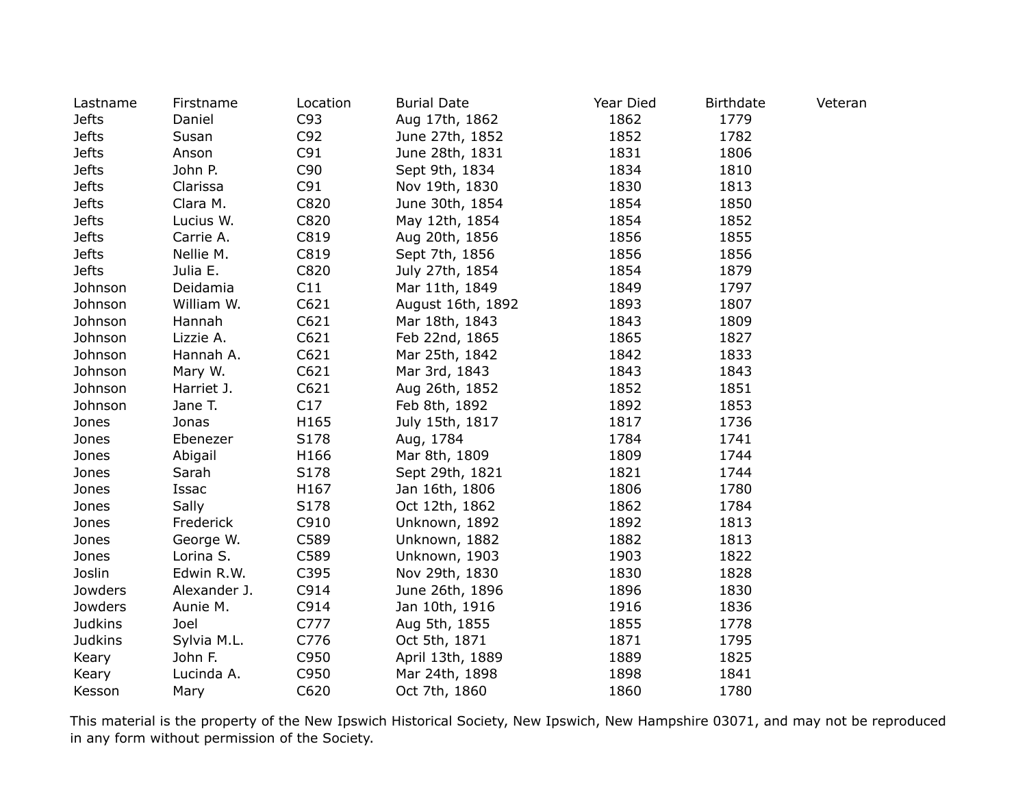| Lastname | Firstname | Location | Burial Date | Year Died | Birthdate | Veteran |
|---|---|---|---|---|---|---|
| Jefts | Daniel | C93 | Aug 17th, 1862 | 1862 | 1779 | |
| Jefts | Susan | C92 | June 27th, 1852 | 1852 | 1782 | |
| Jefts | Anson | C91 | June 28th, 1831 | 1831 | 1806 | |
| Jefts | John P. | C90 | Sept 9th, 1834 | 1834 | 1810 | |
| Jefts | Clarissa | C91 | Nov 19th, 1830 | 1830 | 1813 | |
| Jefts | Clara M. | C820 | June 30th, 1854 | 1854 | 1850 | |
| Jefts | Lucius W. | C820 | May 12th, 1854 | 1854 | 1852 | |
| Jefts | Carrie A. | C819 | Aug 20th, 1856 | 1856 | 1855 | |
| Jefts | Nellie M. | C819 | Sept 7th, 1856 | 1856 | 1856 | |
| Jefts | Julia E. | C820 | July 27th, 1854 | 1854 | 1879 | |
| Johnson | Deidamia | C11 | Mar 11th, 1849 | 1849 | 1797 | |
| Johnson | William W. | C621 | August 16th, 1892 | 1893 | 1807 | |
| Johnson | Hannah | C621 | Mar 18th, 1843 | 1843 | 1809 | |
| Johnson | Lizzie A. | C621 | Feb 22nd, 1865 | 1865 | 1827 | |
| Johnson | Hannah A. | C621 | Mar 25th, 1842 | 1842 | 1833 | |
| Johnson | Mary W. | C621 | Mar 3rd, 1843 | 1843 | 1843 | |
| Johnson | Harriet J. | C621 | Aug 26th, 1852 | 1852 | 1851 | |
| Johnson | Jane T. | C17 | Feb 8th, 1892 | 1892 | 1853 | |
| Jones | Jonas | H165 | July 15th, 1817 | 1817 | 1736 | |
| Jones | Ebenezer | S178 | Aug, 1784 | 1784 | 1741 | |
| Jones | Abigail | H166 | Mar 8th, 1809 | 1809 | 1744 | |
| Jones | Sarah | S178 | Sept 29th, 1821 | 1821 | 1744 | |
| Jones | Issac | H167 | Jan 16th, 1806 | 1806 | 1780 | |
| Jones | Sally | S178 | Oct 12th, 1862 | 1862 | 1784 | |
| Jones | Frederick | C910 | Unknown, 1892 | 1892 | 1813 | |
| Jones | George W. | C589 | Unknown, 1882 | 1882 | 1813 | |
| Jones | Lorina S. | C589 | Unknown, 1903 | 1903 | 1822 | |
| Joslin | Edwin R.W. | C395 | Nov 29th, 1830 | 1830 | 1828 | |
| Jowders | Alexander J. | C914 | June 26th, 1896 | 1896 | 1830 | |
| Jowders | Aunie M. | C914 | Jan 10th, 1916 | 1916 | 1836 | |
| Judkins | Joel | C777 | Aug 5th, 1855 | 1855 | 1778 | |
| Judkins | Sylvia M.L. | C776 | Oct 5th, 1871 | 1871 | 1795 | |
| Keary | John F. | C950 | April 13th, 1889 | 1889 | 1825 | |
| Keary | Lucinda A. | C950 | Mar 24th, 1898 | 1898 | 1841 | |
| Kesson | Mary | C620 | Oct 7th, 1860 | 1860 | 1780 | |

This material is the property of the New Ipswich Historical Society, New Ipswich, New Hampshire 03071, and may not be reproduced in any form without permission of the Society.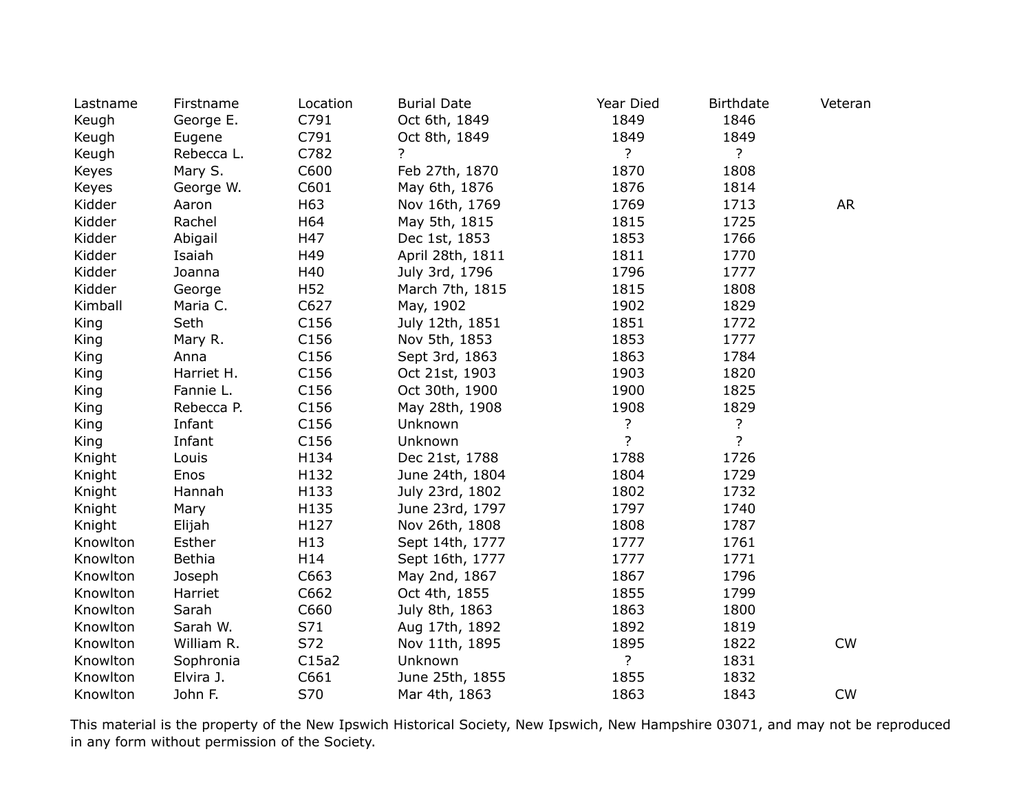| Lastname | Firstname | Location | Burial Date | Year Died | Birthdate | Veteran |
|---|---|---|---|---|---|---|
| Keugh | George E. | C791 | Oct 6th, 1849 | 1849 | 1846 | |
| Keugh | Eugene | C791 | Oct 8th, 1849 | 1849 | 1849 | |
| Keugh | Rebecca L. | C782 | ? | ? | ? | |
| Keyes | Mary S. | C600 | Feb 27th, 1870 | 1870 | 1808 | |
| Keyes | George W. | C601 | May 6th, 1876 | 1876 | 1814 | |
| Kidder | Aaron | H63 | Nov 16th, 1769 | 1769 | 1713 | AR |
| Kidder | Rachel | H64 | May 5th, 1815 | 1815 | 1725 | |
| Kidder | Abigail | H47 | Dec 1st, 1853 | 1853 | 1766 | |
| Kidder | Isaiah | H49 | April 28th, 1811 | 1811 | 1770 | |
| Kidder | Joanna | H40 | July 3rd, 1796 | 1796 | 1777 | |
| Kidder | George | H52 | March 7th, 1815 | 1815 | 1808 | |
| Kimball | Maria C. | C627 | May, 1902 | 1902 | 1829 | |
| King | Seth | C156 | July 12th, 1851 | 1851 | 1772 | |
| King | Mary R. | C156 | Nov 5th, 1853 | 1853 | 1777 | |
| King | Anna | C156 | Sept 3rd, 1863 | 1863 | 1784 | |
| King | Harriet H. | C156 | Oct 21st, 1903 | 1903 | 1820 | |
| King | Fannie L. | C156 | Oct 30th, 1900 | 1900 | 1825 | |
| King | Rebecca P. | C156 | May 28th, 1908 | 1908 | 1829 | |
| King | Infant | C156 | Unknown | ? | ? | |
| King | Infant | C156 | Unknown | ? | ? | |
| Knight | Louis | H134 | Dec 21st, 1788 | 1788 | 1726 | |
| Knight | Enos | H132 | June 24th, 1804 | 1804 | 1729 | |
| Knight | Hannah | H133 | July 23rd, 1802 | 1802 | 1732 | |
| Knight | Mary | H135 | June 23rd, 1797 | 1797 | 1740 | |
| Knight | Elijah | H127 | Nov 26th, 1808 | 1808 | 1787 | |
| Knowlton | Esther | H13 | Sept 14th, 1777 | 1777 | 1761 | |
| Knowlton | Bethia | H14 | Sept 16th, 1777 | 1777 | 1771 | |
| Knowlton | Joseph | C663 | May 2nd, 1867 | 1867 | 1796 | |
| Knowlton | Harriet | C662 | Oct 4th, 1855 | 1855 | 1799 | |
| Knowlton | Sarah | C660 | July 8th, 1863 | 1863 | 1800 | |
| Knowlton | Sarah W. | S71 | Aug 17th, 1892 | 1892 | 1819 | |
| Knowlton | William R. | S72 | Nov 11th, 1895 | 1895 | 1822 | CW |
| Knowlton | Sophronia | C15a2 | Unknown | ? | 1831 | |
| Knowlton | Elvira J. | C661 | June 25th, 1855 | 1855 | 1832 | |
| Knowlton | John F. | S70 | Mar 4th, 1863 | 1863 | 1843 | CW |

This material is the property of the New Ipswich Historical Society, New Ipswich, New Hampshire 03071, and may not be reproduced in any form without permission of the Society.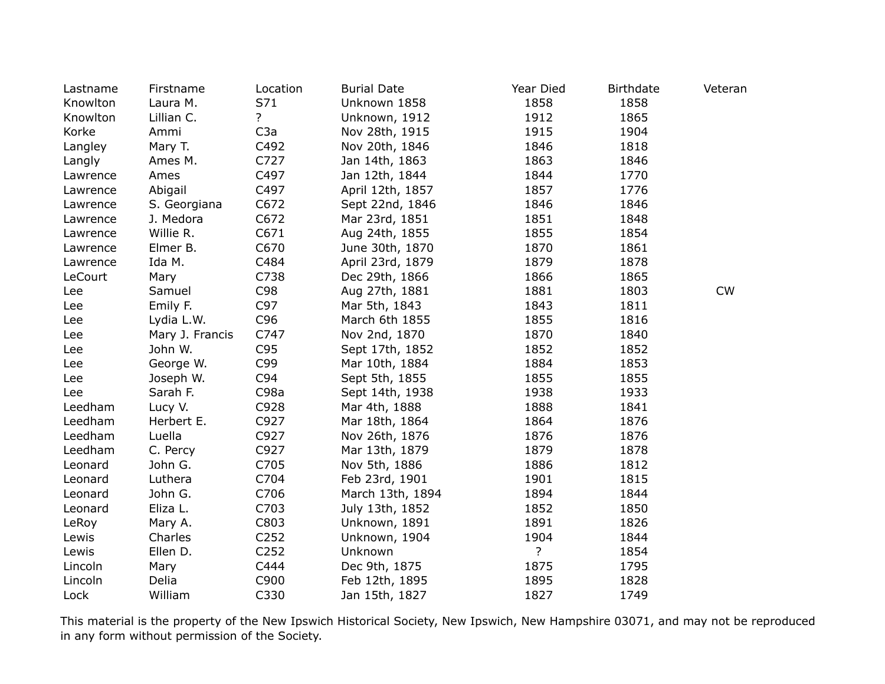| Lastname | Firstname | Location | Burial Date | Year Died | Birthdate | Veteran |
|---|---|---|---|---|---|---|
| Knowlton | Laura M. | S71 | Unknown 1858 | 1858 | 1858 | |
| Knowlton | Lillian C. | ? | Unknown, 1912 | 1912 | 1865 | |
| Korke | Ammi | C3a | Nov 28th, 1915 | 1915 | 1904 | |
| Langley | Mary T. | C492 | Nov 20th, 1846 | 1846 | 1818 | |
| Langly | Ames M. | C727 | Jan 14th, 1863 | 1863 | 1846 | |
| Lawrence | Ames | C497 | Jan 12th, 1844 | 1844 | 1770 | |
| Lawrence | Abigail | C497 | April 12th, 1857 | 1857 | 1776 | |
| Lawrence | S. Georgiana | C672 | Sept 22nd, 1846 | 1846 | 1846 | |
| Lawrence | J. Medora | C672 | Mar 23rd, 1851 | 1851 | 1848 | |
| Lawrence | Willie R. | C671 | Aug 24th, 1855 | 1855 | 1854 | |
| Lawrence | Elmer B. | C670 | June 30th, 1870 | 1870 | 1861 | |
| Lawrence | Ida M. | C484 | April 23rd, 1879 | 1879 | 1878 | |
| LeCourt | Mary | C738 | Dec 29th, 1866 | 1866 | 1865 | |
| Lee | Samuel | C98 | Aug 27th, 1881 | 1881 | 1803 | CW |
| Lee | Emily F. | C97 | Mar 5th, 1843 | 1843 | 1811 | |
| Lee | Lydia L.W. | C96 | March 6th 1855 | 1855 | 1816 | |
| Lee | Mary J. Francis | C747 | Nov 2nd, 1870 | 1870 | 1840 | |
| Lee | John W. | C95 | Sept 17th, 1852 | 1852 | 1852 | |
| Lee | George W. | C99 | Mar 10th, 1884 | 1884 | 1853 | |
| Lee | Joseph W. | C94 | Sept 5th, 1855 | 1855 | 1855 | |
| Lee | Sarah F. | C98a | Sept 14th, 1938 | 1938 | 1933 | |
| Leedham | Lucy V. | C928 | Mar 4th, 1888 | 1888 | 1841 | |
| Leedham | Herbert E. | C927 | Mar 18th, 1864 | 1864 | 1876 | |
| Leedham | Luella | C927 | Nov 26th, 1876 | 1876 | 1876 | |
| Leedham | C. Percy | C927 | Mar 13th, 1879 | 1879 | 1878 | |
| Leonard | John G. | C705 | Nov 5th, 1886 | 1886 | 1812 | |
| Leonard | Luthera | C704 | Feb 23rd, 1901 | 1901 | 1815 | |
| Leonard | John G. | C706 | March 13th, 1894 | 1894 | 1844 | |
| Leonard | Eliza L. | C703 | July 13th, 1852 | 1852 | 1850 | |
| LeRoy | Mary A. | C803 | Unknown, 1891 | 1891 | 1826 | |
| Lewis | Charles | C252 | Unknown, 1904 | 1904 | 1844 | |
| Lewis | Ellen D. | C252 | Unknown | ? | 1854 | |
| Lincoln | Mary | C444 | Dec 9th, 1875 | 1875 | 1795 | |
| Lincoln | Delia | C900 | Feb 12th, 1895 | 1895 | 1828 | |
| Lock | William | C330 | Jan 15th, 1827 | 1827 | 1749 | |

This material is the property of the New Ipswich Historical Society, New Ipswich, New Hampshire 03071, and may not be reproduced in any form without permission of the Society.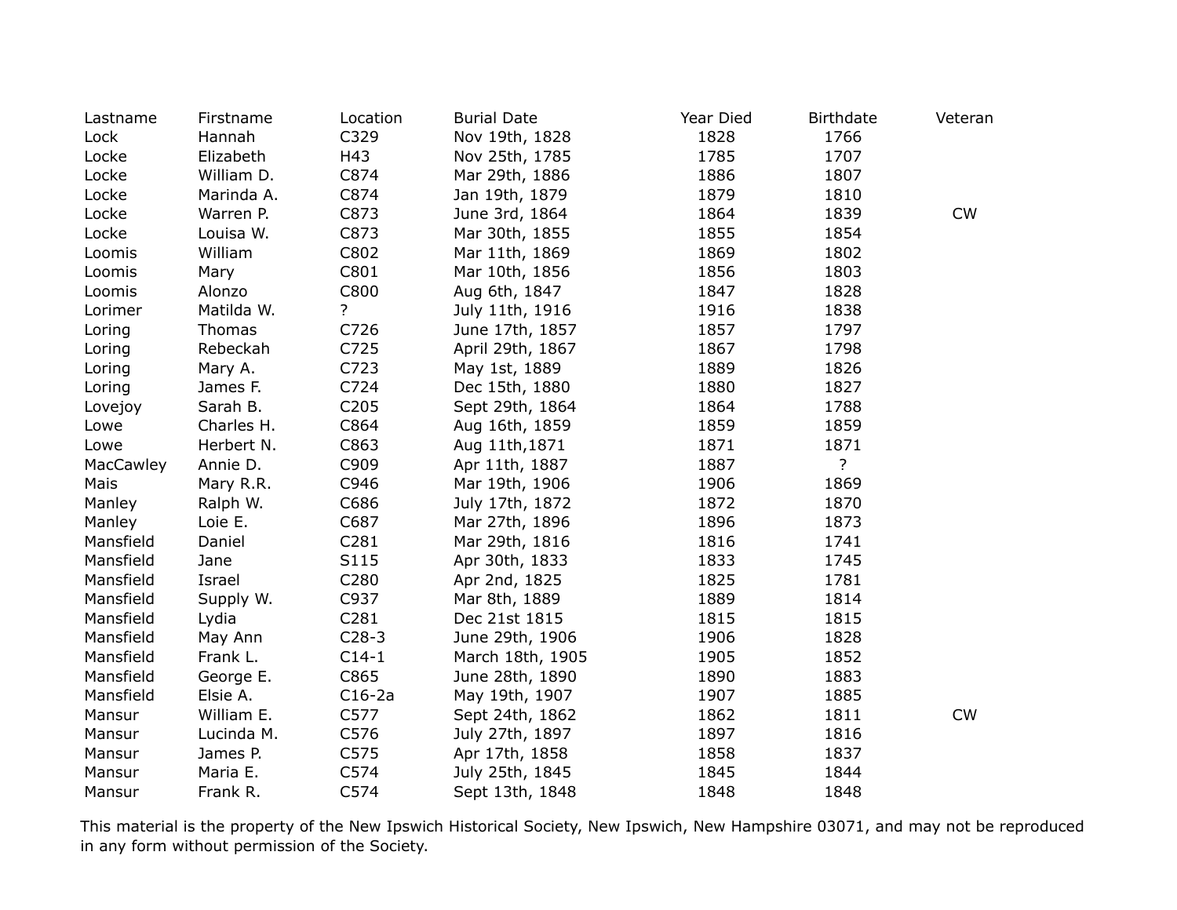| Lastname | Firstname | Location | Burial Date | Year Died | Birthdate | Veteran |
|---|---|---|---|---|---|---|
| Lock | Hannah | C329 | Nov 19th, 1828 | 1828 | 1766 | |
| Locke | Elizabeth | H43 | Nov 25th, 1785 | 1785 | 1707 | |
| Locke | William D. | C874 | Mar 29th, 1886 | 1886 | 1807 | |
| Locke | Marinda A. | C874 | Jan 19th, 1879 | 1879 | 1810 | |
| Locke | Warren P. | C873 | June 3rd, 1864 | 1864 | 1839 | CW |
| Locke | Louisa W. | C873 | Mar 30th, 1855 | 1855 | 1854 | |
| Loomis | William | C802 | Mar 11th, 1869 | 1869 | 1802 | |
| Loomis | Mary | C801 | Mar 10th, 1856 | 1856 | 1803 | |
| Loomis | Alonzo | C800 | Aug 6th, 1847 | 1847 | 1828 | |
| Lorimer | Matilda W. | ? | July 11th, 1916 | 1916 | 1838 | |
| Loring | Thomas | C726 | June 17th, 1857 | 1857 | 1797 | |
| Loring | Rebeckah | C725 | April 29th, 1867 | 1867 | 1798 | |
| Loring | Mary A. | C723 | May 1st, 1889 | 1889 | 1826 | |
| Loring | James F. | C724 | Dec 15th, 1880 | 1880 | 1827 | |
| Lovejoy | Sarah B. | C205 | Sept 29th, 1864 | 1864 | 1788 | |
| Lowe | Charles H. | C864 | Aug 16th, 1859 | 1859 | 1859 | |
| Lowe | Herbert N. | C863 | Aug 11th,1871 | 1871 | 1871 | |
| MacCawley | Annie D. | C909 | Apr 11th, 1887 | 1887 | ? | |
| Mais | Mary R.R. | C946 | Mar 19th, 1906 | 1906 | 1869 | |
| Manley | Ralph W. | C686 | July 17th, 1872 | 1872 | 1870 | |
| Manley | Loie E. | C687 | Mar 27th, 1896 | 1896 | 1873 | |
| Mansfield | Daniel | C281 | Mar 29th, 1816 | 1816 | 1741 | |
| Mansfield | Jane | S115 | Apr 30th, 1833 | 1833 | 1745 | |
| Mansfield | Israel | C280 | Apr 2nd, 1825 | 1825 | 1781 | |
| Mansfield | Supply W. | C937 | Mar 8th, 1889 | 1889 | 1814 | |
| Mansfield | Lydia | C281 | Dec 21st 1815 | 1815 | 1815 | |
| Mansfield | May Ann | C28-3 | June 29th, 1906 | 1906 | 1828 | |
| Mansfield | Frank L. | C14-1 | March 18th, 1905 | 1905 | 1852 | |
| Mansfield | George E. | C865 | June 28th, 1890 | 1890 | 1883 | |
| Mansfield | Elsie A. | C16-2a | May 19th, 1907 | 1907 | 1885 | |
| Mansur | William E. | C577 | Sept 24th, 1862 | 1862 | 1811 | CW |
| Mansur | Lucinda M. | C576 | July 27th, 1897 | 1897 | 1816 | |
| Mansur | James P. | C575 | Apr 17th, 1858 | 1858 | 1837 | |
| Mansur | Maria E. | C574 | July 25th, 1845 | 1845 | 1844 | |
| Mansur | Frank R. | C574 | Sept 13th, 1848 | 1848 | 1848 | |

This material is the property of the New Ipswich Historical Society, New Ipswich, New Hampshire 03071, and may not be reproduced in any form without permission of the Society.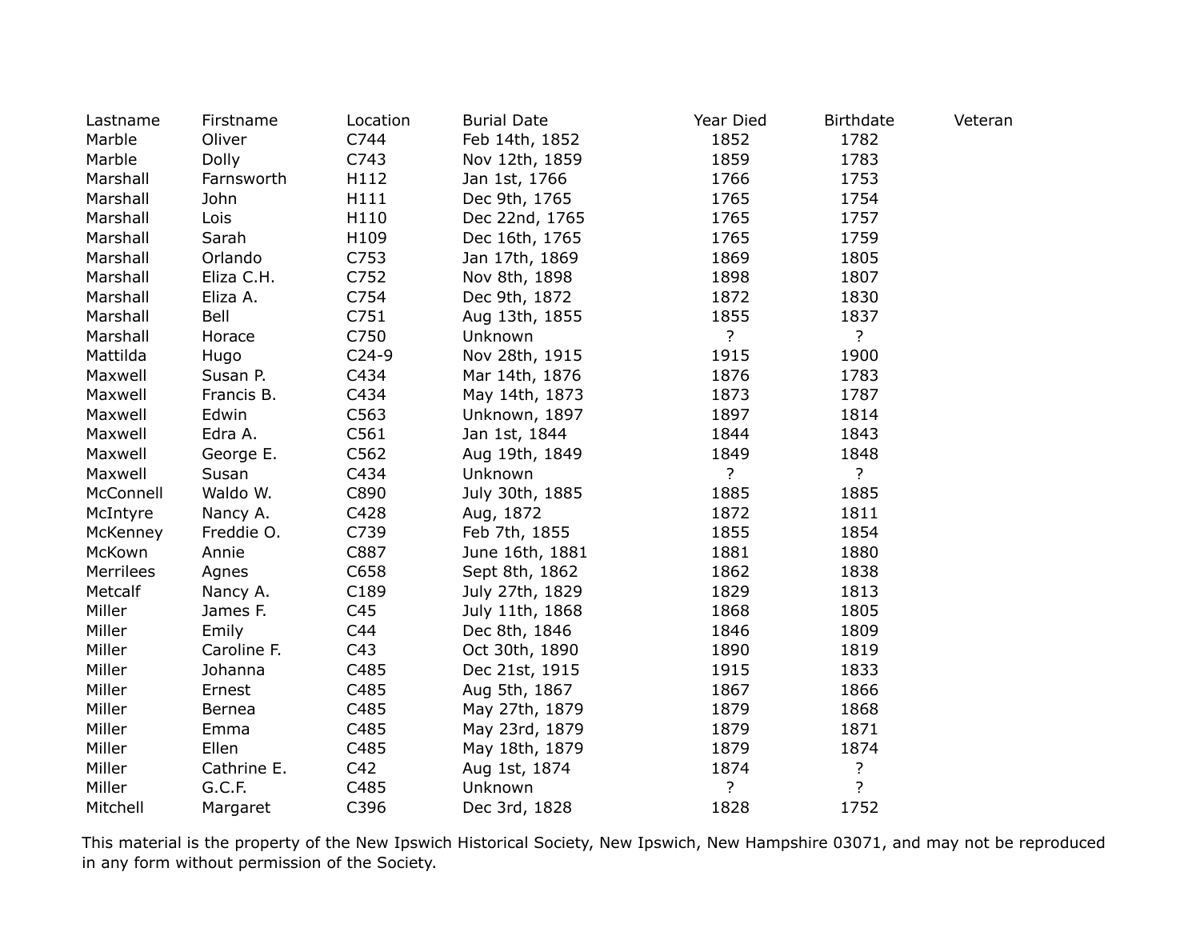| Lastname | Firstname | Location | Burial Date | Year Died | Birthdate | Veteran |
|---|---|---|---|---|---|---|
| Marble | Oliver | C744 | Feb 14th, 1852 | 1852 | 1782 | |
| Marble | Dolly | C743 | Nov 12th, 1859 | 1859 | 1783 | |
| Marshall | Farnsworth | H112 | Jan 1st, 1766 | 1766 | 1753 | |
| Marshall | John | H111 | Dec 9th, 1765 | 1765 | 1754 | |
| Marshall | Lois | H110 | Dec 22nd, 1765 | 1765 | 1757 | |
| Marshall | Sarah | H109 | Dec 16th, 1765 | 1765 | 1759 | |
| Marshall | Orlando | C753 | Jan 17th, 1869 | 1869 | 1805 | |
| Marshall | Eliza C.H. | C752 | Nov 8th, 1898 | 1898 | 1807 | |
| Marshall | Eliza A. | C754 | Dec 9th, 1872 | 1872 | 1830 | |
| Marshall | Bell | C751 | Aug 13th, 1855 | 1855 | 1837 | |
| Marshall | Horace | C750 | Unknown | ? | ? | |
| Mattilda | Hugo | C24-9 | Nov 28th, 1915 | 1915 | 1900 | |
| Maxwell | Susan P. | C434 | Mar 14th, 1876 | 1876 | 1783 | |
| Maxwell | Francis B. | C434 | May 14th, 1873 | 1873 | 1787 | |
| Maxwell | Edwin | C563 | Unknown, 1897 | 1897 | 1814 | |
| Maxwell | Edra A. | C561 | Jan 1st, 1844 | 1844 | 1843 | |
| Maxwell | George E. | C562 | Aug 19th, 1849 | 1849 | 1848 | |
| Maxwell | Susan | C434 | Unknown | ? | ? | |
| McConnell | Waldo W. | C890 | July 30th, 1885 | 1885 | 1885 | |
| McIntyre | Nancy A. | C428 | Aug, 1872 | 1872 | 1811 | |
| McKenney | Freddie O. | C739 | Feb 7th, 1855 | 1855 | 1854 | |
| McKown | Annie | C887 | June 16th, 1881 | 1881 | 1880 | |
| Merrilees | Agnes | C658 | Sept 8th, 1862 | 1862 | 1838 | |
| Metcalf | Nancy A. | C189 | July 27th, 1829 | 1829 | 1813 | |
| Miller | James F. | C45 | July 11th, 1868 | 1868 | 1805 | |
| Miller | Emily | C44 | Dec 8th, 1846 | 1846 | 1809 | |
| Miller | Caroline F. | C43 | Oct 30th, 1890 | 1890 | 1819 | |
| Miller | Johanna | C485 | Dec 21st, 1915 | 1915 | 1833 | |
| Miller | Ernest | C485 | Aug 5th, 1867 | 1867 | 1866 | |
| Miller | Bernea | C485 | May 27th, 1879 | 1879 | 1868 | |
| Miller | Emma | C485 | May 23rd, 1879 | 1879 | 1871 | |
| Miller | Ellen | C485 | May 18th, 1879 | 1879 | 1874 | |
| Miller | Cathrine E. | C42 | Aug 1st, 1874 | 1874 | ? | |
| Miller | G.C.F. | C485 | Unknown | ? | ? | |
| Mitchell | Margaret | C396 | Dec 3rd, 1828 | 1828 | 1752 | |

This material is the property of the New Ipswich Historical Society, New Ipswich, New Hampshire 03071, and may not be reproduced in any form without permission of the Society.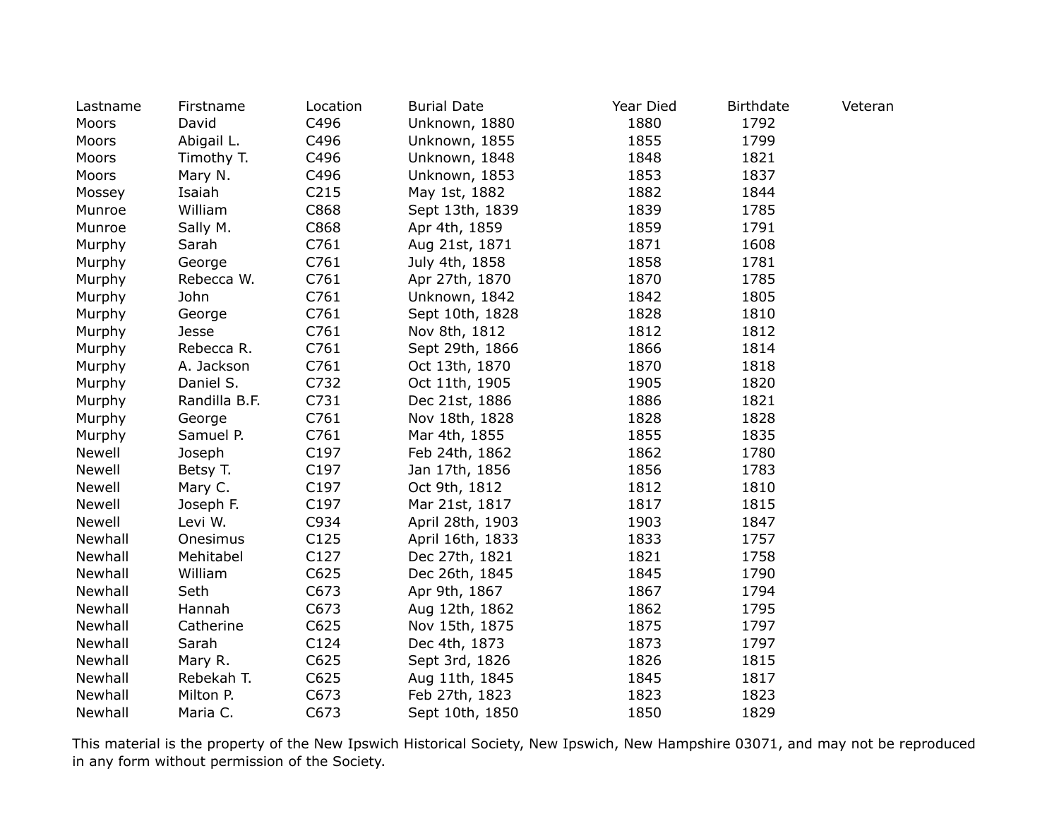| Lastname | Firstname | Location | Burial Date | Year Died | Birthdate | Veteran |
|---|---|---|---|---|---|---|
| Moors | David | C496 | Unknown, 1880 | 1880 | 1792 | |
| Moors | Abigail L. | C496 | Unknown, 1855 | 1855 | 1799 | |
| Moors | Timothy T. | C496 | Unknown, 1848 | 1848 | 1821 | |
| Moors | Mary N. | C496 | Unknown, 1853 | 1853 | 1837 | |
| Mossey | Isaiah | C215 | May 1st, 1882 | 1882 | 1844 | |
| Munroe | William | C868 | Sept 13th, 1839 | 1839 | 1785 | |
| Munroe | Sally M. | C868 | Apr 4th, 1859 | 1859 | 1791 | |
| Murphy | Sarah | C761 | Aug 21st, 1871 | 1871 | 1608 | |
| Murphy | George | C761 | July 4th, 1858 | 1858 | 1781 | |
| Murphy | Rebecca W. | C761 | Apr 27th, 1870 | 1870 | 1785 | |
| Murphy | John | C761 | Unknown, 1842 | 1842 | 1805 | |
| Murphy | George | C761 | Sept 10th, 1828 | 1828 | 1810 | |
| Murphy | Jesse | C761 | Nov 8th, 1812 | 1812 | 1812 | |
| Murphy | Rebecca R. | C761 | Sept 29th, 1866 | 1866 | 1814 | |
| Murphy | A. Jackson | C761 | Oct 13th, 1870 | 1870 | 1818 | |
| Murphy | Daniel S. | C732 | Oct 11th, 1905 | 1905 | 1820 | |
| Murphy | Randilla B.F. | C731 | Dec 21st, 1886 | 1886 | 1821 | |
| Murphy | George | C761 | Nov 18th, 1828 | 1828 | 1828 | |
| Murphy | Samuel P. | C761 | Mar 4th, 1855 | 1855 | 1835 | |
| Newell | Joseph | C197 | Feb 24th, 1862 | 1862 | 1780 | |
| Newell | Betsy T. | C197 | Jan 17th, 1856 | 1856 | 1783 | |
| Newell | Mary C. | C197 | Oct 9th, 1812 | 1812 | 1810 | |
| Newell | Joseph F. | C197 | Mar 21st, 1817 | 1817 | 1815 | |
| Newell | Levi W. | C934 | April 28th, 1903 | 1903 | 1847 | |
| Newhall | Onesimus | C125 | April 16th, 1833 | 1833 | 1757 | |
| Newhall | Mehitabel | C127 | Dec 27th, 1821 | 1821 | 1758 | |
| Newhall | William | C625 | Dec 26th, 1845 | 1845 | 1790 | |
| Newhall | Seth | C673 | Apr 9th, 1867 | 1867 | 1794 | |
| Newhall | Hannah | C673 | Aug 12th, 1862 | 1862 | 1795 | |
| Newhall | Catherine | C625 | Nov 15th, 1875 | 1875 | 1797 | |
| Newhall | Sarah | C124 | Dec 4th, 1873 | 1873 | 1797 | |
| Newhall | Mary R. | C625 | Sept 3rd, 1826 | 1826 | 1815 | |
| Newhall | Rebekah T. | C625 | Aug 11th, 1845 | 1845 | 1817 | |
| Newhall | Milton P. | C673 | Feb 27th, 1823 | 1823 | 1823 | |
| Newhall | Maria C. | C673 | Sept 10th, 1850 | 1850 | 1829 | |

This material is the property of the New Ipswich Historical Society, New Ipswich, New Hampshire 03071, and may not be reproduced in any form without permission of the Society.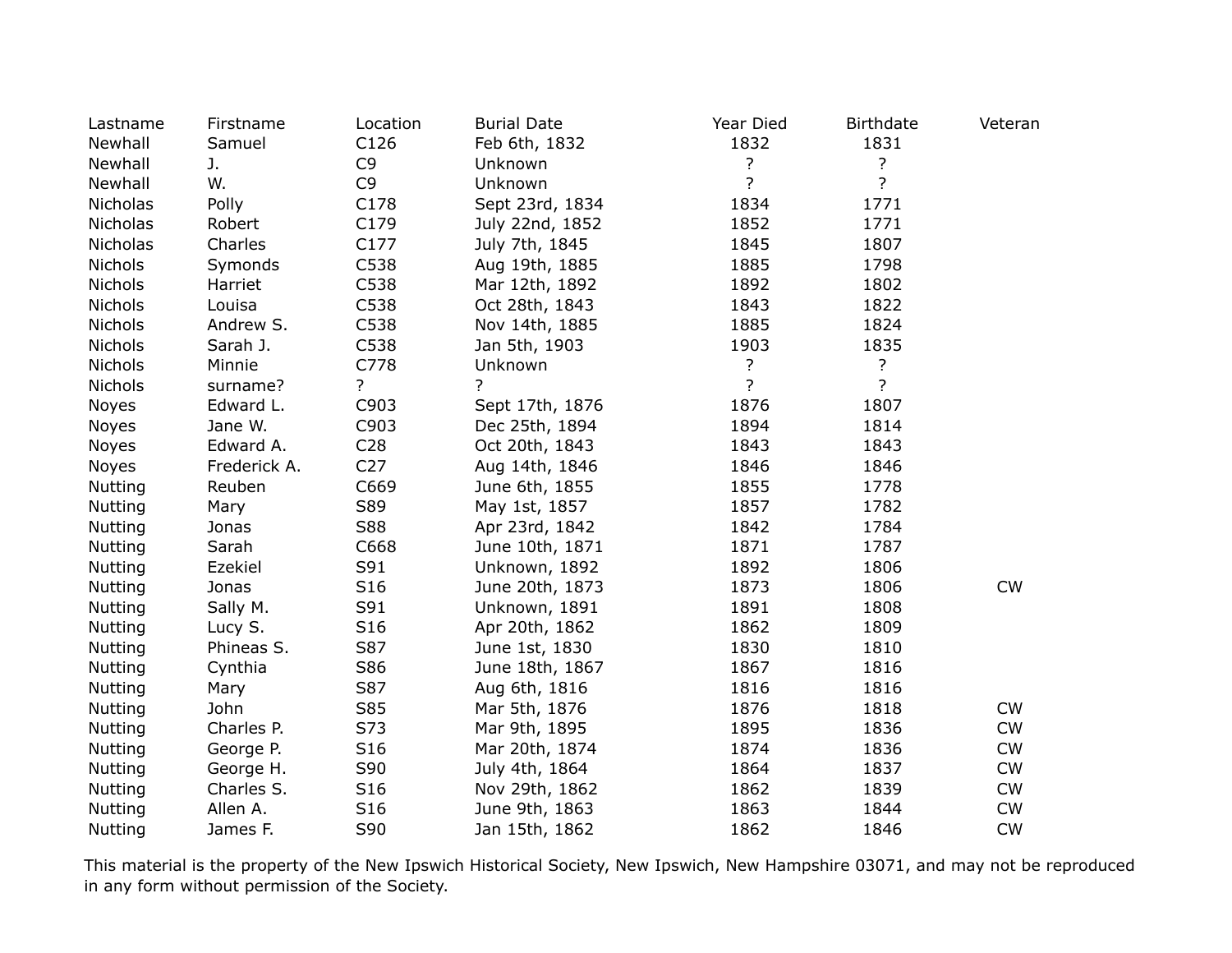| Lastname | Firstname | Location | Burial Date | Year Died | Birthdate | Veteran |
|---|---|---|---|---|---|---|
| Newhall | Samuel | C126 | Feb 6th, 1832 | 1832 | 1831 | |
| Newhall | J. | C9 | Unknown | ? | ? | |
| Newhall | W. | C9 | Unknown | ? | ? | |
| Nicholas | Polly | C178 | Sept 23rd, 1834 | 1834 | 1771 | |
| Nicholas | Robert | C179 | July 22nd, 1852 | 1852 | 1771 | |
| Nicholas | Charles | C177 | July 7th, 1845 | 1845 | 1807 | |
| Nichols | Symonds | C538 | Aug 19th, 1885 | 1885 | 1798 | |
| Nichols | Harriet | C538 | Mar 12th, 1892 | 1892 | 1802 | |
| Nichols | Louisa | C538 | Oct 28th, 1843 | 1843 | 1822 | |
| Nichols | Andrew S. | C538 | Nov 14th, 1885 | 1885 | 1824 | |
| Nichols | Sarah J. | C538 | Jan 5th, 1903 | 1903 | 1835 | |
| Nichols | Minnie | C778 | Unknown | ? | ? | |
| Nichols | surname? | ? | ? | ? | ? | |
| Noyes | Edward L. | C903 | Sept 17th, 1876 | 1876 | 1807 | |
| Noyes | Jane W. | C903 | Dec 25th, 1894 | 1894 | 1814 | |
| Noyes | Edward A. | C28 | Oct 20th, 1843 | 1843 | 1843 | |
| Noyes | Frederick A. | C27 | Aug 14th, 1846 | 1846 | 1846 | |
| Nutting | Reuben | C669 | June 6th, 1855 | 1855 | 1778 | |
| Nutting | Mary | S89 | May 1st, 1857 | 1857 | 1782 | |
| Nutting | Jonas | S88 | Apr 23rd, 1842 | 1842 | 1784 | |
| Nutting | Sarah | C668 | June 10th, 1871 | 1871 | 1787 | |
| Nutting | Ezekiel | S91 | Unknown, 1892 | 1892 | 1806 | |
| Nutting | Jonas | S16 | June 20th, 1873 | 1873 | 1806 | CW |
| Nutting | Sally M. | S91 | Unknown, 1891 | 1891 | 1808 | |
| Nutting | Lucy S. | S16 | Apr 20th, 1862 | 1862 | 1809 | |
| Nutting | Phineas S. | S87 | June 1st, 1830 | 1830 | 1810 | |
| Nutting | Cynthia | S86 | June 18th, 1867 | 1867 | 1816 | |
| Nutting | Mary | S87 | Aug 6th, 1816 | 1816 | 1816 | |
| Nutting | John | S85 | Mar 5th, 1876 | 1876 | 1818 | CW |
| Nutting | Charles P. | S73 | Mar 9th, 1895 | 1895 | 1836 | CW |
| Nutting | George P. | S16 | Mar 20th, 1874 | 1874 | 1836 | CW |
| Nutting | George H. | S90 | July 4th, 1864 | 1864 | 1837 | CW |
| Nutting | Charles S. | S16 | Nov 29th, 1862 | 1862 | 1839 | CW |
| Nutting | Allen A. | S16 | June 9th, 1863 | 1863 | 1844 | CW |
| Nutting | James F. | S90 | Jan 15th, 1862 | 1862 | 1846 | CW |

This material is the property of the New Ipswich Historical Society, New Ipswich, New Hampshire 03071, and may not be reproduced in any form without permission of the Society.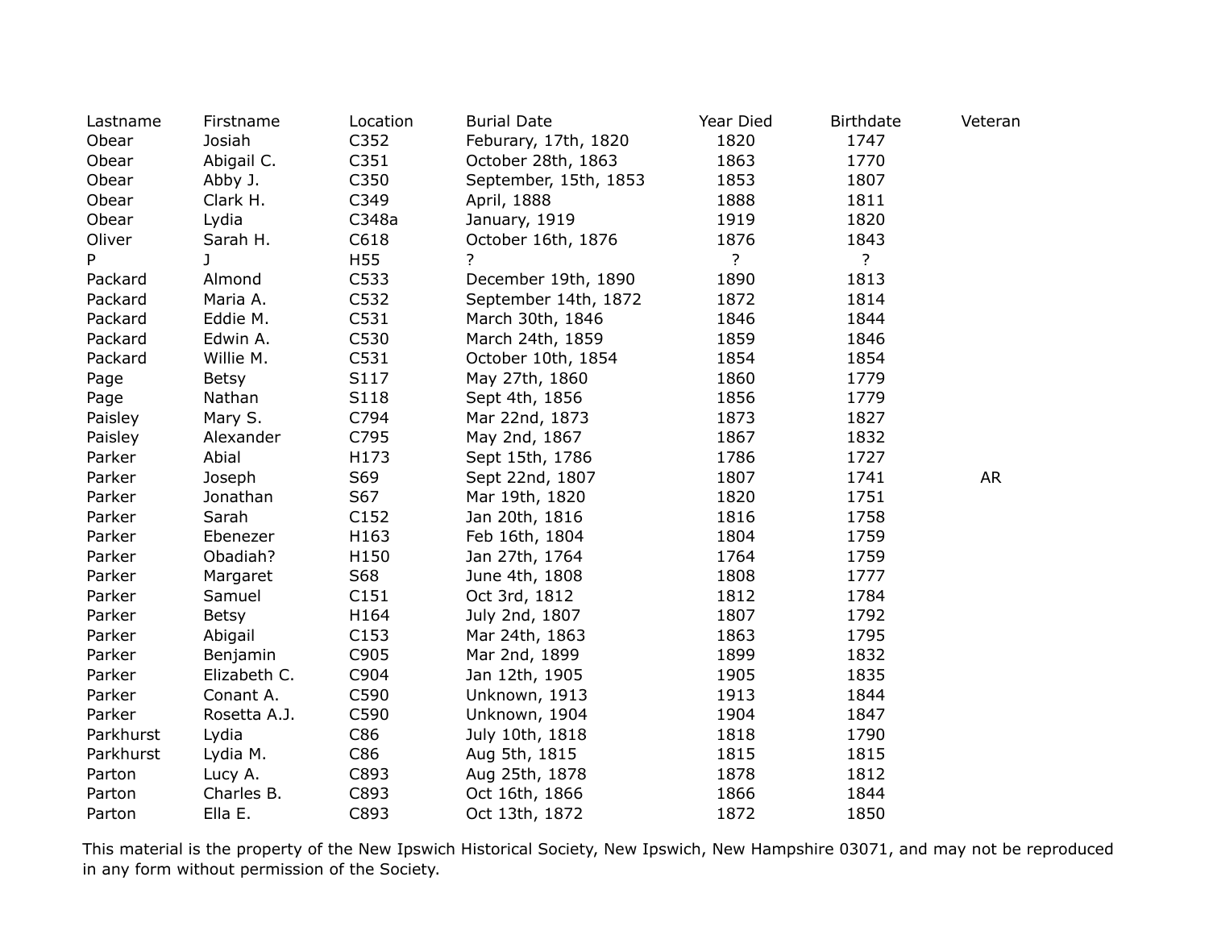| Lastname | Firstname | Location | Burial Date | Year Died | Birthdate | Veteran |
|---|---|---|---|---|---|---|
| Obear | Josiah | C352 | Feburary, 17th, 1820 | 1820 | 1747 | |
| Obear | Abigail C. | C351 | October 28th, 1863 | 1863 | 1770 | |
| Obear | Abby J. | C350 | September, 15th, 1853 | 1853 | 1807 | |
| Obear | Clark H. | C349 | April, 1888 | 1888 | 1811 | |
| Obear | Lydia | C348a | January, 1919 | 1919 | 1820 | |
| Oliver | Sarah H. | C618 | October 16th, 1876 | 1876 | 1843 | |
| P | J | H55 | ? | ? | ? | |
| Packard | Almond | C533 | December 19th, 1890 | 1890 | 1813 | |
| Packard | Maria A. | C532 | September 14th, 1872 | 1872 | 1814 | |
| Packard | Eddie M. | C531 | March 30th, 1846 | 1846 | 1844 | |
| Packard | Edwin A. | C530 | March 24th, 1859 | 1859 | 1846 | |
| Packard | Willie M. | C531 | October 10th, 1854 | 1854 | 1854 | |
| Page | Betsy | S117 | May 27th, 1860 | 1860 | 1779 | |
| Page | Nathan | S118 | Sept 4th, 1856 | 1856 | 1779 | |
| Paisley | Mary S. | C794 | Mar 22nd, 1873 | 1873 | 1827 | |
| Paisley | Alexander | C795 | May 2nd, 1867 | 1867 | 1832 | |
| Parker | Abial | H173 | Sept 15th, 1786 | 1786 | 1727 | |
| Parker | Joseph | S69 | Sept 22nd, 1807 | 1807 | 1741 | AR |
| Parker | Jonathan | S67 | Mar 19th, 1820 | 1820 | 1751 | |
| Parker | Sarah | C152 | Jan 20th, 1816 | 1816 | 1758 | |
| Parker | Ebenezer | H163 | Feb 16th, 1804 | 1804 | 1759 | |
| Parker | Obadiah? | H150 | Jan 27th, 1764 | 1764 | 1759 | |
| Parker | Margaret | S68 | June 4th, 1808 | 1808 | 1777 | |
| Parker | Samuel | C151 | Oct 3rd, 1812 | 1812 | 1784 | |
| Parker | Betsy | H164 | July 2nd, 1807 | 1807 | 1792 | |
| Parker | Abigail | C153 | Mar 24th, 1863 | 1863 | 1795 | |
| Parker | Benjamin | C905 | Mar 2nd, 1899 | 1899 | 1832 | |
| Parker | Elizabeth C. | C904 | Jan 12th, 1905 | 1905 | 1835 | |
| Parker | Conant A. | C590 | Unknown, 1913 | 1913 | 1844 | |
| Parker | Rosetta A.J. | C590 | Unknown, 1904 | 1904 | 1847 | |
| Parkhurst | Lydia | C86 | July 10th, 1818 | 1818 | 1790 | |
| Parkhurst | Lydia M. | C86 | Aug 5th, 1815 | 1815 | 1815 | |
| Parton | Lucy A. | C893 | Aug 25th, 1878 | 1878 | 1812 | |
| Parton | Charles B. | C893 | Oct 16th, 1866 | 1866 | 1844 | |
| Parton | Ella E. | C893 | Oct 13th, 1872 | 1872 | 1850 | |

This material is the property of the New Ipswich Historical Society, New Ipswich, New Hampshire 03071, and may not be reproduced in any form without permission of the Society.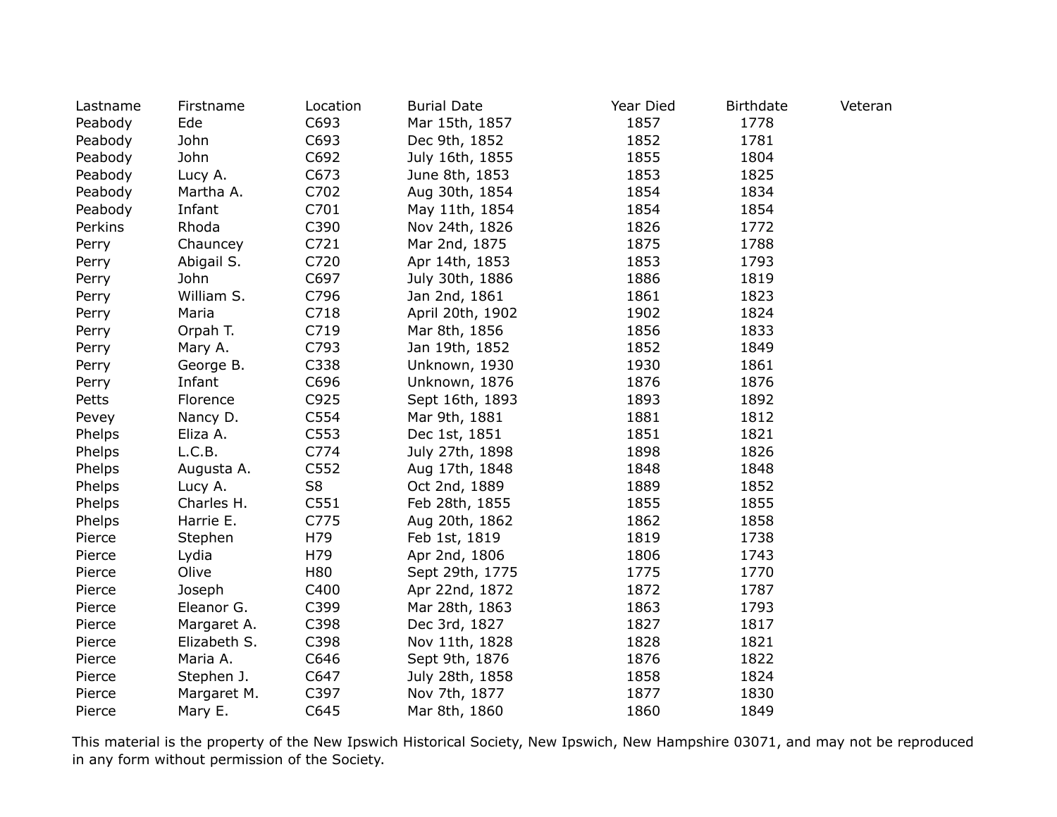| Lastname | Firstname | Location | Burial Date | Year Died | Birthdate | Veteran |
|---|---|---|---|---|---|---|
| Peabody | Ede | C693 | Mar 15th, 1857 | 1857 | 1778 | |
| Peabody | John | C693 | Dec 9th, 1852 | 1852 | 1781 | |
| Peabody | John | C692 | July 16th, 1855 | 1855 | 1804 | |
| Peabody | Lucy A. | C673 | June 8th, 1853 | 1853 | 1825 | |
| Peabody | Martha A. | C702 | Aug 30th, 1854 | 1854 | 1834 | |
| Peabody | Infant | C701 | May 11th, 1854 | 1854 | 1854 | |
| Perkins | Rhoda | C390 | Nov 24th, 1826 | 1826 | 1772 | |
| Perry | Chauncey | C721 | Mar 2nd, 1875 | 1875 | 1788 | |
| Perry | Abigail S. | C720 | Apr 14th, 1853 | 1853 | 1793 | |
| Perry | John | C697 | July 30th, 1886 | 1886 | 1819 | |
| Perry | William S. | C796 | Jan 2nd, 1861 | 1861 | 1823 | |
| Perry | Maria | C718 | April 20th, 1902 | 1902 | 1824 | |
| Perry | Orpah T. | C719 | Mar 8th, 1856 | 1856 | 1833 | |
| Perry | Mary A. | C793 | Jan 19th, 1852 | 1852 | 1849 | |
| Perry | George B. | C338 | Unknown, 1930 | 1930 | 1861 | |
| Perry | Infant | C696 | Unknown, 1876 | 1876 | 1876 | |
| Petts | Florence | C925 | Sept 16th, 1893 | 1893 | 1892 | |
| Pevey | Nancy D. | C554 | Mar 9th, 1881 | 1881 | 1812 | |
| Phelps | Eliza A. | C553 | Dec 1st, 1851 | 1851 | 1821 | |
| Phelps | L.C.B. | C774 | July 27th, 1898 | 1898 | 1826 | |
| Phelps | Augusta A. | C552 | Aug 17th, 1848 | 1848 | 1848 | |
| Phelps | Lucy A. | S8 | Oct 2nd, 1889 | 1889 | 1852 | |
| Phelps | Charles H. | C551 | Feb 28th, 1855 | 1855 | 1855 | |
| Phelps | Harrie E. | C775 | Aug 20th, 1862 | 1862 | 1858 | |
| Pierce | Stephen | H79 | Feb 1st, 1819 | 1819 | 1738 | |
| Pierce | Lydia | H79 | Apr 2nd, 1806 | 1806 | 1743 | |
| Pierce | Olive | H80 | Sept 29th, 1775 | 1775 | 1770 | |
| Pierce | Joseph | C400 | Apr 22nd, 1872 | 1872 | 1787 | |
| Pierce | Eleanor G. | C399 | Mar 28th, 1863 | 1863 | 1793 | |
| Pierce | Margaret A. | C398 | Dec 3rd, 1827 | 1827 | 1817 | |
| Pierce | Elizabeth S. | C398 | Nov 11th, 1828 | 1828 | 1821 | |
| Pierce | Maria A. | C646 | Sept 9th, 1876 | 1876 | 1822 | |
| Pierce | Stephen J. | C647 | July 28th, 1858 | 1858 | 1824 | |
| Pierce | Margaret M. | C397 | Nov 7th, 1877 | 1877 | 1830 | |
| Pierce | Mary E. | C645 | Mar 8th, 1860 | 1860 | 1849 | |

This material is the property of the New Ipswich Historical Society, New Ipswich, New Hampshire 03071, and may not be reproduced in any form without permission of the Society.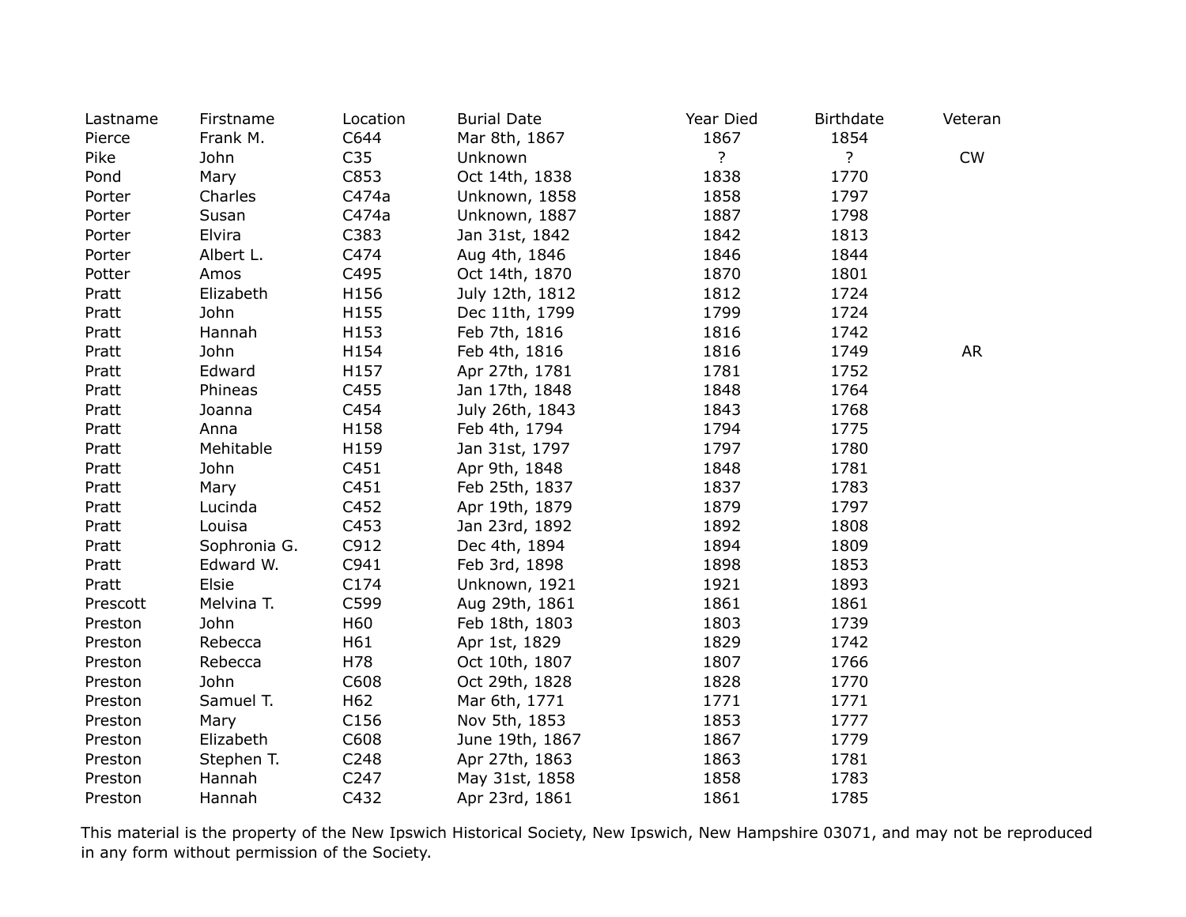| Lastname | Firstname | Location | Burial Date | Year Died | Birthdate | Veteran |
|---|---|---|---|---|---|---|
| Pierce | Frank M. | C644 | Mar 8th, 1867 | 1867 | 1854 | |
| Pike | John | C35 | Unknown | ? | ? | CW |
| Pond | Mary | C853 | Oct 14th, 1838 | 1838 | 1770 | |
| Porter | Charles | C474a | Unknown, 1858 | 1858 | 1797 | |
| Porter | Susan | C474a | Unknown, 1887 | 1887 | 1798 | |
| Porter | Elvira | C383 | Jan 31st, 1842 | 1842 | 1813 | |
| Porter | Albert L. | C474 | Aug 4th, 1846 | 1846 | 1844 | |
| Potter | Amos | C495 | Oct 14th, 1870 | 1870 | 1801 | |
| Pratt | Elizabeth | H156 | July 12th, 1812 | 1812 | 1724 | |
| Pratt | John | H155 | Dec 11th, 1799 | 1799 | 1724 | |
| Pratt | Hannah | H153 | Feb 7th, 1816 | 1816 | 1742 | |
| Pratt | John | H154 | Feb 4th, 1816 | 1816 | 1749 | AR |
| Pratt | Edward | H157 | Apr 27th, 1781 | 1781 | 1752 | |
| Pratt | Phineas | C455 | Jan 17th, 1848 | 1848 | 1764 | |
| Pratt | Joanna | C454 | July 26th, 1843 | 1843 | 1768 | |
| Pratt | Anna | H158 | Feb 4th, 1794 | 1794 | 1775 | |
| Pratt | Mehitable | H159 | Jan 31st, 1797 | 1797 | 1780 | |
| Pratt | John | C451 | Apr 9th, 1848 | 1848 | 1781 | |
| Pratt | Mary | C451 | Feb 25th, 1837 | 1837 | 1783 | |
| Pratt | Lucinda | C452 | Apr 19th, 1879 | 1879 | 1797 | |
| Pratt | Louisa | C453 | Jan 23rd, 1892 | 1892 | 1808 | |
| Pratt | Sophronia G. | C912 | Dec 4th, 1894 | 1894 | 1809 | |
| Pratt | Edward W. | C941 | Feb 3rd, 1898 | 1898 | 1853 | |
| Pratt | Elsie | C174 | Unknown, 1921 | 1921 | 1893 | |
| Prescott | Melvina T. | C599 | Aug 29th, 1861 | 1861 | 1861 | |
| Preston | John | H60 | Feb 18th, 1803 | 1803 | 1739 | |
| Preston | Rebecca | H61 | Apr 1st, 1829 | 1829 | 1742 | |
| Preston | Rebecca | H78 | Oct 10th, 1807 | 1807 | 1766 | |
| Preston | John | C608 | Oct 29th, 1828 | 1828 | 1770 | |
| Preston | Samuel T. | H62 | Mar 6th, 1771 | 1771 | 1771 | |
| Preston | Mary | C156 | Nov 5th, 1853 | 1853 | 1777 | |
| Preston | Elizabeth | C608 | June 19th, 1867 | 1867 | 1779 | |
| Preston | Stephen T. | C248 | Apr 27th, 1863 | 1863 | 1781 | |
| Preston | Hannah | C247 | May 31st, 1858 | 1858 | 1783 | |
| Preston | Hannah | C432 | Apr 23rd, 1861 | 1861 | 1785 | |

This material is the property of the New Ipswich Historical Society, New Ipswich, New Hampshire 03071, and may not be reproduced in any form without permission of the Society.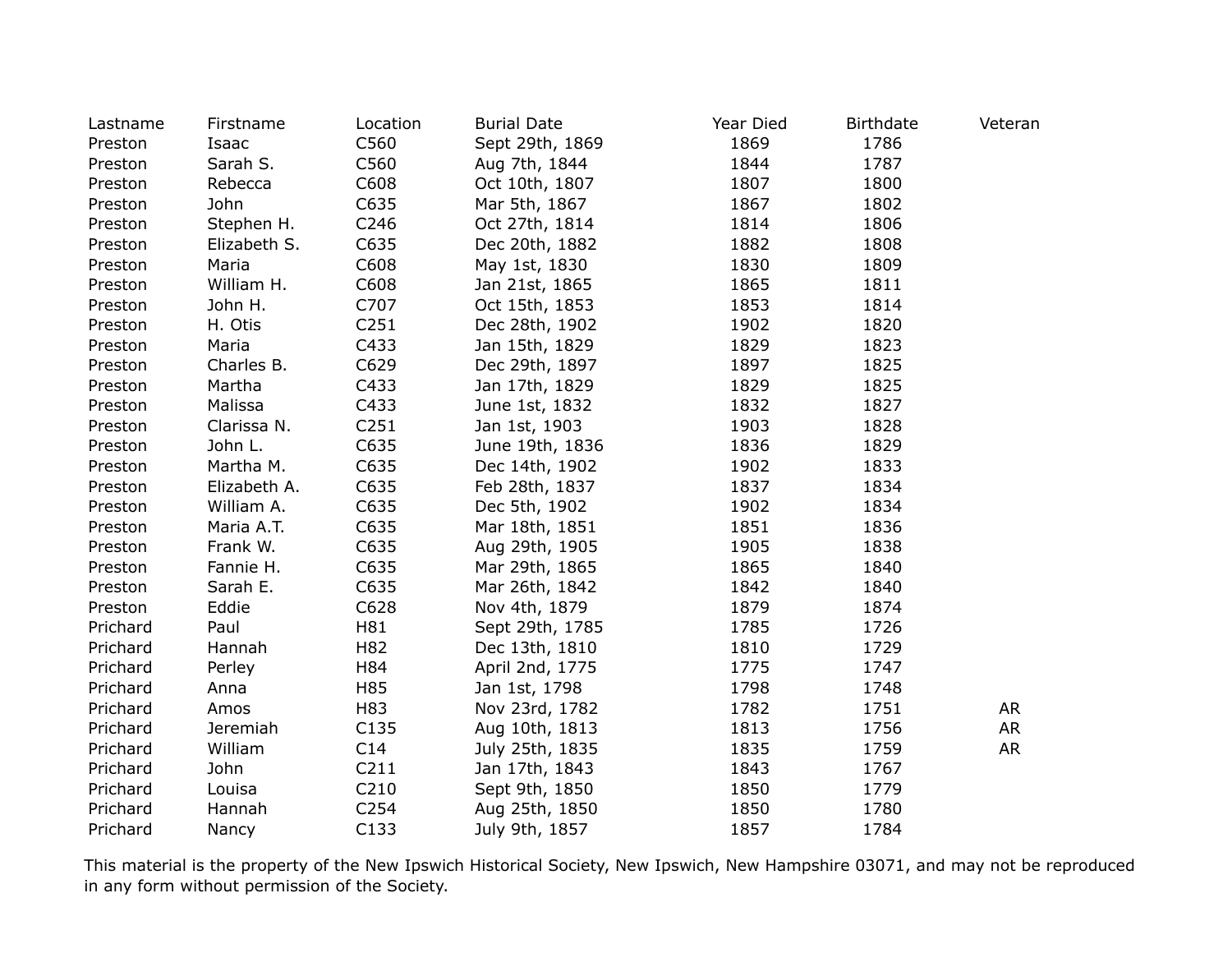| Lastname | Firstname | Location | Burial Date | Year Died | Birthdate | Veteran |
|---|---|---|---|---|---|---|
| Preston | Isaac | C560 | Sept 29th, 1869 | 1869 | 1786 | |
| Preston | Sarah S. | C560 | Aug 7th, 1844 | 1844 | 1787 | |
| Preston | Rebecca | C608 | Oct 10th, 1807 | 1807 | 1800 | |
| Preston | John | C635 | Mar 5th, 1867 | 1867 | 1802 | |
| Preston | Stephen H. | C246 | Oct 27th, 1814 | 1814 | 1806 | |
| Preston | Elizabeth S. | C635 | Dec 20th, 1882 | 1882 | 1808 | |
| Preston | Maria | C608 | May 1st, 1830 | 1830 | 1809 | |
| Preston | William H. | C608 | Jan 21st, 1865 | 1865 | 1811 | |
| Preston | John H. | C707 | Oct 15th, 1853 | 1853 | 1814 | |
| Preston | H. Otis | C251 | Dec 28th, 1902 | 1902 | 1820 | |
| Preston | Maria | C433 | Jan 15th, 1829 | 1829 | 1823 | |
| Preston | Charles B. | C629 | Dec 29th, 1897 | 1897 | 1825 | |
| Preston | Martha | C433 | Jan 17th, 1829 | 1829 | 1825 | |
| Preston | Malissa | C433 | June 1st, 1832 | 1832 | 1827 | |
| Preston | Clarissa N. | C251 | Jan 1st, 1903 | 1903 | 1828 | |
| Preston | John L. | C635 | June 19th, 1836 | 1836 | 1829 | |
| Preston | Martha M. | C635 | Dec 14th, 1902 | 1902 | 1833 | |
| Preston | Elizabeth A. | C635 | Feb 28th, 1837 | 1837 | 1834 | |
| Preston | William A. | C635 | Dec 5th, 1902 | 1902 | 1834 | |
| Preston | Maria A.T. | C635 | Mar 18th, 1851 | 1851 | 1836 | |
| Preston | Frank W. | C635 | Aug 29th, 1905 | 1905 | 1838 | |
| Preston | Fannie H. | C635 | Mar 29th, 1865 | 1865 | 1840 | |
| Preston | Sarah E. | C635 | Mar 26th, 1842 | 1842 | 1840 | |
| Preston | Eddie | C628 | Nov 4th, 1879 | 1879 | 1874 | |
| Prichard | Paul | H81 | Sept 29th, 1785 | 1785 | 1726 | |
| Prichard | Hannah | H82 | Dec 13th, 1810 | 1810 | 1729 | |
| Prichard | Perley | H84 | April 2nd, 1775 | 1775 | 1747 | |
| Prichard | Anna | H85 | Jan 1st, 1798 | 1798 | 1748 | |
| Prichard | Amos | H83 | Nov 23rd, 1782 | 1782 | 1751 | AR |
| Prichard | Jeremiah | C135 | Aug 10th, 1813 | 1813 | 1756 | AR |
| Prichard | William | C14 | July 25th, 1835 | 1835 | 1759 | AR |
| Prichard | John | C211 | Jan 17th, 1843 | 1843 | 1767 | |
| Prichard | Louisa | C210 | Sept 9th, 1850 | 1850 | 1779 | |
| Prichard | Hannah | C254 | Aug 25th, 1850 | 1850 | 1780 | |
| Prichard | Nancy | C133 | July 9th, 1857 | 1857 | 1784 | |

This material is the property of the New Ipswich Historical Society, New Ipswich, New Hampshire 03071, and may not be reproduced in any form without permission of the Society.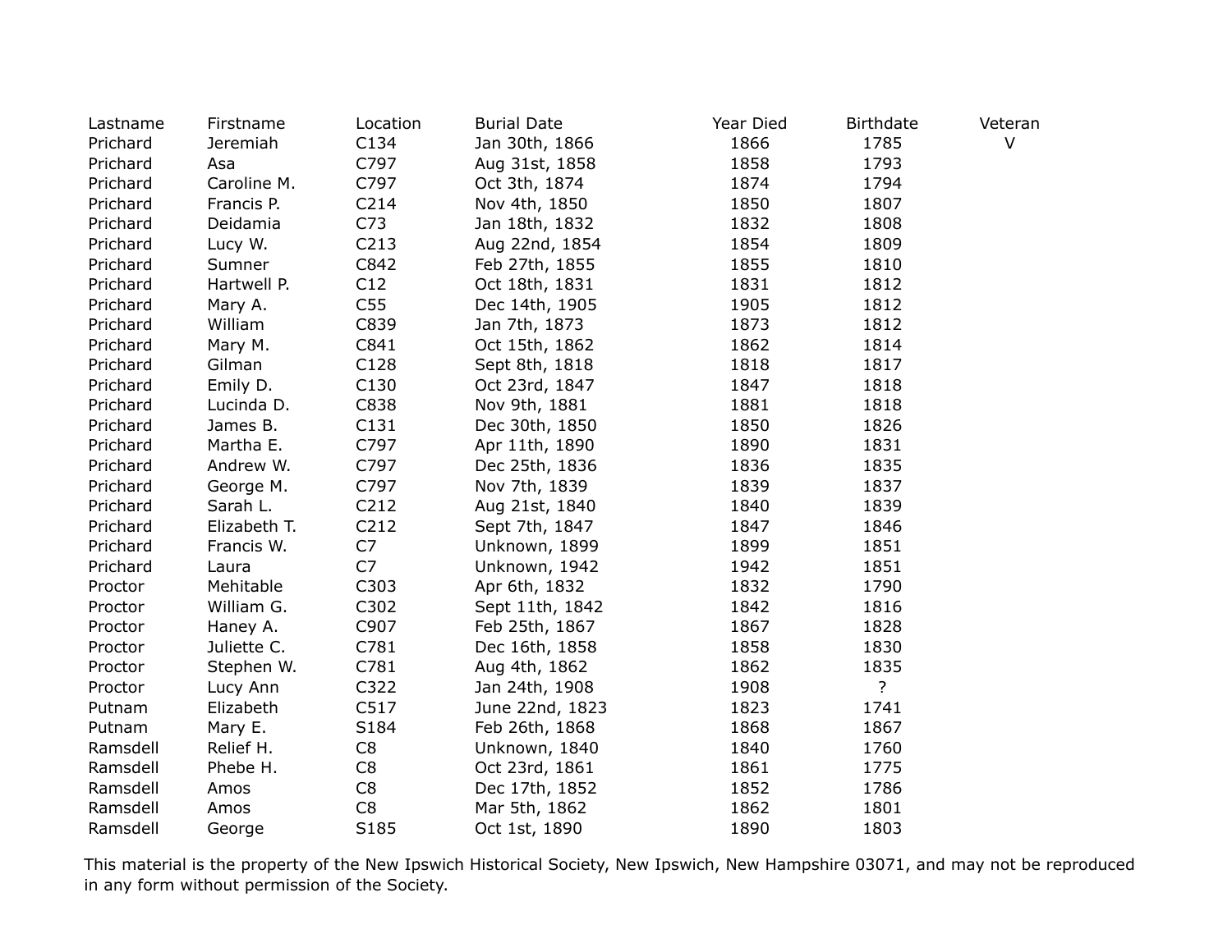| Lastname | Firstname | Location | Burial Date | Year Died | Birthdate | Veteran |
|---|---|---|---|---|---|---|
| Prichard | Jeremiah | C134 | Jan 30th, 1866 | 1866 | 1785 | V |
| Prichard | Asa | C797 | Aug 31st, 1858 | 1858 | 1793 | |
| Prichard | Caroline M. | C797 | Oct 3th, 1874 | 1874 | 1794 | |
| Prichard | Francis P. | C214 | Nov 4th, 1850 | 1850 | 1807 | |
| Prichard | Deidamia | C73 | Jan 18th, 1832 | 1832 | 1808 | |
| Prichard | Lucy W. | C213 | Aug 22nd, 1854 | 1854 | 1809 | |
| Prichard | Sumner | C842 | Feb 27th, 1855 | 1855 | 1810 | |
| Prichard | Hartwell P. | C12 | Oct 18th, 1831 | 1831 | 1812 | |
| Prichard | Mary A. | C55 | Dec 14th, 1905 | 1905 | 1812 | |
| Prichard | William | C839 | Jan 7th, 1873 | 1873 | 1812 | |
| Prichard | Mary M. | C841 | Oct 15th, 1862 | 1862 | 1814 | |
| Prichard | Gilman | C128 | Sept 8th, 1818 | 1818 | 1817 | |
| Prichard | Emily D. | C130 | Oct 23rd, 1847 | 1847 | 1818 | |
| Prichard | Lucinda D. | C838 | Nov 9th, 1881 | 1881 | 1818 | |
| Prichard | James B. | C131 | Dec 30th, 1850 | 1850 | 1826 | |
| Prichard | Martha E. | C797 | Apr 11th, 1890 | 1890 | 1831 | |
| Prichard | Andrew W. | C797 | Dec 25th, 1836 | 1836 | 1835 | |
| Prichard | George M. | C797 | Nov 7th, 1839 | 1839 | 1837 | |
| Prichard | Sarah L. | C212 | Aug 21st, 1840 | 1840 | 1839 | |
| Prichard | Elizabeth T. | C212 | Sept 7th, 1847 | 1847 | 1846 | |
| Prichard | Francis W. | C7 | Unknown, 1899 | 1899 | 1851 | |
| Prichard | Laura | C7 | Unknown, 1942 | 1942 | 1851 | |
| Proctor | Mehitable | C303 | Apr 6th, 1832 | 1832 | 1790 | |
| Proctor | William G. | C302 | Sept 11th, 1842 | 1842 | 1816 | |
| Proctor | Haney A. | C907 | Feb 25th, 1867 | 1867 | 1828 | |
| Proctor | Juliette C. | C781 | Dec 16th, 1858 | 1858 | 1830 | |
| Proctor | Stephen W. | C781 | Aug 4th, 1862 | 1862 | 1835 | |
| Proctor | Lucy Ann | C322 | Jan 24th, 1908 | 1908 | ? | |
| Putnam | Elizabeth | C517 | June 22nd, 1823 | 1823 | 1741 | |
| Putnam | Mary E. | S184 | Feb 26th, 1868 | 1868 | 1867 | |
| Ramsdell | Relief H. | C8 | Unknown, 1840 | 1840 | 1760 | |
| Ramsdell | Phebe H. | C8 | Oct 23rd, 1861 | 1861 | 1775 | |
| Ramsdell | Amos | C8 | Dec 17th, 1852 | 1852 | 1786 | |
| Ramsdell | Amos | C8 | Mar 5th, 1862 | 1862 | 1801 | |
| Ramsdell | George | S185 | Oct 1st, 1890 | 1890 | 1803 | |

This material is the property of the New Ipswich Historical Society, New Ipswich, New Hampshire 03071, and may not be reproduced in any form without permission of the Society.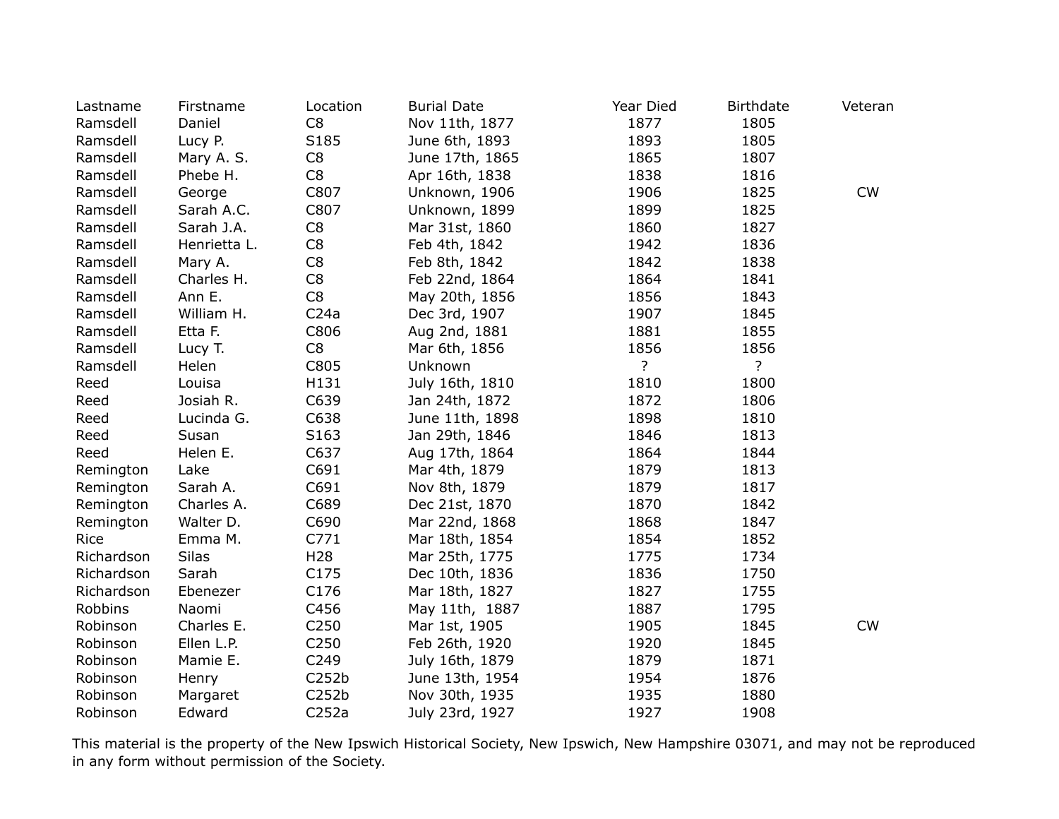| Lastname | Firstname | Location | Burial Date | Year Died | Birthdate | Veteran |
|---|---|---|---|---|---|---|
| Ramsdell | Daniel | C8 | Nov 11th, 1877 | 1877 | 1805 | |
| Ramsdell | Lucy P. | S185 | June 6th, 1893 | 1893 | 1805 | |
| Ramsdell | Mary A. S. | C8 | June 17th, 1865 | 1865 | 1807 | |
| Ramsdell | Phebe H. | C8 | Apr 16th, 1838 | 1838 | 1816 | |
| Ramsdell | George | C807 | Unknown, 1906 | 1906 | 1825 | CW |
| Ramsdell | Sarah A.C. | C807 | Unknown, 1899 | 1899 | 1825 | |
| Ramsdell | Sarah J.A. | C8 | Mar 31st, 1860 | 1860 | 1827 | |
| Ramsdell | Henrietta L. | C8 | Feb 4th, 1842 | 1942 | 1836 | |
| Ramsdell | Mary A. | C8 | Feb 8th, 1842 | 1842 | 1838 | |
| Ramsdell | Charles H. | C8 | Feb 22nd, 1864 | 1864 | 1841 | |
| Ramsdell | Ann E. | C8 | May 20th, 1856 | 1856 | 1843 | |
| Ramsdell | William H. | C24a | Dec 3rd, 1907 | 1907 | 1845 | |
| Ramsdell | Etta F. | C806 | Aug 2nd, 1881 | 1881 | 1855 | |
| Ramsdell | Lucy T. | C8 | Mar 6th, 1856 | 1856 | 1856 | |
| Ramsdell | Helen | C805 | Unknown | ? | ? | |
| Reed | Louisa | H131 | July 16th, 1810 | 1810 | 1800 | |
| Reed | Josiah R. | C639 | Jan 24th, 1872 | 1872 | 1806 | |
| Reed | Lucinda G. | C638 | June 11th, 1898 | 1898 | 1810 | |
| Reed | Susan | S163 | Jan 29th, 1846 | 1846 | 1813 | |
| Reed | Helen E. | C637 | Aug 17th, 1864 | 1864 | 1844 | |
| Remington | Lake | C691 | Mar 4th, 1879 | 1879 | 1813 | |
| Remington | Sarah A. | C691 | Nov 8th, 1879 | 1879 | 1817 | |
| Remington | Charles A. | C689 | Dec 21st, 1870 | 1870 | 1842 | |
| Remington | Walter D. | C690 | Mar 22nd, 1868 | 1868 | 1847 | |
| Rice | Emma M. | C771 | Mar 18th, 1854 | 1854 | 1852 | |
| Richardson | Silas | H28 | Mar 25th, 1775 | 1775 | 1734 | |
| Richardson | Sarah | C175 | Dec 10th, 1836 | 1836 | 1750 | |
| Richardson | Ebenezer | C176 | Mar 18th, 1827 | 1827 | 1755 | |
| Robbins | Naomi | C456 | May 11th, 1887 | 1887 | 1795 | |
| Robinson | Charles E. | C250 | Mar 1st, 1905 | 1905 | 1845 | CW |
| Robinson | Ellen L.P. | C250 | Feb 26th, 1920 | 1920 | 1845 | |
| Robinson | Mamie E. | C249 | July 16th, 1879 | 1879 | 1871 | |
| Robinson | Henry | C252b | June 13th, 1954 | 1954 | 1876 | |
| Robinson | Margaret | C252b | Nov 30th, 1935 | 1935 | 1880 | |
| Robinson | Edward | C252a | July 23rd, 1927 | 1927 | 1908 | |

This material is the property of the New Ipswich Historical Society, New Ipswich, New Hampshire 03071, and may not be reproduced in any form without permission of the Society.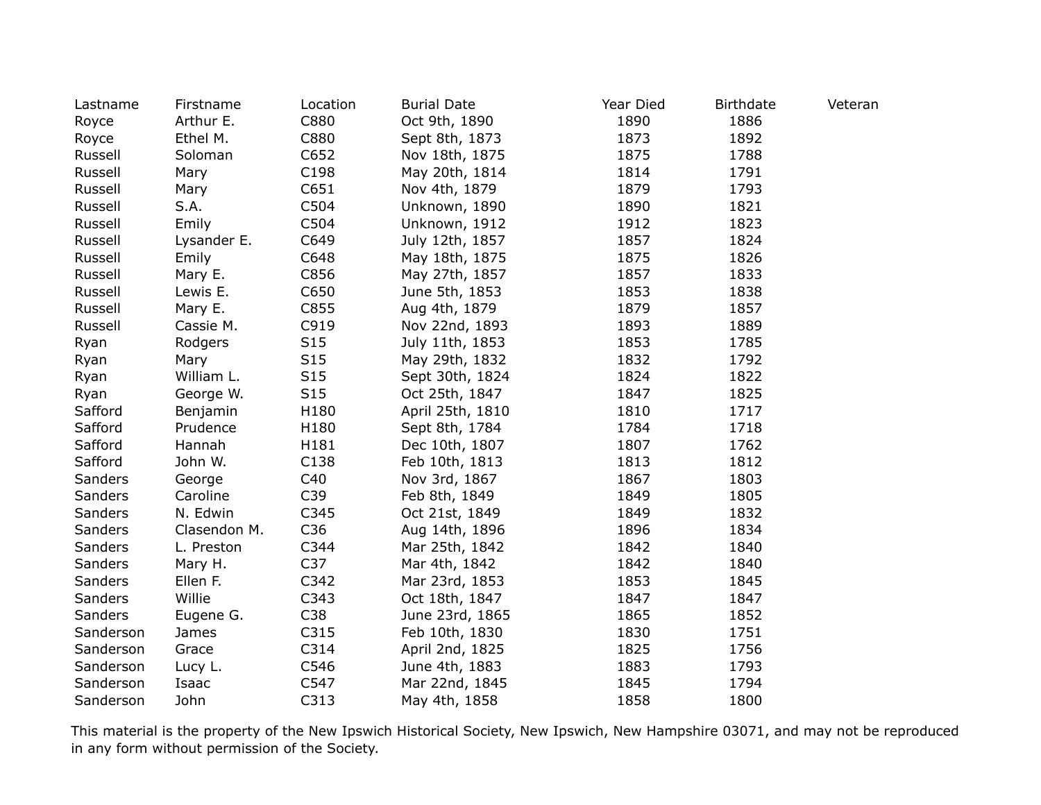| Lastname | Firstname | Location | Burial Date | Year Died | Birthdate | Veteran |
|---|---|---|---|---|---|---|
| Royce | Arthur E. | C880 | Oct 9th, 1890 | 1890 | 1886 | |
| Royce | Ethel M. | C880 | Sept 8th, 1873 | 1873 | 1892 | |
| Russell | Soloman | C652 | Nov 18th, 1875 | 1875 | 1788 | |
| Russell | Mary | C198 | May 20th, 1814 | 1814 | 1791 | |
| Russell | Mary | C651 | Nov 4th, 1879 | 1879 | 1793 | |
| Russell | S.A. | C504 | Unknown, 1890 | 1890 | 1821 | |
| Russell | Emily | C504 | Unknown, 1912 | 1912 | 1823 | |
| Russell | Lysander E. | C649 | July 12th, 1857 | 1857 | 1824 | |
| Russell | Emily | C648 | May 18th, 1875 | 1875 | 1826 | |
| Russell | Mary E. | C856 | May 27th, 1857 | 1857 | 1833 | |
| Russell | Lewis E. | C650 | June 5th, 1853 | 1853 | 1838 | |
| Russell | Mary E. | C855 | Aug 4th, 1879 | 1879 | 1857 | |
| Russell | Cassie M. | C919 | Nov 22nd, 1893 | 1893 | 1889 | |
| Ryan | Rodgers | S15 | July 11th, 1853 | 1853 | 1785 | |
| Ryan | Mary | S15 | May 29th, 1832 | 1832 | 1792 | |
| Ryan | William L. | S15 | Sept 30th, 1824 | 1824 | 1822 | |
| Ryan | George W. | S15 | Oct 25th, 1847 | 1847 | 1825 | |
| Safford | Benjamin | H180 | April 25th, 1810 | 1810 | 1717 | |
| Safford | Prudence | H180 | Sept 8th, 1784 | 1784 | 1718 | |
| Safford | Hannah | H181 | Dec 10th, 1807 | 1807 | 1762 | |
| Safford | John W. | C138 | Feb 10th, 1813 | 1813 | 1812 | |
| Sanders | George | C40 | Nov 3rd, 1867 | 1867 | 1803 | |
| Sanders | Caroline | C39 | Feb 8th, 1849 | 1849 | 1805 | |
| Sanders | N. Edwin | C345 | Oct 21st, 1849 | 1849 | 1832 | |
| Sanders | Clasendon M. | C36 | Aug 14th, 1896 | 1896 | 1834 | |
| Sanders | L. Preston | C344 | Mar 25th, 1842 | 1842 | 1840 | |
| Sanders | Mary H. | C37 | Mar 4th, 1842 | 1842 | 1840 | |
| Sanders | Ellen F. | C342 | Mar 23rd, 1853 | 1853 | 1845 | |
| Sanders | Willie | C343 | Oct 18th, 1847 | 1847 | 1847 | |
| Sanders | Eugene G. | C38 | June 23rd, 1865 | 1865 | 1852 | |
| Sanderson | James | C315 | Feb 10th, 1830 | 1830 | 1751 | |
| Sanderson | Grace | C314 | April 2nd, 1825 | 1825 | 1756 | |
| Sanderson | Lucy L. | C546 | June 4th, 1883 | 1883 | 1793 | |
| Sanderson | Isaac | C547 | Mar 22nd, 1845 | 1845 | 1794 | |
| Sanderson | John | C313 | May 4th, 1858 | 1858 | 1800 | |

This material is the property of the New Ipswich Historical Society, New Ipswich, New Hampshire 03071, and may not be reproduced in any form without permission of the Society.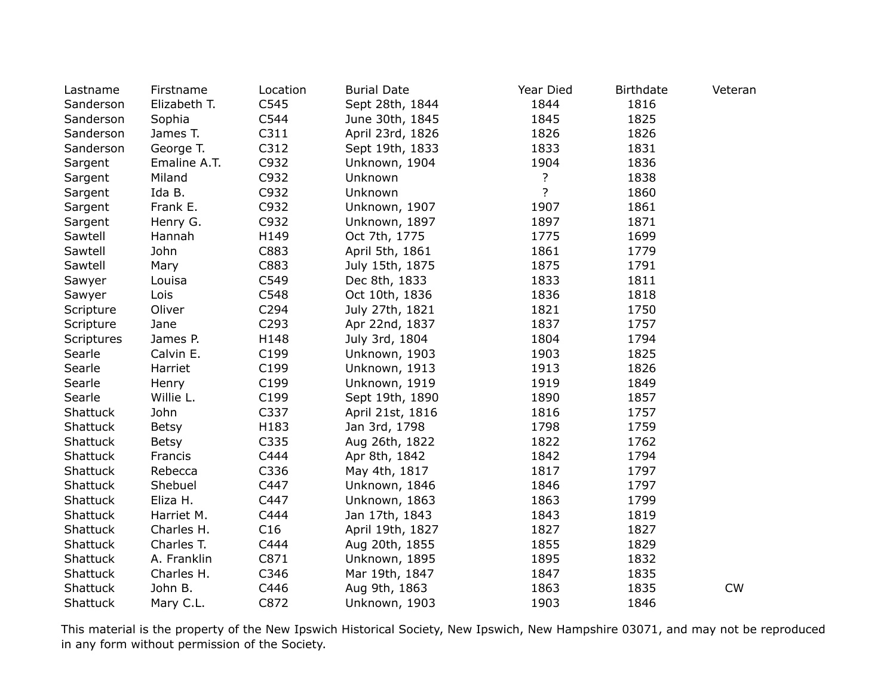| Lastname | Firstname | Location | Burial Date | Year Died | Birthdate | Veteran |
|---|---|---|---|---|---|---|
| Sanderson | Elizabeth T. | C545 | Sept 28th, 1844 | 1844 | 1816 | |
| Sanderson | Sophia | C544 | June 30th, 1845 | 1845 | 1825 | |
| Sanderson | James T. | C311 | April 23rd, 1826 | 1826 | 1826 | |
| Sanderson | George T. | C312 | Sept 19th, 1833 | 1833 | 1831 | |
| Sargent | Emaline A.T. | C932 | Unknown, 1904 | 1904 | 1836 | |
| Sargent | Miland | C932 | Unknown | ? | 1838 | |
| Sargent | Ida B. | C932 | Unknown | ? | 1860 | |
| Sargent | Frank E. | C932 | Unknown, 1907 | 1907 | 1861 | |
| Sargent | Henry G. | C932 | Unknown, 1897 | 1897 | 1871 | |
| Sawtell | Hannah | H149 | Oct 7th, 1775 | 1775 | 1699 | |
| Sawtell | John | C883 | April 5th, 1861 | 1861 | 1779 | |
| Sawtell | Mary | C883 | July 15th, 1875 | 1875 | 1791 | |
| Sawyer | Louisa | C549 | Dec 8th, 1833 | 1833 | 1811 | |
| Sawyer | Lois | C548 | Oct 10th, 1836 | 1836 | 1818 | |
| Scripture | Oliver | C294 | July 27th, 1821 | 1821 | 1750 | |
| Scripture | Jane | C293 | Apr 22nd, 1837 | 1837 | 1757 | |
| Scriptures | James P. | H148 | July 3rd, 1804 | 1804 | 1794 | |
| Searle | Calvin E. | C199 | Unknown, 1903 | 1903 | 1825 | |
| Searle | Harriet | C199 | Unknown, 1913 | 1913 | 1826 | |
| Searle | Henry | C199 | Unknown, 1919 | 1919 | 1849 | |
| Searle | Willie L. | C199 | Sept 19th, 1890 | 1890 | 1857 | |
| Shattuck | John | C337 | April 21st, 1816 | 1816 | 1757 | |
| Shattuck | Betsy | H183 | Jan 3rd, 1798 | 1798 | 1759 | |
| Shattuck | Betsy | C335 | Aug 26th, 1822 | 1822 | 1762 | |
| Shattuck | Francis | C444 | Apr 8th, 1842 | 1842 | 1794 | |
| Shattuck | Rebecca | C336 | May 4th, 1817 | 1817 | 1797 | |
| Shattuck | Shebuel | C447 | Unknown, 1846 | 1846 | 1797 | |
| Shattuck | Eliza H. | C447 | Unknown, 1863 | 1863 | 1799 | |
| Shattuck | Harriet M. | C444 | Jan 17th, 1843 | 1843 | 1819 | |
| Shattuck | Charles H. | C16 | April 19th, 1827 | 1827 | 1827 | |
| Shattuck | Charles T. | C444 | Aug 20th, 1855 | 1855 | 1829 | |
| Shattuck | A. Franklin | C871 | Unknown, 1895 | 1895 | 1832 | |
| Shattuck | Charles H. | C346 | Mar 19th, 1847 | 1847 | 1835 | |
| Shattuck | John B. | C446 | Aug 9th, 1863 | 1863 | 1835 | CW |
| Shattuck | Mary C.L. | C872 | Unknown, 1903 | 1903 | 1846 | |

This material is the property of the New Ipswich Historical Society, New Ipswich, New Hampshire 03071, and may not be reproduced in any form without permission of the Society.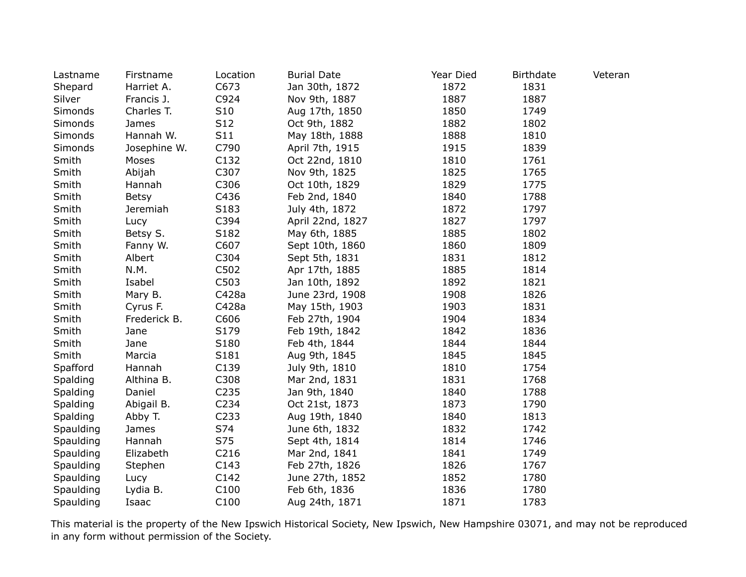| Lastname | Firstname | Location | Burial Date | Year Died | Birthdate | Veteran |
|---|---|---|---|---|---|---|
| Shepard | Harriet A. | C673 | Jan 30th, 1872 | 1872 | 1831 | |
| Silver | Francis J. | C924 | Nov 9th, 1887 | 1887 | 1887 | |
| Simonds | Charles T. | S10 | Aug 17th, 1850 | 1850 | 1749 | |
| Simonds | James | S12 | Oct 9th, 1882 | 1882 | 1802 | |
| Simonds | Hannah W. | S11 | May 18th, 1888 | 1888 | 1810 | |
| Simonds | Josephine W. | C790 | April 7th, 1915 | 1915 | 1839 | |
| Smith | Moses | C132 | Oct 22nd, 1810 | 1810 | 1761 | |
| Smith | Abijah | C307 | Nov 9th, 1825 | 1825 | 1765 | |
| Smith | Hannah | C306 | Oct 10th, 1829 | 1829 | 1775 | |
| Smith | Betsy | C436 | Feb 2nd, 1840 | 1840 | 1788 | |
| Smith | Jeremiah | S183 | July 4th, 1872 | 1872 | 1797 | |
| Smith | Lucy | C394 | April 22nd, 1827 | 1827 | 1797 | |
| Smith | Betsy S. | S182 | May 6th, 1885 | 1885 | 1802 | |
| Smith | Fanny W. | C607 | Sept 10th, 1860 | 1860 | 1809 | |
| Smith | Albert | C304 | Sept 5th, 1831 | 1831 | 1812 | |
| Smith | N.M. | C502 | Apr 17th, 1885 | 1885 | 1814 | |
| Smith | Isabel | C503 | Jan 10th, 1892 | 1892 | 1821 | |
| Smith | Mary B. | C428a | June 23rd, 1908 | 1908 | 1826 | |
| Smith | Cyrus F. | C428a | May 15th, 1903 | 1903 | 1831 | |
| Smith | Frederick B. | C606 | Feb 27th, 1904 | 1904 | 1834 | |
| Smith | Jane | S179 | Feb 19th, 1842 | 1842 | 1836 | |
| Smith | Jane | S180 | Feb 4th, 1844 | 1844 | 1844 | |
| Smith | Marcia | S181 | Aug 9th, 1845 | 1845 | 1845 | |
| Spafford | Hannah | C139 | July 9th, 1810 | 1810 | 1754 | |
| Spalding | Althina B. | C308 | Mar 2nd, 1831 | 1831 | 1768 | |
| Spalding | Daniel | C235 | Jan 9th, 1840 | 1840 | 1788 | |
| Spalding | Abigail B. | C234 | Oct 21st, 1873 | 1873 | 1790 | |
| Spalding | Abby T. | C233 | Aug 19th, 1840 | 1840 | 1813 | |
| Spaulding | James | S74 | June 6th, 1832 | 1832 | 1742 | |
| Spaulding | Hannah | S75 | Sept 4th, 1814 | 1814 | 1746 | |
| Spaulding | Elizabeth | C216 | Mar 2nd, 1841 | 1841 | 1749 | |
| Spaulding | Stephen | C143 | Feb 27th, 1826 | 1826 | 1767 | |
| Spaulding | Lucy | C142 | June 27th, 1852 | 1852 | 1780 | |
| Spaulding | Lydia B. | C100 | Feb 6th, 1836 | 1836 | 1780 | |
| Spaulding | Isaac | C100 | Aug 24th, 1871 | 1871 | 1783 | |

This material is the property of the New Ipswich Historical Society, New Ipswich, New Hampshire 03071, and may not be reproduced in any form without permission of the Society.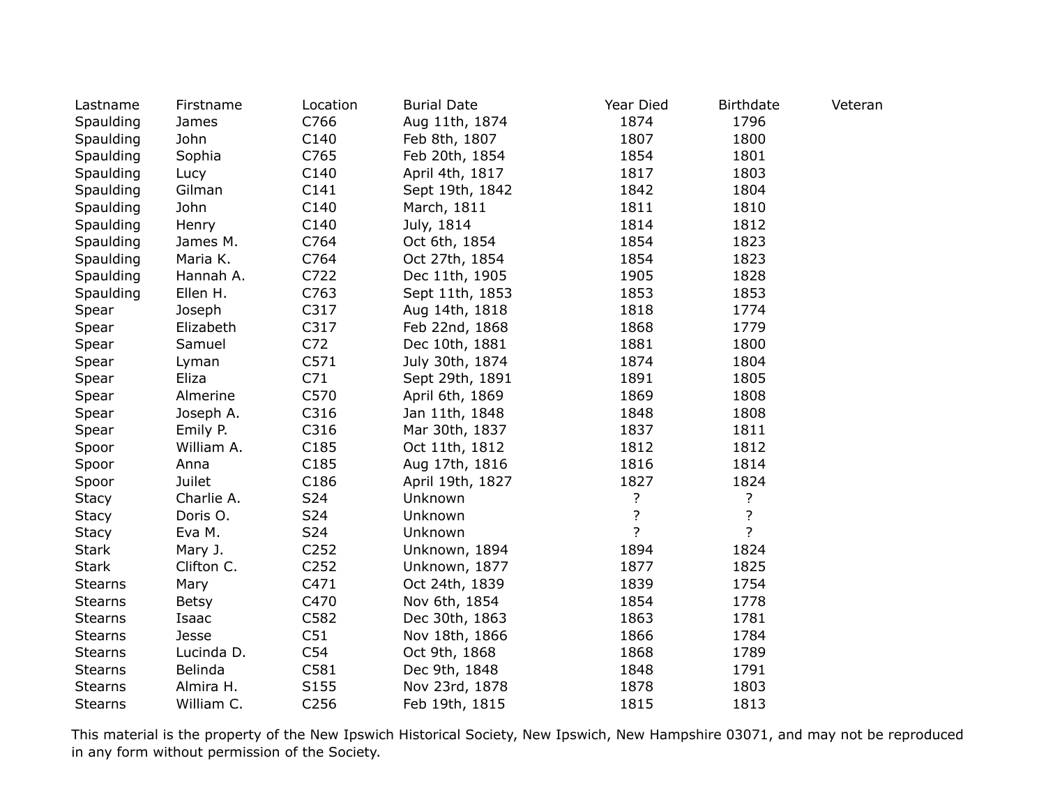| Lastname | Firstname | Location | Burial Date | Year Died | Birthdate | Veteran |
|---|---|---|---|---|---|---|
| Spaulding | James | C766 | Aug 11th, 1874 | 1874 | 1796 | |
| Spaulding | John | C140 | Feb 8th, 1807 | 1807 | 1800 | |
| Spaulding | Sophia | C765 | Feb 20th, 1854 | 1854 | 1801 | |
| Spaulding | Lucy | C140 | April 4th, 1817 | 1817 | 1803 | |
| Spaulding | Gilman | C141 | Sept 19th, 1842 | 1842 | 1804 | |
| Spaulding | John | C140 | March, 1811 | 1811 | 1810 | |
| Spaulding | Henry | C140 | July, 1814 | 1814 | 1812 | |
| Spaulding | James M. | C764 | Oct 6th, 1854 | 1854 | 1823 | |
| Spaulding | Maria K. | C764 | Oct 27th, 1854 | 1854 | 1823 | |
| Spaulding | Hannah A. | C722 | Dec 11th, 1905 | 1905 | 1828 | |
| Spaulding | Ellen H. | C763 | Sept 11th, 1853 | 1853 | 1853 | |
| Spear | Joseph | C317 | Aug 14th, 1818 | 1818 | 1774 | |
| Spear | Elizabeth | C317 | Feb 22nd, 1868 | 1868 | 1779 | |
| Spear | Samuel | C72 | Dec 10th, 1881 | 1881 | 1800 | |
| Spear | Lyman | C571 | July 30th, 1874 | 1874 | 1804 | |
| Spear | Eliza | C71 | Sept 29th, 1891 | 1891 | 1805 | |
| Spear | Almerine | C570 | April 6th, 1869 | 1869 | 1808 | |
| Spear | Joseph A. | C316 | Jan 11th, 1848 | 1848 | 1808 | |
| Spear | Emily P. | C316 | Mar 30th, 1837 | 1837 | 1811 | |
| Spoor | William A. | C185 | Oct 11th, 1812 | 1812 | 1812 | |
| Spoor | Anna | C185 | Aug 17th, 1816 | 1816 | 1814 | |
| Spoor | Juilet | C186 | April 19th, 1827 | 1827 | 1824 | |
| Stacy | Charlie A. | S24 | Unknown | ? | ? | |
| Stacy | Doris O. | S24 | Unknown | ? | ? | |
| Stacy | Eva M. | S24 | Unknown | ? | ? | |
| Stark | Mary J. | C252 | Unknown, 1894 | 1894 | 1824 | |
| Stark | Clifton C. | C252 | Unknown, 1877 | 1877 | 1825 | |
| Stearns | Mary | C471 | Oct 24th, 1839 | 1839 | 1754 | |
| Stearns | Betsy | C470 | Nov 6th, 1854 | 1854 | 1778 | |
| Stearns | Isaac | C582 | Dec 30th, 1863 | 1863 | 1781 | |
| Stearns | Jesse | C51 | Nov 18th, 1866 | 1866 | 1784 | |
| Stearns | Lucinda D. | C54 | Oct 9th, 1868 | 1868 | 1789 | |
| Stearns | Belinda | C581 | Dec 9th, 1848 | 1848 | 1791 | |
| Stearns | Almira H. | S155 | Nov 23rd, 1878 | 1878 | 1803 | |
| Stearns | William C. | C256 | Feb 19th, 1815 | 1815 | 1813 | |

This material is the property of the New Ipswich Historical Society, New Ipswich, New Hampshire 03071, and may not be reproduced in any form without permission of the Society.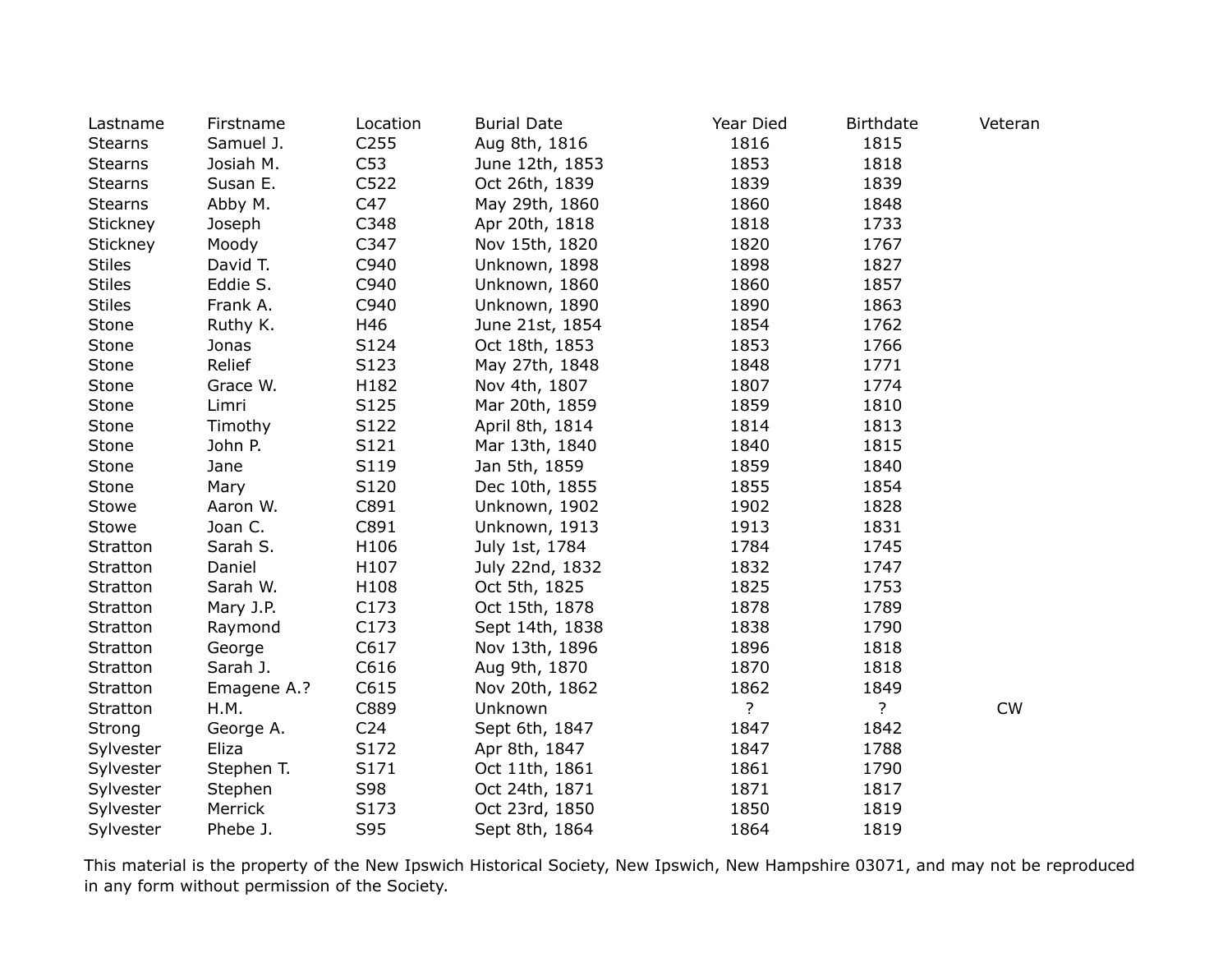| Lastname | Firstname | Location | Burial Date | Year Died | Birthdate | Veteran |
|---|---|---|---|---|---|---|
| Stearns | Samuel J. | C255 | Aug 8th, 1816 | 1816 | 1815 | |
| Stearns | Josiah M. | C53 | June 12th, 1853 | 1853 | 1818 | |
| Stearns | Susan E. | C522 | Oct 26th, 1839 | 1839 | 1839 | |
| Stearns | Abby M. | C47 | May 29th, 1860 | 1860 | 1848 | |
| Stickney | Joseph | C348 | Apr 20th, 1818 | 1818 | 1733 | |
| Stickney | Moody | C347 | Nov 15th, 1820 | 1820 | 1767 | |
| Stiles | David T. | C940 | Unknown, 1898 | 1898 | 1827 | |
| Stiles | Eddie S. | C940 | Unknown, 1860 | 1860 | 1857 | |
| Stiles | Frank A. | C940 | Unknown, 1890 | 1890 | 1863 | |
| Stone | Ruthy K. | H46 | June 21st, 1854 | 1854 | 1762 | |
| Stone | Jonas | S124 | Oct 18th, 1853 | 1853 | 1766 | |
| Stone | Relief | S123 | May 27th, 1848 | 1848 | 1771 | |
| Stone | Grace W. | H182 | Nov 4th, 1807 | 1807 | 1774 | |
| Stone | Limri | S125 | Mar 20th, 1859 | 1859 | 1810 | |
| Stone | Timothy | S122 | April 8th, 1814 | 1814 | 1813 | |
| Stone | John P. | S121 | Mar 13th, 1840 | 1840 | 1815 | |
| Stone | Jane | S119 | Jan 5th, 1859 | 1859 | 1840 | |
| Stone | Mary | S120 | Dec 10th, 1855 | 1855 | 1854 | |
| Stowe | Aaron W. | C891 | Unknown, 1902 | 1902 | 1828 | |
| Stowe | Joan C. | C891 | Unknown, 1913 | 1913 | 1831 | |
| Stratton | Sarah S. | H106 | July 1st, 1784 | 1784 | 1745 | |
| Stratton | Daniel | H107 | July 22nd, 1832 | 1832 | 1747 | |
| Stratton | Sarah W. | H108 | Oct 5th, 1825 | 1825 | 1753 | |
| Stratton | Mary J.P. | C173 | Oct 15th, 1878 | 1878 | 1789 | |
| Stratton | Raymond | C173 | Sept 14th, 1838 | 1838 | 1790 | |
| Stratton | George | C617 | Nov 13th, 1896 | 1896 | 1818 | |
| Stratton | Sarah J. | C616 | Aug 9th, 1870 | 1870 | 1818 | |
| Stratton | Emagene A.? | C615 | Nov 20th, 1862 | 1862 | 1849 | |
| Stratton | H.M. | C889 | Unknown | ? | ? | CW |
| Strong | George A. | C24 | Sept 6th, 1847 | 1847 | 1842 | |
| Sylvester | Eliza | S172 | Apr 8th, 1847 | 1847 | 1788 | |
| Sylvester | Stephen T. | S171 | Oct 11th, 1861 | 1861 | 1790 | |
| Sylvester | Stephen | S98 | Oct 24th, 1871 | 1871 | 1817 | |
| Sylvester | Merrick | S173 | Oct 23rd, 1850 | 1850 | 1819 | |
| Sylvester | Phebe J. | S95 | Sept 8th, 1864 | 1864 | 1819 | |

This material is the property of the New Ipswich Historical Society, New Ipswich, New Hampshire 03071, and may not be reproduced in any form without permission of the Society.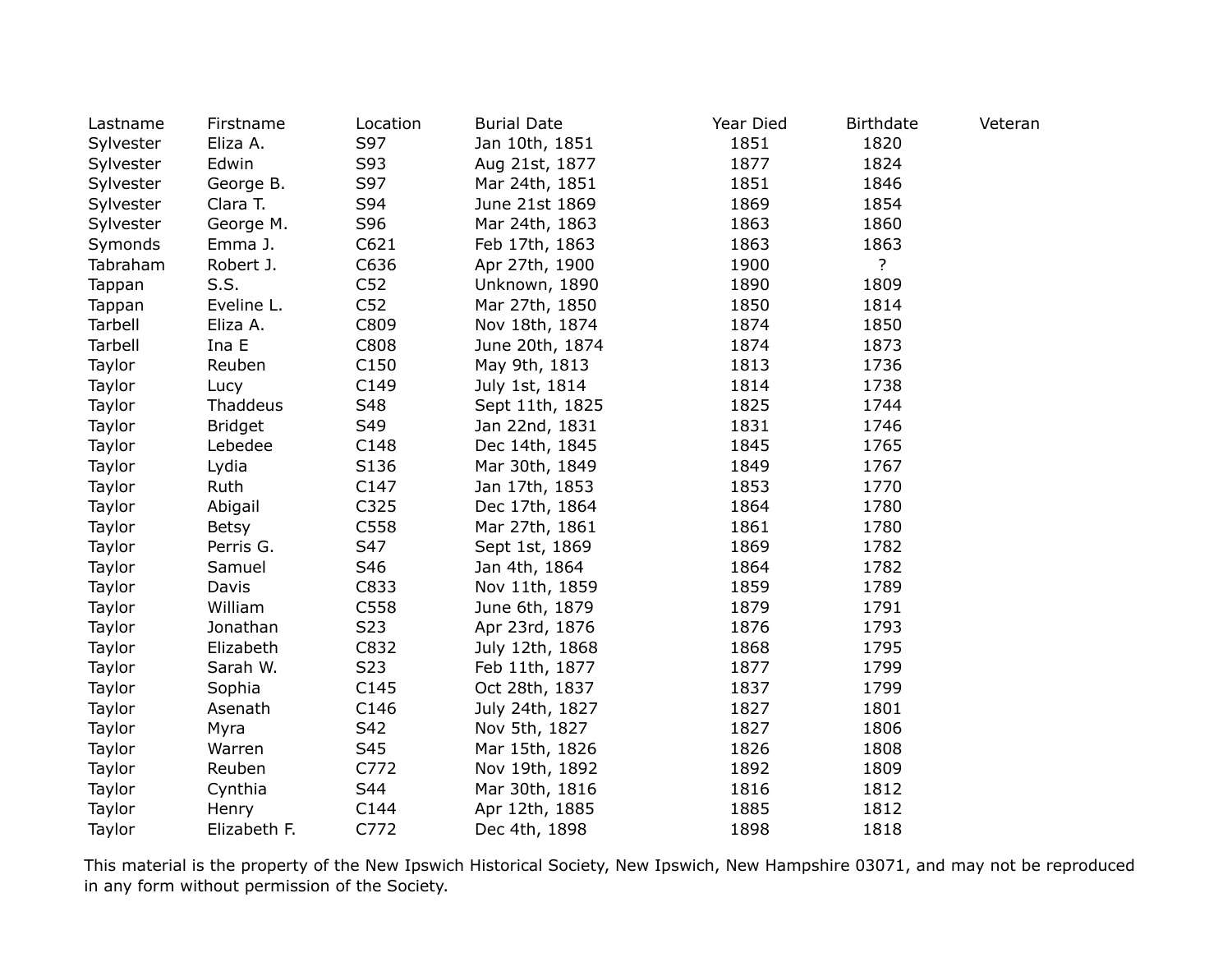| Lastname | Firstname | Location | Burial Date | Year Died | Birthdate | Veteran |
|---|---|---|---|---|---|---|
| Sylvester | Eliza A. | S97 | Jan 10th, 1851 | 1851 | 1820 | |
| Sylvester | Edwin | S93 | Aug 21st, 1877 | 1877 | 1824 | |
| Sylvester | George B. | S97 | Mar 24th, 1851 | 1851 | 1846 | |
| Sylvester | Clara T. | S94 | June 21st 1869 | 1869 | 1854 | |
| Sylvester | George M. | S96 | Mar 24th, 1863 | 1863 | 1860 | |
| Symonds | Emma J. | C621 | Feb 17th, 1863 | 1863 | 1863 | |
| Tabraham | Robert J. | C636 | Apr 27th, 1900 | 1900 | ? | |
| Tappan | S.S. | C52 | Unknown, 1890 | 1890 | 1809 | |
| Tappan | Eveline L. | C52 | Mar 27th, 1850 | 1850 | 1814 | |
| Tarbell | Eliza A. | C809 | Nov 18th, 1874 | 1874 | 1850 | |
| Tarbell | Ina E | C808 | June 20th, 1874 | 1874 | 1873 | |
| Taylor | Reuben | C150 | May 9th, 1813 | 1813 | 1736 | |
| Taylor | Lucy | C149 | July 1st, 1814 | 1814 | 1738 | |
| Taylor | Thaddeus | S48 | Sept 11th, 1825 | 1825 | 1744 | |
| Taylor | Bridget | S49 | Jan 22nd, 1831 | 1831 | 1746 | |
| Taylor | Lebedee | C148 | Dec 14th, 1845 | 1845 | 1765 | |
| Taylor | Lydia | S136 | Mar 30th, 1849 | 1849 | 1767 | |
| Taylor | Ruth | C147 | Jan 17th, 1853 | 1853 | 1770 | |
| Taylor | Abigail | C325 | Dec 17th, 1864 | 1864 | 1780 | |
| Taylor | Betsy | C558 | Mar 27th, 1861 | 1861 | 1780 | |
| Taylor | Perris G. | S47 | Sept 1st, 1869 | 1869 | 1782 | |
| Taylor | Samuel | S46 | Jan 4th, 1864 | 1864 | 1782 | |
| Taylor | Davis | C833 | Nov 11th, 1859 | 1859 | 1789 | |
| Taylor | William | C558 | June 6th, 1879 | 1879 | 1791 | |
| Taylor | Jonathan | S23 | Apr 23rd, 1876 | 1876 | 1793 | |
| Taylor | Elizabeth | C832 | July 12th, 1868 | 1868 | 1795 | |
| Taylor | Sarah W. | S23 | Feb 11th, 1877 | 1877 | 1799 | |
| Taylor | Sophia | C145 | Oct 28th, 1837 | 1837 | 1799 | |
| Taylor | Asenath | C146 | July 24th, 1827 | 1827 | 1801 | |
| Taylor | Myra | S42 | Nov 5th, 1827 | 1827 | 1806 | |
| Taylor | Warren | S45 | Mar 15th, 1826 | 1826 | 1808 | |
| Taylor | Reuben | C772 | Nov 19th, 1892 | 1892 | 1809 | |
| Taylor | Cynthia | S44 | Mar 30th, 1816 | 1816 | 1812 | |
| Taylor | Henry | C144 | Apr 12th, 1885 | 1885 | 1812 | |
| Taylor | Elizabeth F. | C772 | Dec 4th, 1898 | 1898 | 1818 | |

This material is the property of the New Ipswich Historical Society, New Ipswich, New Hampshire 03071, and may not be reproduced in any form without permission of the Society.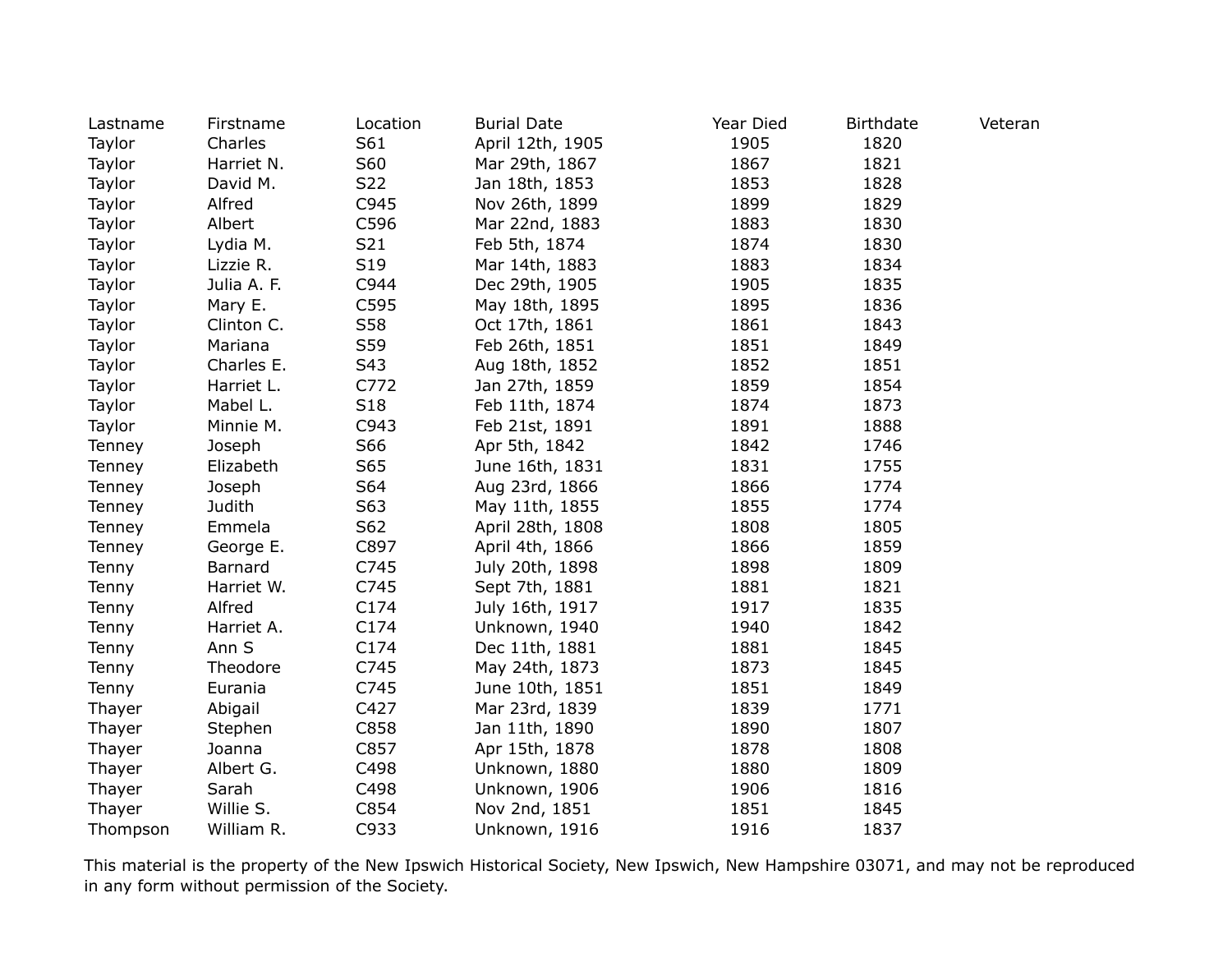| Lastname | Firstname | Location | Burial Date | Year Died | Birthdate | Veteran |
|---|---|---|---|---|---|---|
| Taylor | Charles | S61 | April 12th, 1905 | 1905 | 1820 | |
| Taylor | Harriet N. | S60 | Mar 29th, 1867 | 1867 | 1821 | |
| Taylor | David M. | S22 | Jan 18th, 1853 | 1853 | 1828 | |
| Taylor | Alfred | C945 | Nov 26th, 1899 | 1899 | 1829 | |
| Taylor | Albert | C596 | Mar 22nd, 1883 | 1883 | 1830 | |
| Taylor | Lydia M. | S21 | Feb 5th, 1874 | 1874 | 1830 | |
| Taylor | Lizzie R. | S19 | Mar 14th, 1883 | 1883 | 1834 | |
| Taylor | Julia A. F. | C944 | Dec 29th, 1905 | 1905 | 1835 | |
| Taylor | Mary E. | C595 | May 18th, 1895 | 1895 | 1836 | |
| Taylor | Clinton C. | S58 | Oct 17th, 1861 | 1861 | 1843 | |
| Taylor | Mariana | S59 | Feb 26th, 1851 | 1851 | 1849 | |
| Taylor | Charles E. | S43 | Aug 18th, 1852 | 1852 | 1851 | |
| Taylor | Harriet L. | C772 | Jan 27th, 1859 | 1859 | 1854 | |
| Taylor | Mabel L. | S18 | Feb 11th, 1874 | 1874 | 1873 | |
| Taylor | Minnie M. | C943 | Feb 21st, 1891 | 1891 | 1888 | |
| Tenney | Joseph | S66 | Apr 5th, 1842 | 1842 | 1746 | |
| Tenney | Elizabeth | S65 | June 16th, 1831 | 1831 | 1755 | |
| Tenney | Joseph | S64 | Aug 23rd, 1866 | 1866 | 1774 | |
| Tenney | Judith | S63 | May 11th, 1855 | 1855 | 1774 | |
| Tenney | Emmela | S62 | April 28th, 1808 | 1808 | 1805 | |
| Tenney | George E. | C897 | April 4th, 1866 | 1866 | 1859 | |
| Tenny | Barnard | C745 | July 20th, 1898 | 1898 | 1809 | |
| Tenny | Harriet W. | C745 | Sept 7th, 1881 | 1881 | 1821 | |
| Tenny | Alfred | C174 | July 16th, 1917 | 1917 | 1835 | |
| Tenny | Harriet A. | C174 | Unknown, 1940 | 1940 | 1842 | |
| Tenny | Ann S | C174 | Dec 11th, 1881 | 1881 | 1845 | |
| Tenny | Theodore | C745 | May 24th, 1873 | 1873 | 1845 | |
| Tenny | Eurania | C745 | June 10th, 1851 | 1851 | 1849 | |
| Thayer | Abigail | C427 | Mar 23rd, 1839 | 1839 | 1771 | |
| Thayer | Stephen | C858 | Jan 11th, 1890 | 1890 | 1807 | |
| Thayer | Joanna | C857 | Apr 15th, 1878 | 1878 | 1808 | |
| Thayer | Albert G. | C498 | Unknown, 1880 | 1880 | 1809 | |
| Thayer | Sarah | C498 | Unknown, 1906 | 1906 | 1816 | |
| Thayer | Willie S. | C854 | Nov 2nd, 1851 | 1851 | 1845 | |
| Thompson | William R. | C933 | Unknown, 1916 | 1916 | 1837 | |

This material is the property of the New Ipswich Historical Society, New Ipswich, New Hampshire 03071, and may not be reproduced in any form without permission of the Society.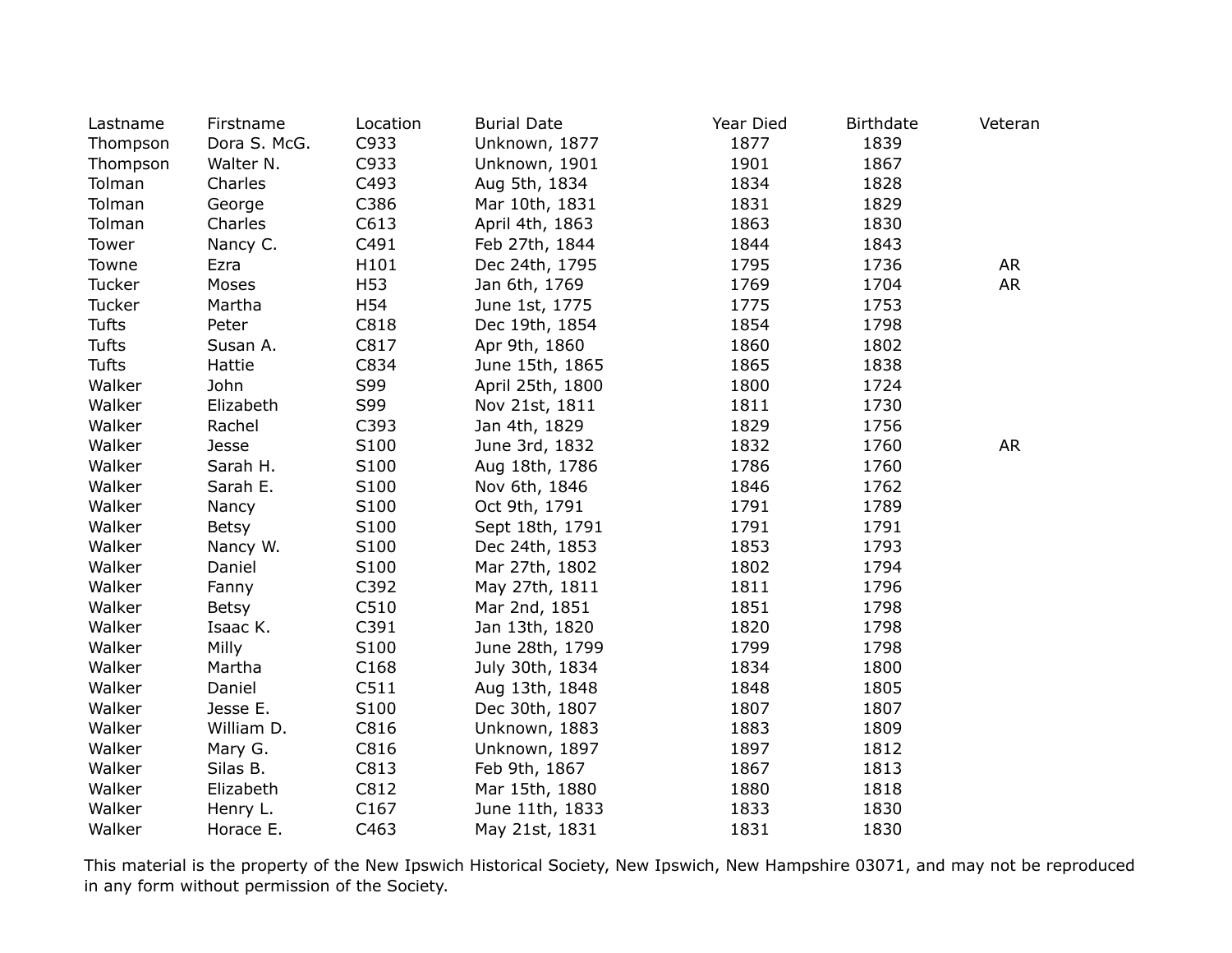| Lastname | Firstname | Location | Burial Date | Year Died | Birthdate | Veteran |
|---|---|---|---|---|---|---|
| Thompson | Dora S. McG. | C933 | Unknown, 1877 | 1877 | 1839 | |
| Thompson | Walter N. | C933 | Unknown, 1901 | 1901 | 1867 | |
| Tolman | Charles | C493 | Aug 5th, 1834 | 1834 | 1828 | |
| Tolman | George | C386 | Mar 10th, 1831 | 1831 | 1829 | |
| Tolman | Charles | C613 | April 4th, 1863 | 1863 | 1830 | |
| Tower | Nancy C. | C491 | Feb 27th, 1844 | 1844 | 1843 | |
| Towne | Ezra | H101 | Dec 24th, 1795 | 1795 | 1736 | AR |
| Tucker | Moses | H53 | Jan 6th, 1769 | 1769 | 1704 | AR |
| Tucker | Martha | H54 | June 1st, 1775 | 1775 | 1753 | |
| Tufts | Peter | C818 | Dec 19th, 1854 | 1854 | 1798 | |
| Tufts | Susan A. | C817 | Apr 9th, 1860 | 1860 | 1802 | |
| Tufts | Hattie | C834 | June 15th, 1865 | 1865 | 1838 | |
| Walker | John | S99 | April 25th, 1800 | 1800 | 1724 | |
| Walker | Elizabeth | S99 | Nov 21st, 1811 | 1811 | 1730 | |
| Walker | Rachel | C393 | Jan 4th, 1829 | 1829 | 1756 | |
| Walker | Jesse | S100 | June 3rd, 1832 | 1832 | 1760 | AR |
| Walker | Sarah H. | S100 | Aug 18th, 1786 | 1786 | 1760 | |
| Walker | Sarah E. | S100 | Nov 6th, 1846 | 1846 | 1762 | |
| Walker | Nancy | S100 | Oct 9th, 1791 | 1791 | 1789 | |
| Walker | Betsy | S100 | Sept 18th, 1791 | 1791 | 1791 | |
| Walker | Nancy W. | S100 | Dec 24th, 1853 | 1853 | 1793 | |
| Walker | Daniel | S100 | Mar 27th, 1802 | 1802 | 1794 | |
| Walker | Fanny | C392 | May 27th, 1811 | 1811 | 1796 | |
| Walker | Betsy | C510 | Mar 2nd, 1851 | 1851 | 1798 | |
| Walker | Isaac K. | C391 | Jan 13th, 1820 | 1820 | 1798 | |
| Walker | Milly | S100 | June 28th, 1799 | 1799 | 1798 | |
| Walker | Martha | C168 | July 30th, 1834 | 1834 | 1800 | |
| Walker | Daniel | C511 | Aug 13th, 1848 | 1848 | 1805 | |
| Walker | Jesse E. | S100 | Dec 30th, 1807 | 1807 | 1807 | |
| Walker | William D. | C816 | Unknown, 1883 | 1883 | 1809 | |
| Walker | Mary G. | C816 | Unknown, 1897 | 1897 | 1812 | |
| Walker | Silas B. | C813 | Feb 9th, 1867 | 1867 | 1813 | |
| Walker | Elizabeth | C812 | Mar 15th, 1880 | 1880 | 1818 | |
| Walker | Henry L. | C167 | June 11th, 1833 | 1833 | 1830 | |
| Walker | Horace E. | C463 | May 21st, 1831 | 1831 | 1830 | |

This material is the property of the New Ipswich Historical Society, New Ipswich, New Hampshire 03071, and may not be reproduced in any form without permission of the Society.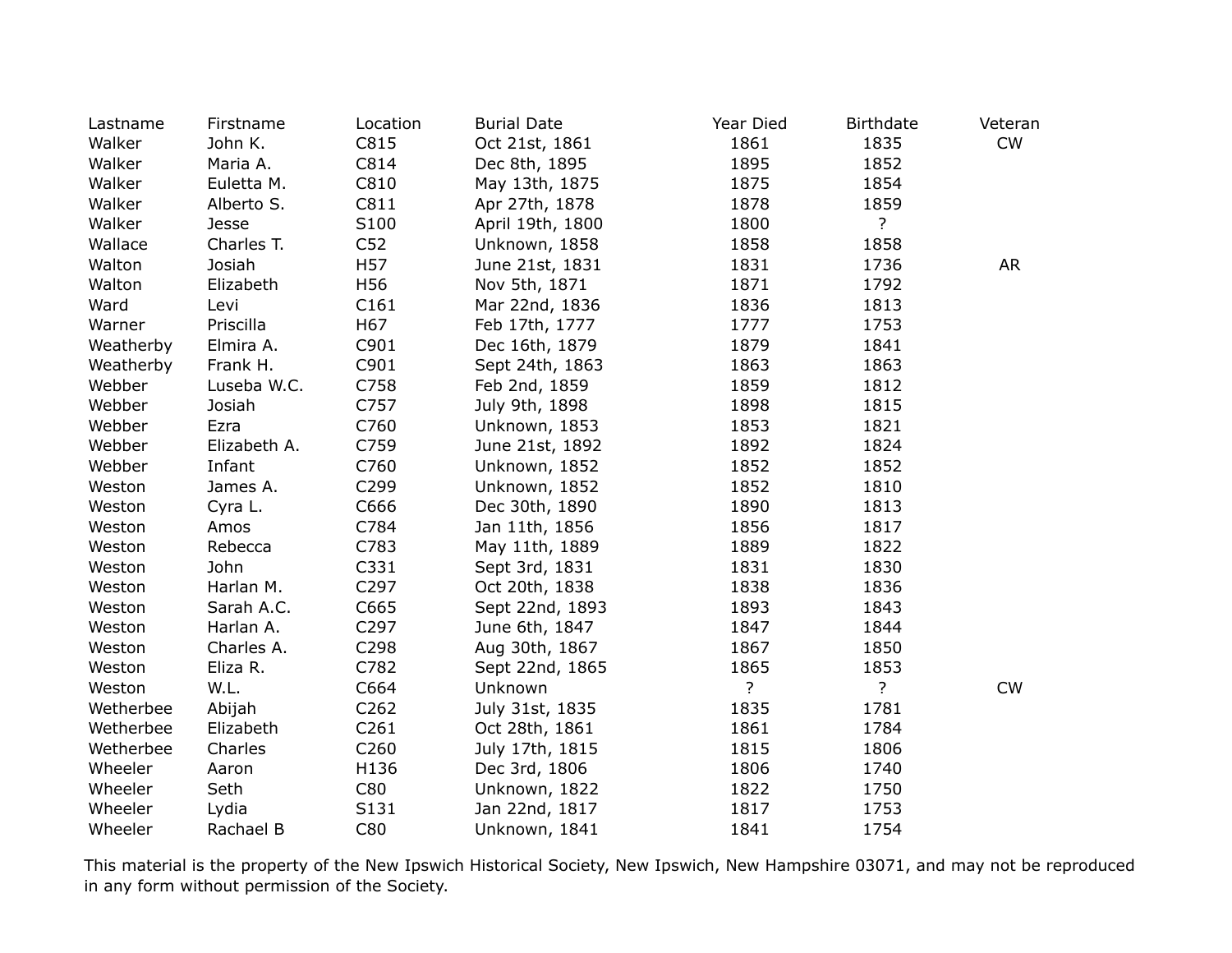| Lastname | Firstname | Location | Burial Date | Year Died | Birthdate | Veteran |
|---|---|---|---|---|---|---|
| Walker | John K. | C815 | Oct 21st, 1861 | 1861 | 1835 | CW |
| Walker | Maria A. | C814 | Dec 8th, 1895 | 1895 | 1852 | |
| Walker | Euletta M. | C810 | May 13th, 1875 | 1875 | 1854 | |
| Walker | Alberto S. | C811 | Apr 27th, 1878 | 1878 | 1859 | |
| Walker | Jesse | S100 | April 19th, 1800 | 1800 | ? | |
| Wallace | Charles T. | C52 | Unknown, 1858 | 1858 | 1858 | |
| Walton | Josiah | H57 | June 21st, 1831 | 1831 | 1736 | AR |
| Walton | Elizabeth | H56 | Nov 5th, 1871 | 1871 | 1792 | |
| Ward | Levi | C161 | Mar 22nd, 1836 | 1836 | 1813 | |
| Warner | Priscilla | H67 | Feb 17th, 1777 | 1777 | 1753 | |
| Weatherby | Elmira A. | C901 | Dec 16th, 1879 | 1879 | 1841 | |
| Weatherby | Frank H. | C901 | Sept 24th, 1863 | 1863 | 1863 | |
| Webber | Luseba W.C. | C758 | Feb 2nd, 1859 | 1859 | 1812 | |
| Webber | Josiah | C757 | July 9th, 1898 | 1898 | 1815 | |
| Webber | Ezra | C760 | Unknown, 1853 | 1853 | 1821 | |
| Webber | Elizabeth A. | C759 | June 21st, 1892 | 1892 | 1824 | |
| Webber | Infant | C760 | Unknown, 1852 | 1852 | 1852 | |
| Weston | James A. | C299 | Unknown, 1852 | 1852 | 1810 | |
| Weston | Cyra L. | C666 | Dec 30th, 1890 | 1890 | 1813 | |
| Weston | Amos | C784 | Jan 11th, 1856 | 1856 | 1817 | |
| Weston | Rebecca | C783 | May 11th, 1889 | 1889 | 1822 | |
| Weston | John | C331 | Sept 3rd, 1831 | 1831 | 1830 | |
| Weston | Harlan M. | C297 | Oct 20th, 1838 | 1838 | 1836 | |
| Weston | Sarah A.C. | C665 | Sept 22nd, 1893 | 1893 | 1843 | |
| Weston | Harlan A. | C297 | June 6th, 1847 | 1847 | 1844 | |
| Weston | Charles A. | C298 | Aug 30th, 1867 | 1867 | 1850 | |
| Weston | Eliza R. | C782 | Sept 22nd, 1865 | 1865 | 1853 | |
| Weston | W.L. | C664 | Unknown | ? | ? | CW |
| Wetherbee | Abijah | C262 | July 31st, 1835 | 1835 | 1781 | |
| Wetherbee | Elizabeth | C261 | Oct 28th, 1861 | 1861 | 1784 | |
| Wetherbee | Charles | C260 | July 17th, 1815 | 1815 | 1806 | |
| Wheeler | Aaron | H136 | Dec 3rd, 1806 | 1806 | 1740 | |
| Wheeler | Seth | C80 | Unknown, 1822 | 1822 | 1750 | |
| Wheeler | Lydia | S131 | Jan 22nd, 1817 | 1817 | 1753 | |
| Wheeler | Rachael B | C80 | Unknown, 1841 | 1841 | 1754 | |

This material is the property of the New Ipswich Historical Society, New Ipswich, New Hampshire 03071, and may not be reproduced in any form without permission of the Society.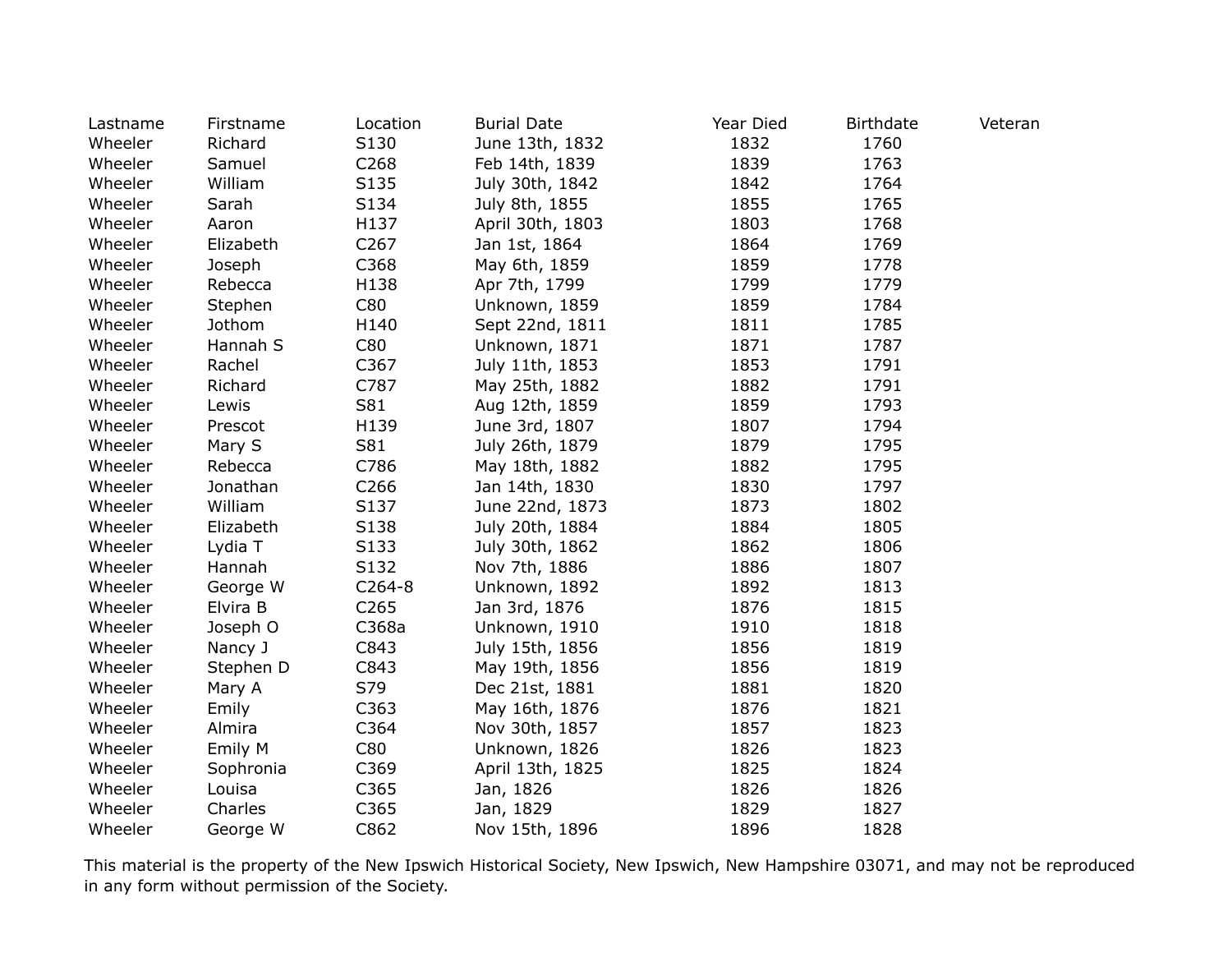| Lastname | Firstname | Location | Burial Date | Year Died | Birthdate | Veteran |
|---|---|---|---|---|---|---|
| Wheeler | Richard | S130 | June 13th, 1832 | 1832 | 1760 | |
| Wheeler | Samuel | C268 | Feb 14th, 1839 | 1839 | 1763 | |
| Wheeler | William | S135 | July 30th, 1842 | 1842 | 1764 | |
| Wheeler | Sarah | S134 | July 8th, 1855 | 1855 | 1765 | |
| Wheeler | Aaron | H137 | April 30th, 1803 | 1803 | 1768 | |
| Wheeler | Elizabeth | C267 | Jan 1st, 1864 | 1864 | 1769 | |
| Wheeler | Joseph | C368 | May 6th, 1859 | 1859 | 1778 | |
| Wheeler | Rebecca | H138 | Apr 7th, 1799 | 1799 | 1779 | |
| Wheeler | Stephen | C80 | Unknown, 1859 | 1859 | 1784 | |
| Wheeler | Jothom | H140 | Sept 22nd, 1811 | 1811 | 1785 | |
| Wheeler | Hannah S | C80 | Unknown, 1871 | 1871 | 1787 | |
| Wheeler | Rachel | C367 | July 11th, 1853 | 1853 | 1791 | |
| Wheeler | Richard | C787 | May 25th, 1882 | 1882 | 1791 | |
| Wheeler | Lewis | S81 | Aug 12th, 1859 | 1859 | 1793 | |
| Wheeler | Prescot | H139 | June 3rd, 1807 | 1807 | 1794 | |
| Wheeler | Mary S | S81 | July 26th, 1879 | 1879 | 1795 | |
| Wheeler | Rebecca | C786 | May 18th, 1882 | 1882 | 1795 | |
| Wheeler | Jonathan | C266 | Jan 14th, 1830 | 1830 | 1797 | |
| Wheeler | William | S137 | June 22nd, 1873 | 1873 | 1802 | |
| Wheeler | Elizabeth | S138 | July 20th, 1884 | 1884 | 1805 | |
| Wheeler | Lydia T | S133 | July 30th, 1862 | 1862 | 1806 | |
| Wheeler | Hannah | S132 | Nov 7th, 1886 | 1886 | 1807 | |
| Wheeler | George W | C264-8 | Unknown, 1892 | 1892 | 1813 | |
| Wheeler | Elvira B | C265 | Jan 3rd, 1876 | 1876 | 1815 | |
| Wheeler | Joseph O | C368a | Unknown, 1910 | 1910 | 1818 | |
| Wheeler | Nancy J | C843 | July 15th, 1856 | 1856 | 1819 | |
| Wheeler | Stephen D | C843 | May 19th, 1856 | 1856 | 1819 | |
| Wheeler | Mary A | S79 | Dec 21st, 1881 | 1881 | 1820 | |
| Wheeler | Emily | C363 | May 16th, 1876 | 1876 | 1821 | |
| Wheeler | Almira | C364 | Nov 30th, 1857 | 1857 | 1823 | |
| Wheeler | Emily M | C80 | Unknown, 1826 | 1826 | 1823 | |
| Wheeler | Sophronia | C369 | April 13th, 1825 | 1825 | 1824 | |
| Wheeler | Louisa | C365 | Jan, 1826 | 1826 | 1826 | |
| Wheeler | Charles | C365 | Jan, 1829 | 1829 | 1827 | |
| Wheeler | George W | C862 | Nov 15th, 1896 | 1896 | 1828 | |

This material is the property of the New Ipswich Historical Society, New Ipswich, New Hampshire 03071, and may not be reproduced in any form without permission of the Society.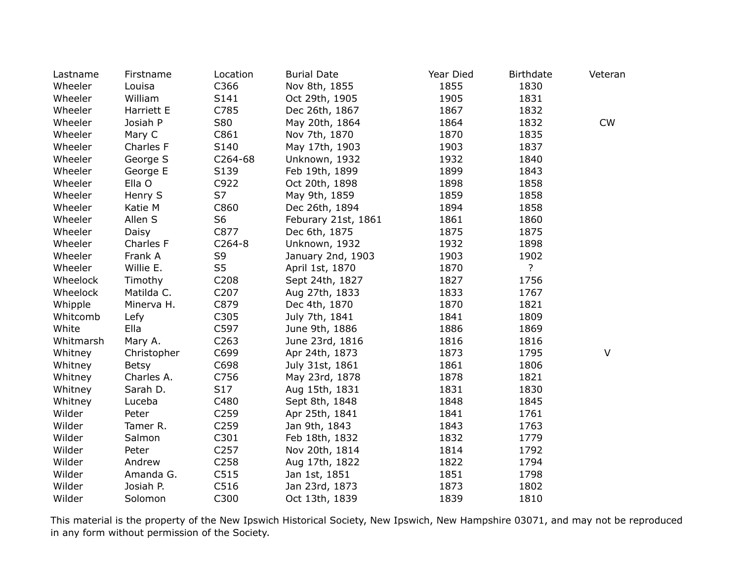| Lastname | Firstname | Location | Burial Date | Year Died | Birthdate | Veteran |
|---|---|---|---|---|---|---|
| Wheeler | Louisa | C366 | Nov 8th, 1855 | 1855 | 1830 | |
| Wheeler | William | S141 | Oct 29th, 1905 | 1905 | 1831 | |
| Wheeler | Harriett E | C785 | Dec 26th, 1867 | 1867 | 1832 | |
| Wheeler | Josiah P | S80 | May 20th, 1864 | 1864 | 1832 | CW |
| Wheeler | Mary C | C861 | Nov 7th, 1870 | 1870 | 1835 | |
| Wheeler | Charles F | S140 | May 17th, 1903 | 1903 | 1837 | |
| Wheeler | George S | C264-68 | Unknown, 1932 | 1932 | 1840 | |
| Wheeler | George E | S139 | Feb 19th, 1899 | 1899 | 1843 | |
| Wheeler | Ella O | C922 | Oct 20th, 1898 | 1898 | 1858 | |
| Wheeler | Henry S | S7 | May 9th, 1859 | 1859 | 1858 | |
| Wheeler | Katie M | C860 | Dec 26th, 1894 | 1894 | 1858 | |
| Wheeler | Allen S | S6 | Feburary 21st, 1861 | 1861 | 1860 | |
| Wheeler | Daisy | C877 | Dec 6th, 1875 | 1875 | 1875 | |
| Wheeler | Charles F | C264-8 | Unknown, 1932 | 1932 | 1898 | |
| Wheeler | Frank A | S9 | January 2nd, 1903 | 1903 | 1902 | |
| Wheeler | Willie E. | S5 | April 1st, 1870 | 1870 | ? | |
| Wheelock | Timothy | C208 | Sept 24th, 1827 | 1827 | 1756 | |
| Wheelock | Matilda C. | C207 | Aug 27th, 1833 | 1833 | 1767 | |
| Whipple | Minerva H. | C879 | Dec 4th, 1870 | 1870 | 1821 | |
| Whitcomb | Lefy | C305 | July 7th, 1841 | 1841 | 1809 | |
| White | Ella | C597 | June 9th, 1886 | 1886 | 1869 | |
| Whitmarsh | Mary A. | C263 | June 23rd, 1816 | 1816 | 1816 | |
| Whitney | Christopher | C699 | Apr 24th, 1873 | 1873 | 1795 | V |
| Whitney | Betsy | C698 | July 31st, 1861 | 1861 | 1806 | |
| Whitney | Charles A. | C756 | May 23rd, 1878 | 1878 | 1821 | |
| Whitney | Sarah D. | S17 | Aug 15th, 1831 | 1831 | 1830 | |
| Whitney | Luceba | C480 | Sept 8th, 1848 | 1848 | 1845 | |
| Wilder | Peter | C259 | Apr 25th, 1841 | 1841 | 1761 | |
| Wilder | Tamer R. | C259 | Jan 9th, 1843 | 1843 | 1763 | |
| Wilder | Salmon | C301 | Feb 18th, 1832 | 1832 | 1779 | |
| Wilder | Peter | C257 | Nov 20th, 1814 | 1814 | 1792 | |
| Wilder | Andrew | C258 | Aug 17th, 1822 | 1822 | 1794 | |
| Wilder | Amanda G. | C515 | Jan 1st, 1851 | 1851 | 1798 | |
| Wilder | Josiah P. | C516 | Jan 23rd, 1873 | 1873 | 1802 | |
| Wilder | Solomon | C300 | Oct 13th, 1839 | 1839 | 1810 | |

This material is the property of the New Ipswich Historical Society, New Ipswich, New Hampshire 03071, and may not be reproduced in any form without permission of the Society.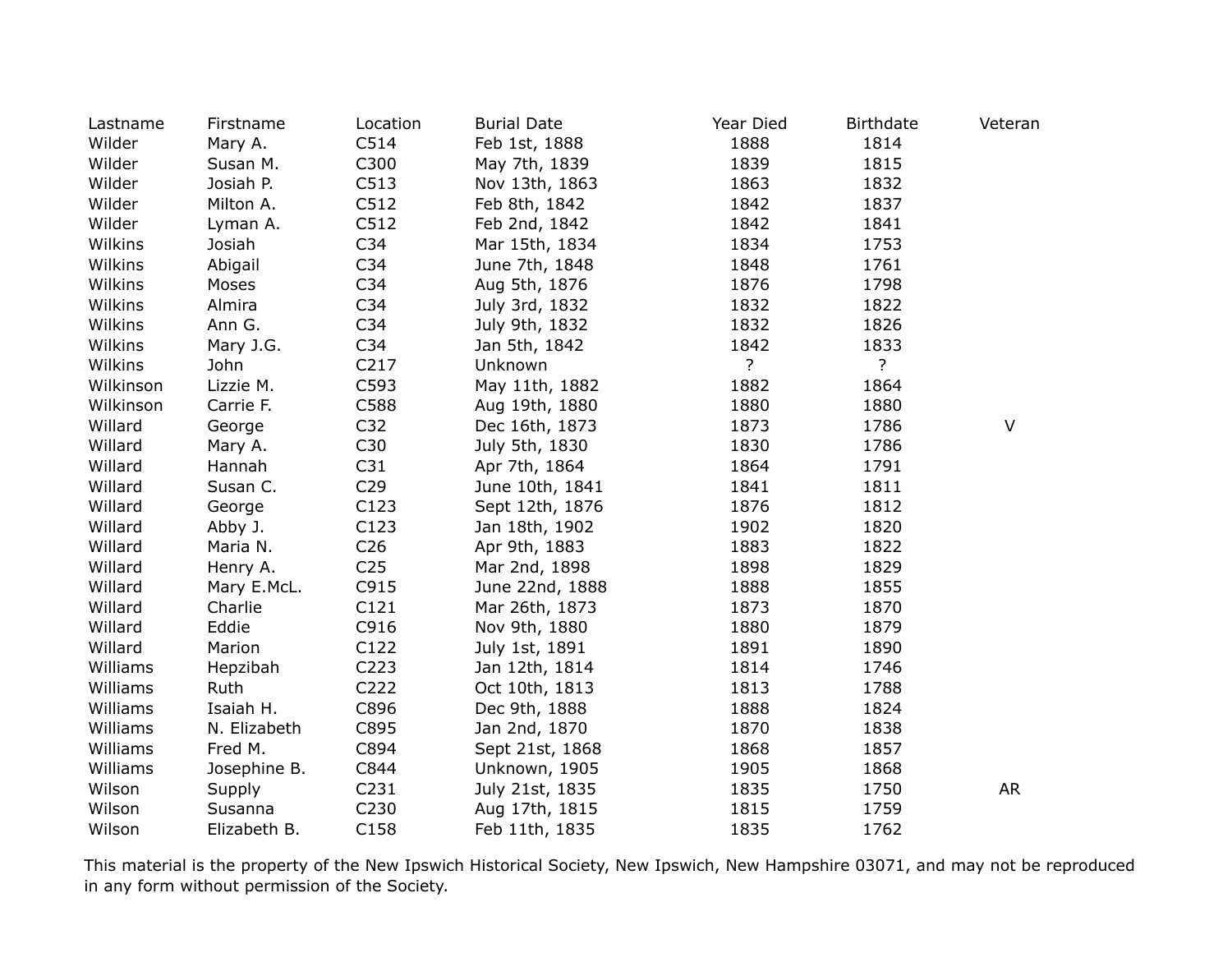| Lastname | Firstname | Location | Burial Date | Year Died | Birthdate | Veteran |
| --- | --- | --- | --- | --- | --- | --- |
| Wilder | Mary A. | C514 | Feb 1st, 1888 | 1888 | 1814 | |
| Wilder | Susan M. | C300 | May 7th, 1839 | 1839 | 1815 | |
| Wilder | Josiah P. | C513 | Nov 13th, 1863 | 1863 | 1832 | |
| Wilder | Milton A. | C512 | Feb 8th, 1842 | 1842 | 1837 | |
| Wilder | Lyman A. | C512 | Feb 2nd, 1842 | 1842 | 1841 | |
| Wilkins | Josiah | C34 | Mar 15th, 1834 | 1834 | 1753 | |
| Wilkins | Abigail | C34 | June 7th, 1848 | 1848 | 1761 | |
| Wilkins | Moses | C34 | Aug 5th, 1876 | 1876 | 1798 | |
| Wilkins | Almira | C34 | July 3rd, 1832 | 1832 | 1822 | |
| Wilkins | Ann G. | C34 | July 9th, 1832 | 1832 | 1826 | |
| Wilkins | Mary J.G. | C34 | Jan 5th, 1842 | 1842 | 1833 | |
| Wilkins | John | C217 | Unknown | ? | ? | |
| Wilkinson | Lizzie M. | C593 | May 11th, 1882 | 1882 | 1864 | |
| Wilkinson | Carrie F. | C588 | Aug 19th, 1880 | 1880 | 1880 | |
| Willard | George | C32 | Dec 16th, 1873 | 1873 | 1786 | V |
| Willard | Mary A. | C30 | July 5th, 1830 | 1830 | 1786 | |
| Willard | Hannah | C31 | Apr 7th, 1864 | 1864 | 1791 | |
| Willard | Susan C. | C29 | June 10th, 1841 | 1841 | 1811 | |
| Willard | George | C123 | Sept 12th, 1876 | 1876 | 1812 | |
| Willard | Abby J. | C123 | Jan 18th, 1902 | 1902 | 1820 | |
| Willard | Maria N. | C26 | Apr 9th, 1883 | 1883 | 1822 | |
| Willard | Henry A. | C25 | Mar 2nd, 1898 | 1898 | 1829 | |
| Willard | Mary E.McL. | C915 | June 22nd, 1888 | 1888 | 1855 | |
| Willard | Charlie | C121 | Mar 26th, 1873 | 1873 | 1870 | |
| Willard | Eddie | C916 | Nov 9th, 1880 | 1880 | 1879 | |
| Willard | Marion | C122 | July 1st, 1891 | 1891 | 1890 | |
| Williams | Hepzibah | C223 | Jan 12th, 1814 | 1814 | 1746 | |
| Williams | Ruth | C222 | Oct 10th, 1813 | 1813 | 1788 | |
| Williams | Isaiah H. | C896 | Dec 9th, 1888 | 1888 | 1824 | |
| Williams | N. Elizabeth | C895 | Jan 2nd, 1870 | 1870 | 1838 | |
| Williams | Fred M. | C894 | Sept 21st, 1868 | 1868 | 1857 | |
| Williams | Josephine B. | C844 | Unknown, 1905 | 1905 | 1868 | |
| Wilson | Supply | C231 | July 21st, 1835 | 1835 | 1750 | AR |
| Wilson | Susanna | C230 | Aug 17th, 1815 | 1815 | 1759 | |
| Wilson | Elizabeth B. | C158 | Feb 11th, 1835 | 1835 | 1762 | |

This material is the property of the New Ipswich Historical Society, New Ipswich, New Hampshire 03071, and may not be reproduced in any form without permission of the Society.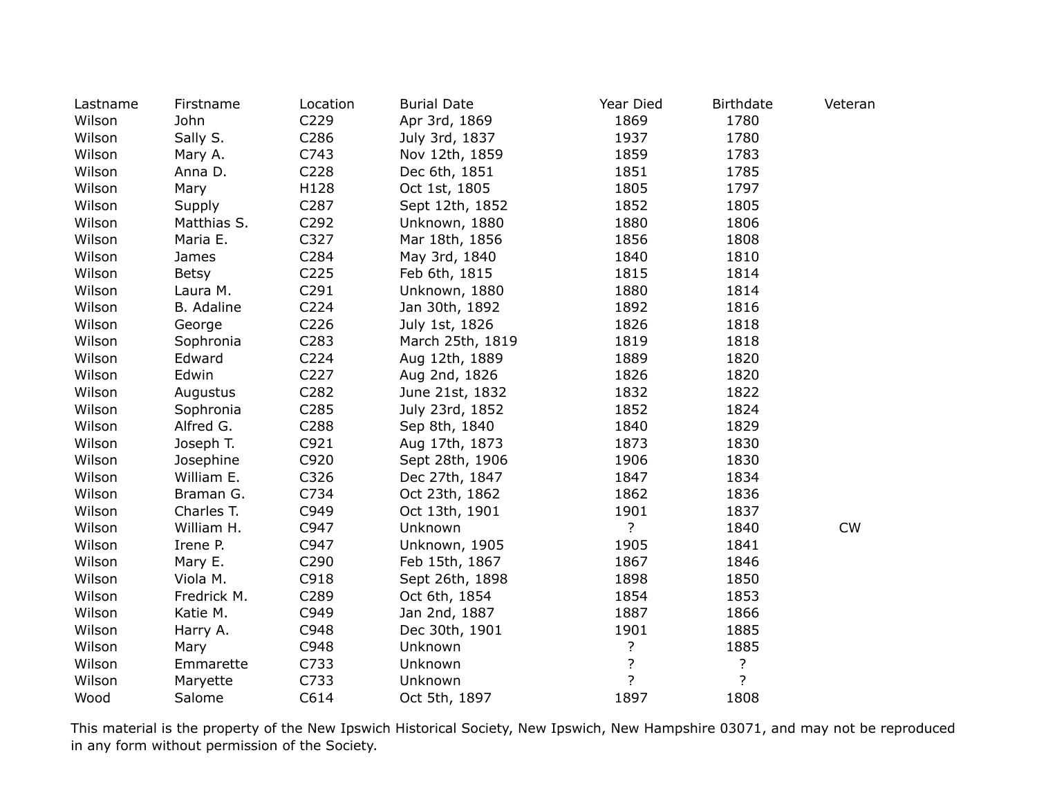| Lastname | Firstname | Location | Burial Date | Year Died | Birthdate | Veteran |
|---|---|---|---|---|---|---|
| Wilson | John | C229 | Apr 3rd, 1869 | 1869 | 1780 | |
| Wilson | Sally S. | C286 | July 3rd, 1837 | 1937 | 1780 | |
| Wilson | Mary A. | C743 | Nov 12th, 1859 | 1859 | 1783 | |
| Wilson | Anna D. | C228 | Dec 6th, 1851 | 1851 | 1785 | |
| Wilson | Mary | H128 | Oct 1st, 1805 | 1805 | 1797 | |
| Wilson | Supply | C287 | Sept 12th, 1852 | 1852 | 1805 | |
| Wilson | Matthias S. | C292 | Unknown, 1880 | 1880 | 1806 | |
| Wilson | Maria E. | C327 | Mar 18th, 1856 | 1856 | 1808 | |
| Wilson | James | C284 | May 3rd, 1840 | 1840 | 1810 | |
| Wilson | Betsy | C225 | Feb 6th, 1815 | 1815 | 1814 | |
| Wilson | Laura M. | C291 | Unknown, 1880 | 1880 | 1814 | |
| Wilson | B. Adaline | C224 | Jan 30th, 1892 | 1892 | 1816 | |
| Wilson | George | C226 | July 1st, 1826 | 1826 | 1818 | |
| Wilson | Sophronia | C283 | March 25th, 1819 | 1819 | 1818 | |
| Wilson | Edward | C224 | Aug 12th, 1889 | 1889 | 1820 | |
| Wilson | Edwin | C227 | Aug 2nd, 1826 | 1826 | 1820 | |
| Wilson | Augustus | C282 | June 21st, 1832 | 1832 | 1822 | |
| Wilson | Sophronia | C285 | July 23rd, 1852 | 1852 | 1824 | |
| Wilson | Alfred G. | C288 | Sep 8th, 1840 | 1840 | 1829 | |
| Wilson | Joseph T. | C921 | Aug 17th, 1873 | 1873 | 1830 | |
| Wilson | Josephine | C920 | Sept 28th, 1906 | 1906 | 1830 | |
| Wilson | William E. | C326 | Dec 27th, 1847 | 1847 | 1834 | |
| Wilson | Braman G. | C734 | Oct 23th, 1862 | 1862 | 1836 | |
| Wilson | Charles T. | C949 | Oct 13th, 1901 | 1901 | 1837 | |
| Wilson | William H. | C947 | Unknown | ? | 1840 | CW |
| Wilson | Irene P. | C947 | Unknown, 1905 | 1905 | 1841 | |
| Wilson | Mary E. | C290 | Feb 15th, 1867 | 1867 | 1846 | |
| Wilson | Viola M. | C918 | Sept 26th, 1898 | 1898 | 1850 | |
| Wilson | Fredrick M. | C289 | Oct 6th, 1854 | 1854 | 1853 | |
| Wilson | Katie M. | C949 | Jan 2nd, 1887 | 1887 | 1866 | |
| Wilson | Harry A. | C948 | Dec 30th, 1901 | 1901 | 1885 | |
| Wilson | Mary | C948 | Unknown | ? | 1885 | |
| Wilson | Emmarette | C733 | Unknown | ? | ? | |
| Wilson | Maryette | C733 | Unknown | ? | ? | |
| Wood | Salome | C614 | Oct 5th, 1897 | 1897 | 1808 | |

This material is the property of the New Ipswich Historical Society, New Ipswich, New Hampshire 03071, and may not be reproduced in any form without permission of the Society.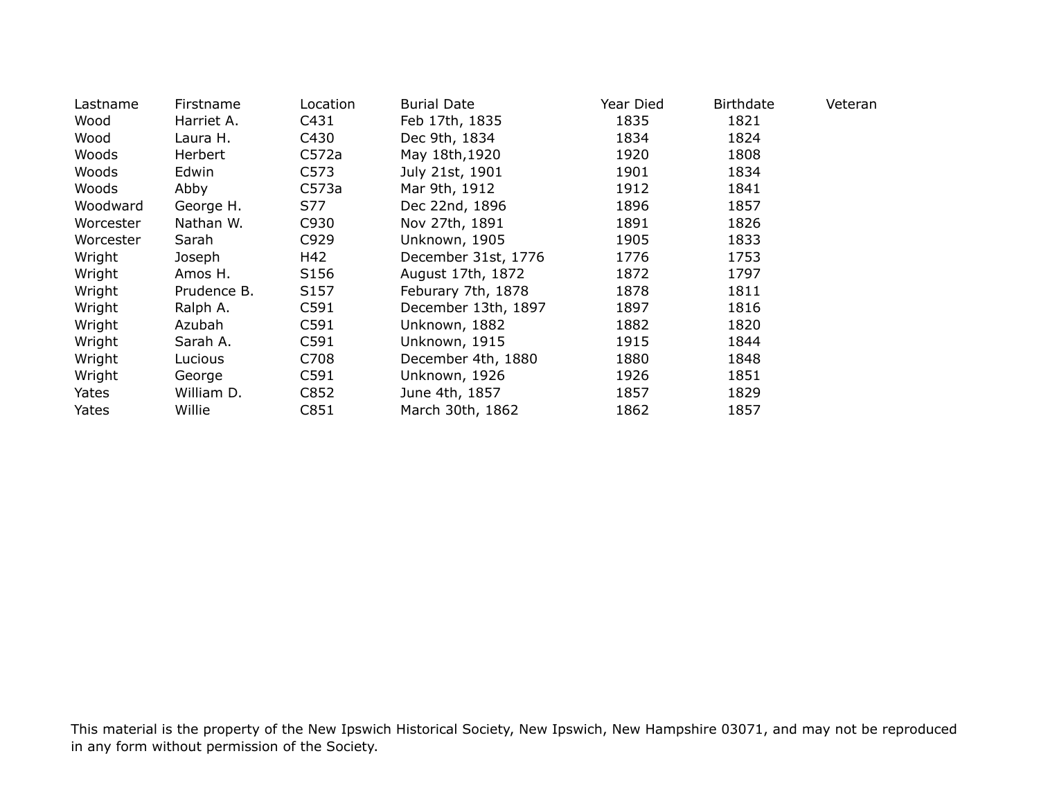| Lastname | Firstname | Location | Burial Date | Year Died | Birthdate | Veteran |
| --- | --- | --- | --- | --- | --- | --- |
| Wood | Harriet A. | C431 | Feb 17th, 1835 | 1835 | 1821 | |
| Wood | Laura H. | C430 | Dec 9th, 1834 | 1834 | 1824 | |
| Woods | Herbert | C572a | May 18th,1920 | 1920 | 1808 | |
| Woods | Edwin | C573 | July 21st, 1901 | 1901 | 1834 | |
| Woods | Abby | C573a | Mar 9th, 1912 | 1912 | 1841 | |
| Woodward | George H. | S77 | Dec 22nd, 1896 | 1896 | 1857 | |
| Worcester | Nathan W. | C930 | Nov 27th, 1891 | 1891 | 1826 | |
| Worcester | Sarah | C929 | Unknown, 1905 | 1905 | 1833 | |
| Wright | Joseph | H42 | December 31st, 1776 | 1776 | 1753 | |
| Wright | Amos H. | S156 | August 17th, 1872 | 1872 | 1797 | |
| Wright | Prudence B. | S157 | Feburary 7th, 1878 | 1878 | 1811 | |
| Wright | Ralph A. | C591 | December 13th, 1897 | 1897 | 1816 | |
| Wright | Azubah | C591 | Unknown, 1882 | 1882 | 1820 | |
| Wright | Sarah A. | C591 | Unknown, 1915 | 1915 | 1844 | |
| Wright | Lucious | C708 | December 4th, 1880 | 1880 | 1848 | |
| Wright | George | C591 | Unknown, 1926 | 1926 | 1851 | |
| Yates | William D. | C852 | June 4th, 1857 | 1857 | 1829 | |
| Yates | Willie | C851 | March 30th, 1862 | 1862 | 1857 | |

This material is the property of the New Ipswich Historical Society, New Ipswich, New Hampshire 03071, and may not be reproduced in any form without permission of the Society.